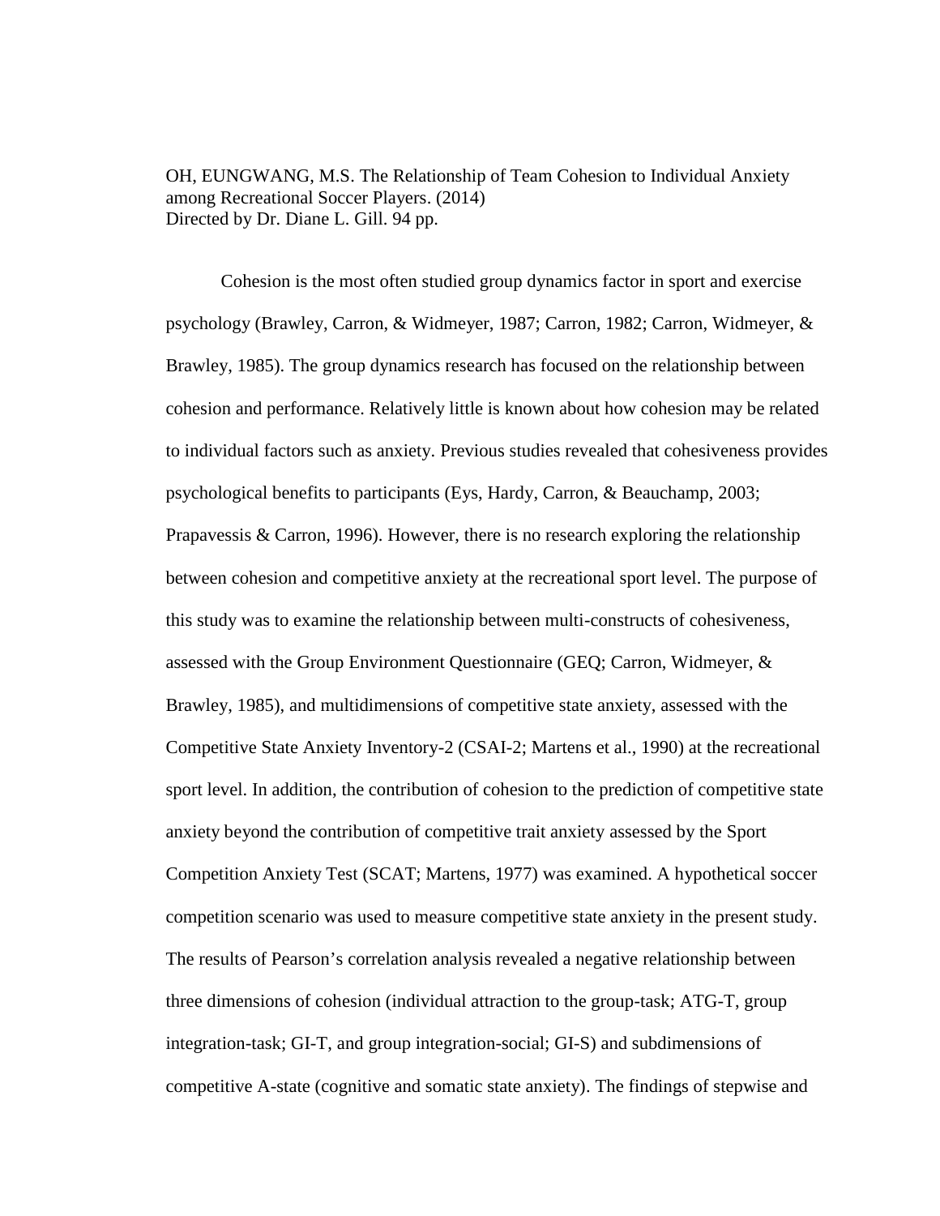OH, EUNGWANG, M.S. The Relationship of Team Cohesion to Individual Anxiety among Recreational Soccer Players. (2014)
Directed by Dr. Diane L. Gill. 94 pp.

Cohesion is the most often studied group dynamics factor in sport and exercise psychology (Brawley, Carron, & Widmeyer, 1987; Carron, 1982; Carron, Widmeyer, & Brawley, 1985). The group dynamics research has focused on the relationship between cohesion and performance. Relatively little is known about how cohesion may be related to individual factors such as anxiety. Previous studies revealed that cohesiveness provides psychological benefits to participants (Eys, Hardy, Carron, & Beauchamp, 2003; Prapavessis & Carron, 1996). However, there is no research exploring the relationship between cohesion and competitive anxiety at the recreational sport level. The purpose of this study was to examine the relationship between multi-constructs of cohesiveness, assessed with the Group Environment Questionnaire (GEQ; Carron, Widmeyer, & Brawley, 1985), and multidimensions of competitive state anxiety, assessed with the Competitive State Anxiety Inventory-2 (CSAI-2; Martens et al., 1990) at the recreational sport level. In addition, the contribution of cohesion to the prediction of competitive state anxiety beyond the contribution of competitive trait anxiety assessed by the Sport Competition Anxiety Test (SCAT; Martens, 1977) was examined. A hypothetical soccer competition scenario was used to measure competitive state anxiety in the present study. The results of Pearson's correlation analysis revealed a negative relationship between three dimensions of cohesion (individual attraction to the group-task; ATG-T, group integration-task; GI-T, and group integration-social; GI-S) and subdimensions of competitive A-state (cognitive and somatic state anxiety). The findings of stepwise and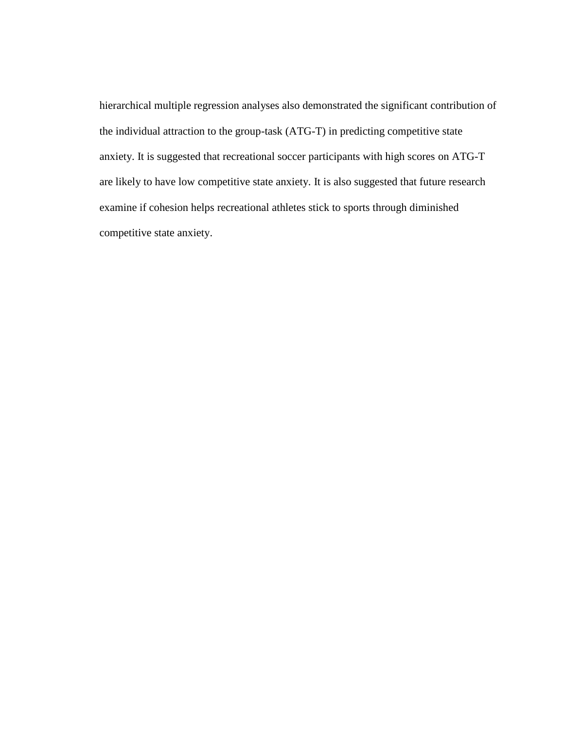hierarchical multiple regression analyses also demonstrated the significant contribution of the individual attraction to the group-task (ATG-T) in predicting competitive state anxiety. It is suggested that recreational soccer participants with high scores on ATG-T are likely to have low competitive state anxiety. It is also suggested that future research examine if cohesion helps recreational athletes stick to sports through diminished competitive state anxiety.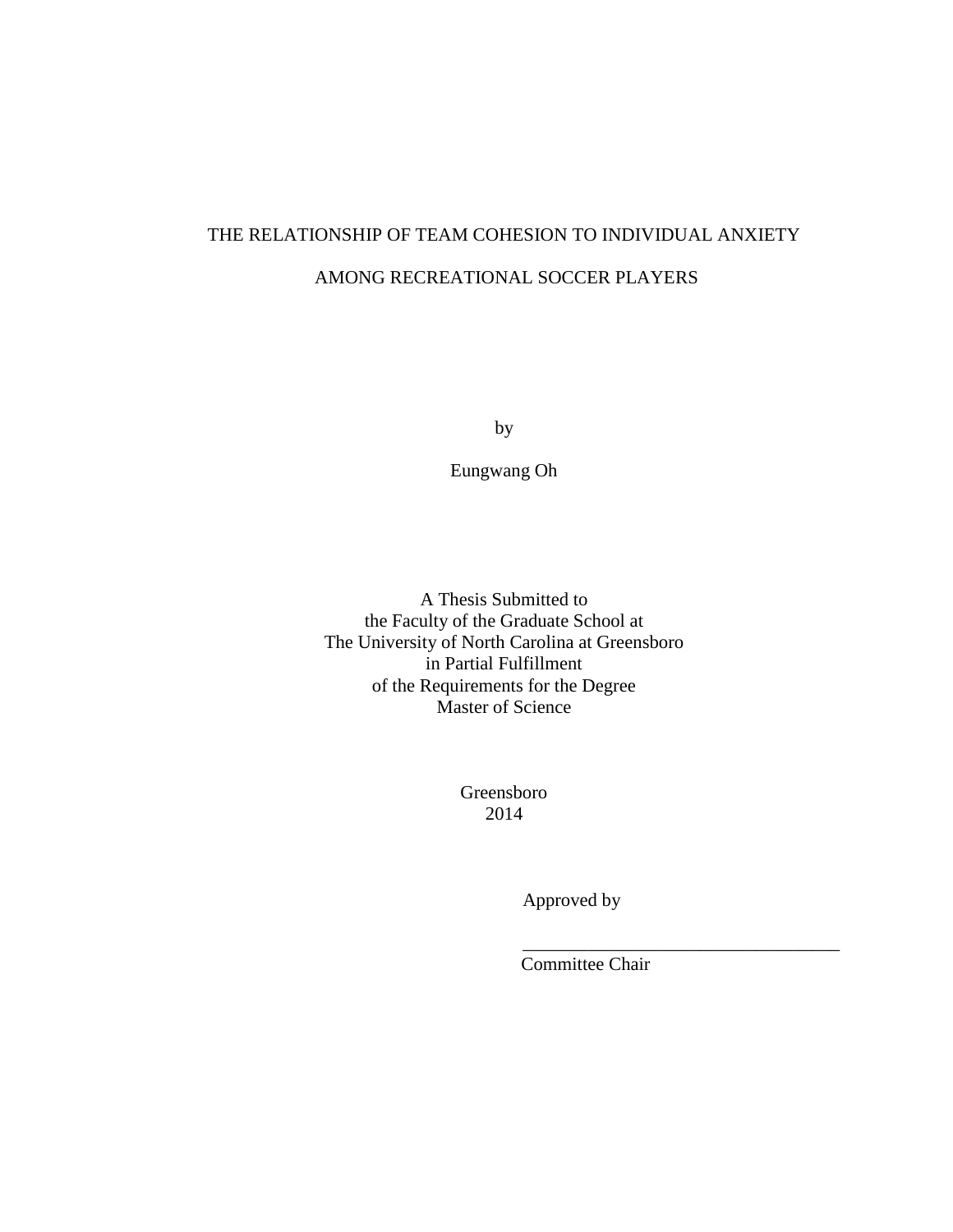THE RELATIONSHIP OF TEAM COHESION TO INDIVIDUAL ANXIETY

AMONG RECREATIONAL SOCCER PLAYERS

by

Eungwang Oh

A Thesis Submitted to
the Faculty of the Graduate School at
The University of North Carolina at Greensboro
in Partial Fulfillment
of the Requirements for the Degree
Master of Science

Greensboro
2014

Approved by

___________________________________
Committee Chair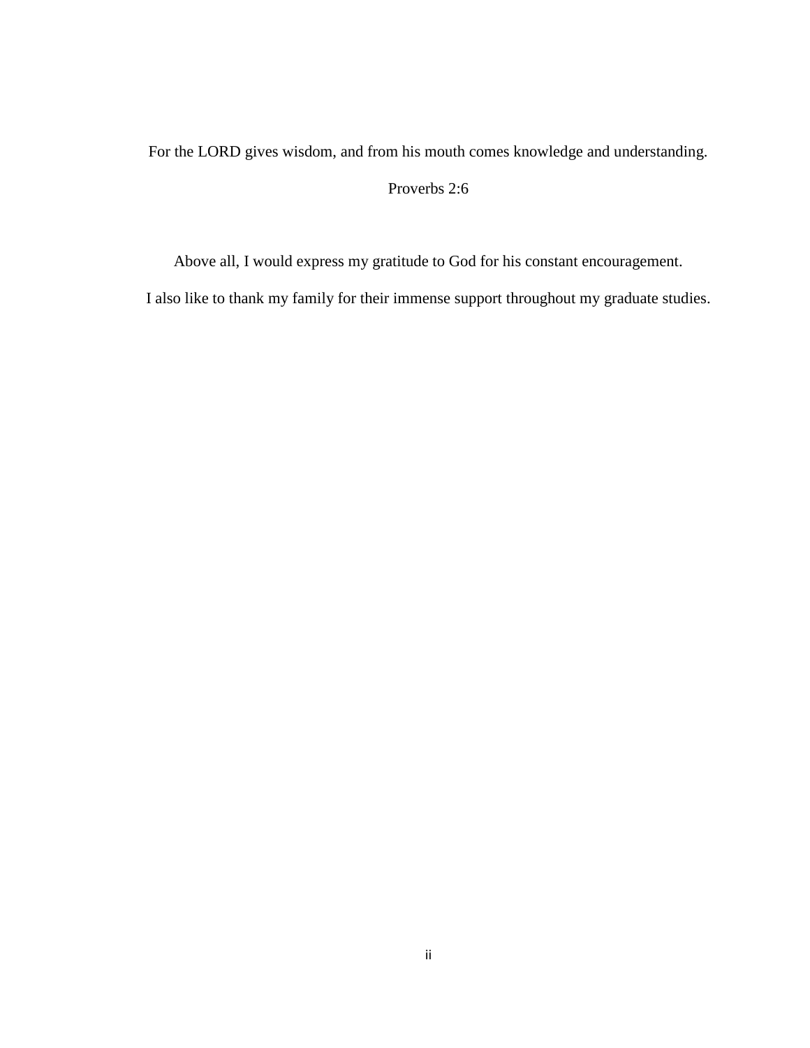For the LORD gives wisdom, and from his mouth comes knowledge and understanding.

Proverbs 2:6

Above all, I would express my gratitude to God for his constant encouragement.

I also like to thank my family for their immense support throughout my graduate studies.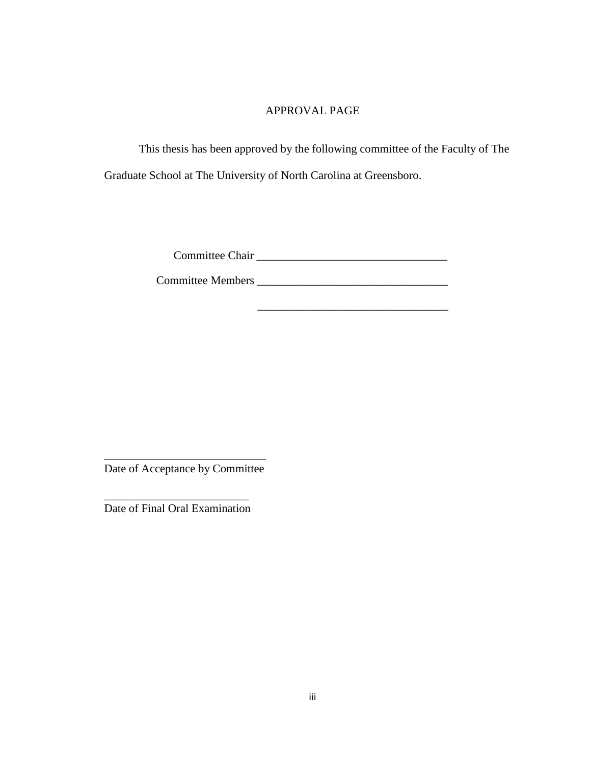# APPROVAL PAGE

This thesis has been approved by the following committee of the Faculty of The Graduate School at The University of North Carolina at Greensboro.

Committee Chair _________________________________

Committee Members _________________________________

_________________________________

____________________________
Date of Acceptance by Committee

_________________________
Date of Final Oral Examination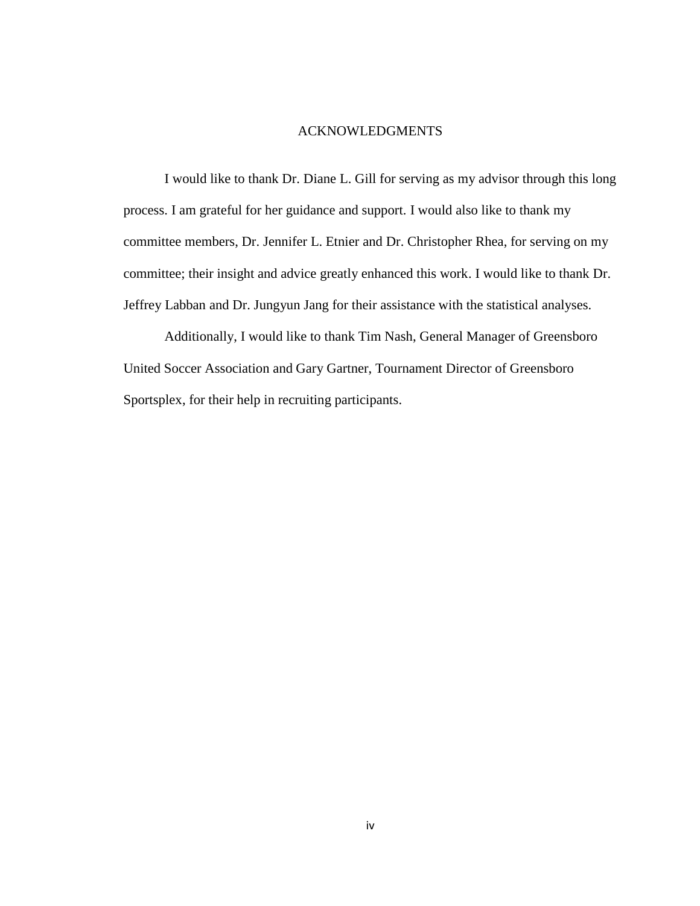# ACKNOWLEDGMENTS

I would like to thank Dr. Diane L. Gill for serving as my advisor through this long process. I am grateful for her guidance and support. I would also like to thank my committee members, Dr. Jennifer L. Etnier and Dr. Christopher Rhea, for serving on my committee; their insight and advice greatly enhanced this work. I would like to thank Dr. Jeffrey Labban and Dr. Jungyun Jang for their assistance with the statistical analyses.

Additionally, I would like to thank Tim Nash, General Manager of Greensboro United Soccer Association and Gary Gartner, Tournament Director of Greensboro Sportsplex, for their help in recruiting participants.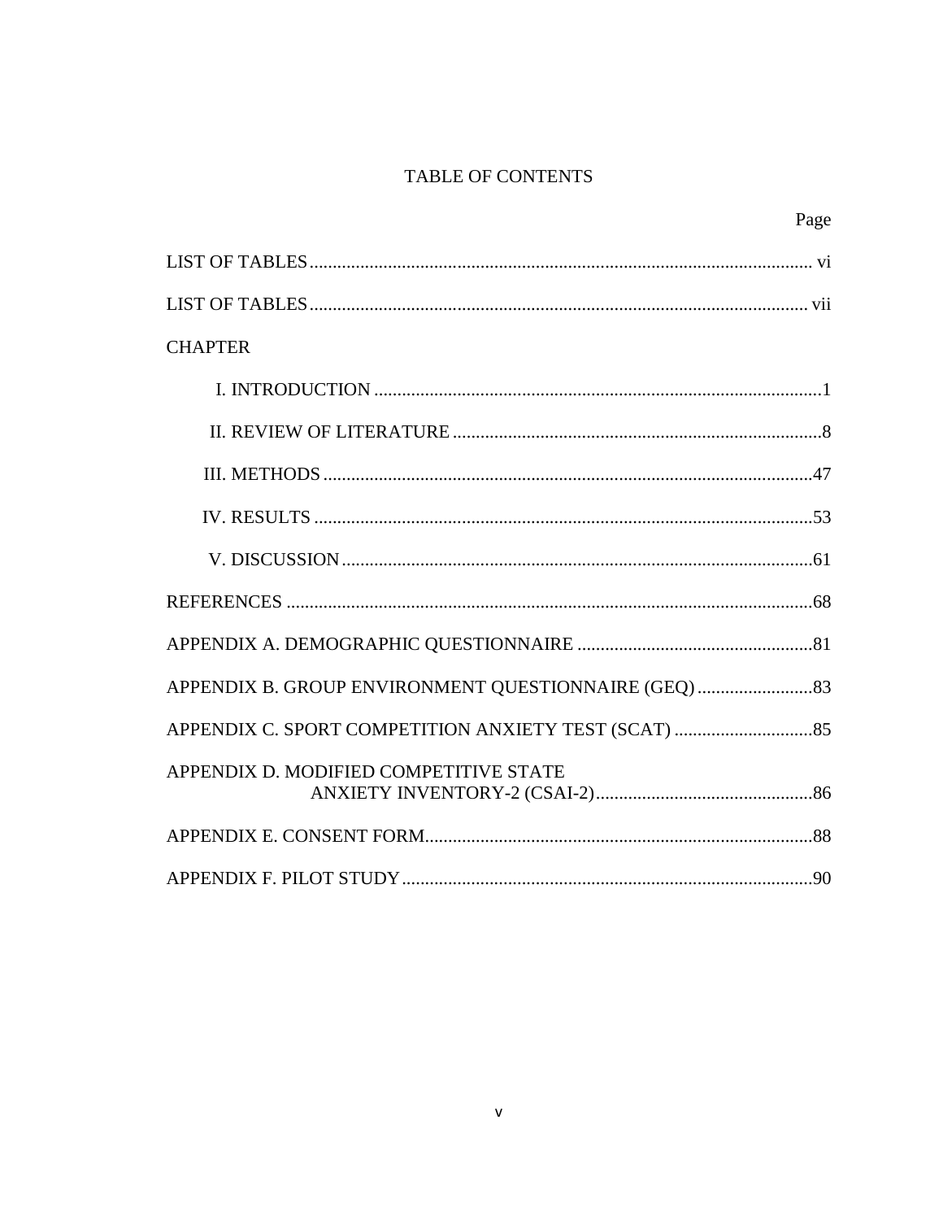# TABLE OF CONTENTS

| | Page |
|---|---|
| LIST OF TABLES | vi |
| LIST OF TABLES | vii |
| CHAPTER | |
| I. INTRODUCTION | 1 |
| II. REVIEW OF LITERATURE | 8 |
| III. METHODS | 47 |
| IV. RESULTS | 53 |
| V. DISCUSSION | 61 |
| REFERENCES | 68 |
| APPENDIX A. DEMOGRAPHIC QUESTIONNAIRE | 81 |
| APPENDIX B. GROUP ENVIRONMENT QUESTIONNAIRE (GEQ) | 83 |
| APPENDIX C. SPORT COMPETITION ANXIETY TEST (SCAT) | 85 |
| APPENDIX D. MODIFIED COMPETITIVE STATE ANXIETY INVENTORY-2 (CSAI-2) | 86 |
| APPENDIX E. CONSENT FORM | 88 |
| APPENDIX F. PILOT STUDY | 90 |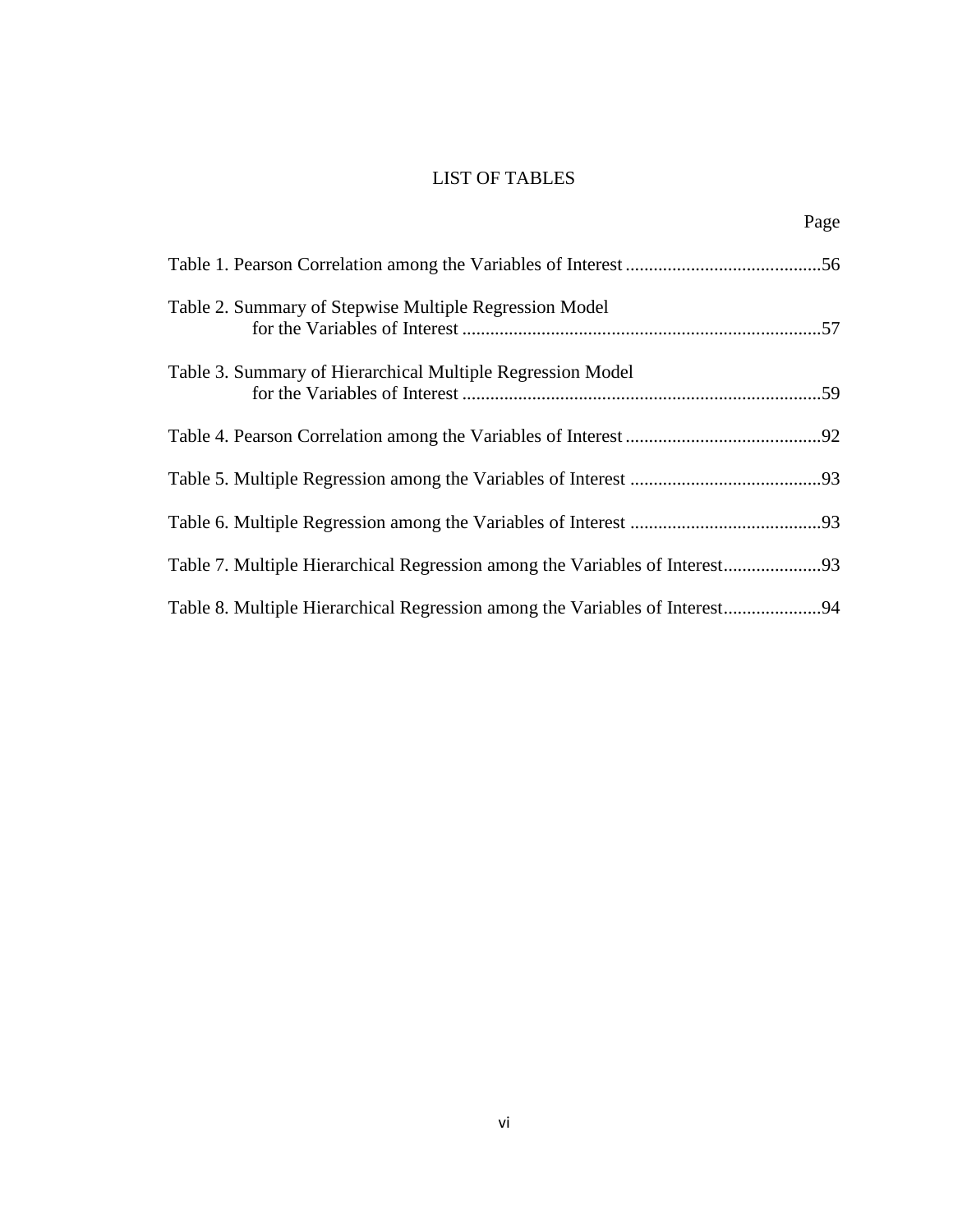# LIST OF TABLES

| | Page |
|---|---|
| Table 1. Pearson Correlation among the Variables of Interest | 56 |
| Table 2. Summary of Stepwise Multiple Regression Model for the Variables of Interest | 57 |
| Table 3. Summary of Hierarchical Multiple Regression Model for the Variables of Interest | 59 |
| Table 4. Pearson Correlation among the Variables of Interest | 92 |
| Table 5. Multiple Regression among the Variables of Interest | 93 |
| Table 6. Multiple Regression among the Variables of Interest | 93 |
| Table 7. Multiple Hierarchical Regression among the Variables of Interest | 93 |
| Table 8. Multiple Hierarchical Regression among the Variables of Interest | 94 |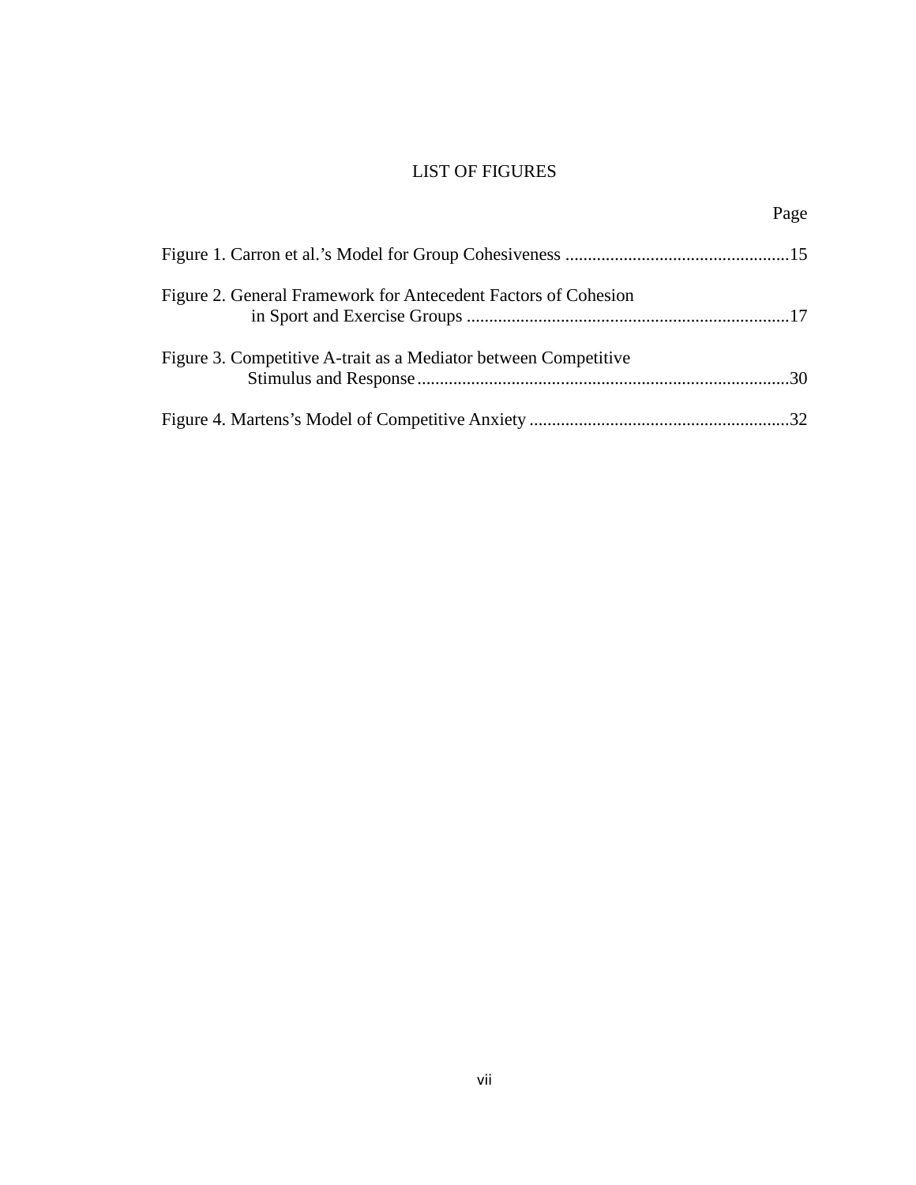# LIST OF FIGURES

| | Page |
|---|---|
| Figure 1. Carron et al.'s Model for Group Cohesiveness | 15 |
| Figure 2. General Framework for Antecedent Factors of Cohesion in Sport and Exercise Groups | 17 |
| Figure 3. Competitive A-trait as a Mediator between Competitive Stimulus and Response | 30 |
| Figure 4. Martens's Model of Competitive Anxiety | 32 |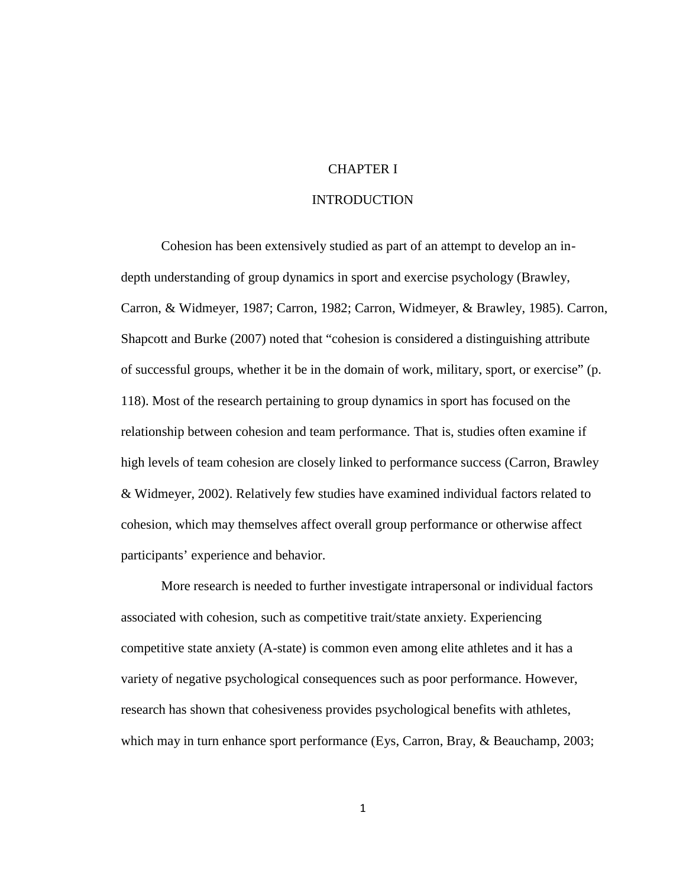# CHAPTER I

# INTRODUCTION

Cohesion has been extensively studied as part of an attempt to develop an in-depth understanding of group dynamics in sport and exercise psychology (Brawley, Carron, & Widmeyer, 1987; Carron, 1982; Carron, Widmeyer, & Brawley, 1985). Carron, Shapcott and Burke (2007) noted that "cohesion is considered a distinguishing attribute of successful groups, whether it be in the domain of work, military, sport, or exercise" (p. 118). Most of the research pertaining to group dynamics in sport has focused on the relationship between cohesion and team performance. That is, studies often examine if high levels of team cohesion are closely linked to performance success (Carron, Brawley & Widmeyer, 2002). Relatively few studies have examined individual factors related to cohesion, which may themselves affect overall group performance or otherwise affect participants' experience and behavior.

More research is needed to further investigate intrapersonal or individual factors associated with cohesion, such as competitive trait/state anxiety. Experiencing competitive state anxiety (A-state) is common even among elite athletes and it has a variety of negative psychological consequences such as poor performance. However, research has shown that cohesiveness provides psychological benefits with athletes, which may in turn enhance sport performance (Eys, Carron, Bray, & Beauchamp, 2003;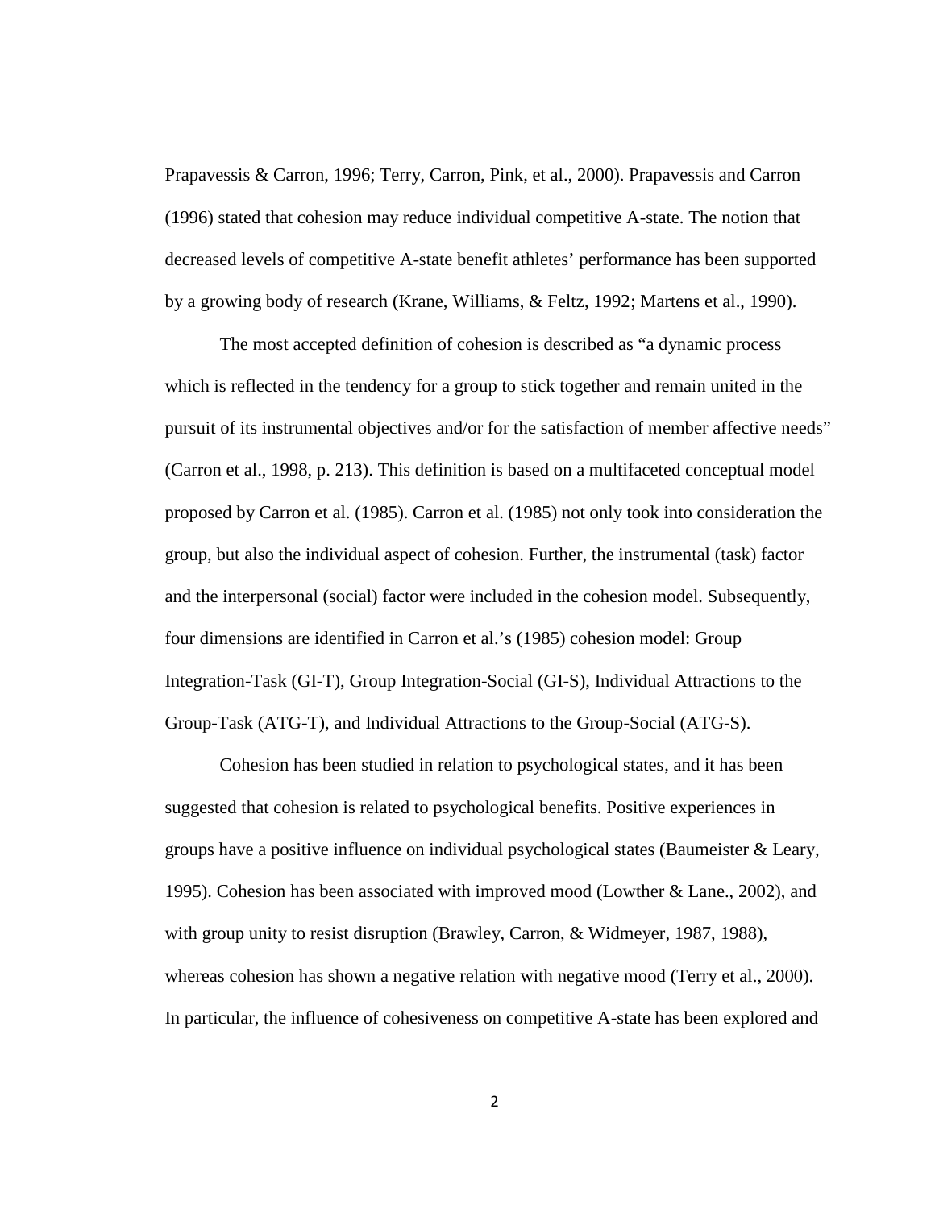Prapavessis & Carron, 1996; Terry, Carron, Pink, et al., 2000). Prapavessis and Carron (1996) stated that cohesion may reduce individual competitive A-state. The notion that decreased levels of competitive A-state benefit athletes' performance has been supported by a growing body of research (Krane, Williams, & Feltz, 1992; Martens et al., 1990).

The most accepted definition of cohesion is described as "a dynamic process which is reflected in the tendency for a group to stick together and remain united in the pursuit of its instrumental objectives and/or for the satisfaction of member affective needs" (Carron et al., 1998, p. 213). This definition is based on a multifaceted conceptual model proposed by Carron et al. (1985). Carron et al. (1985) not only took into consideration the group, but also the individual aspect of cohesion. Further, the instrumental (task) factor and the interpersonal (social) factor were included in the cohesion model. Subsequently, four dimensions are identified in Carron et al.'s (1985) cohesion model: Group Integration-Task (GI-T), Group Integration-Social (GI-S), Individual Attractions to the Group-Task (ATG-T), and Individual Attractions to the Group-Social (ATG-S).

Cohesion has been studied in relation to psychological states, and it has been suggested that cohesion is related to psychological benefits. Positive experiences in groups have a positive influence on individual psychological states (Baumeister & Leary, 1995). Cohesion has been associated with improved mood (Lowther & Lane., 2002), and with group unity to resist disruption (Brawley, Carron, & Widmeyer, 1987, 1988), whereas cohesion has shown a negative relation with negative mood (Terry et al., 2000). In particular, the influence of cohesiveness on competitive A-state has been explored and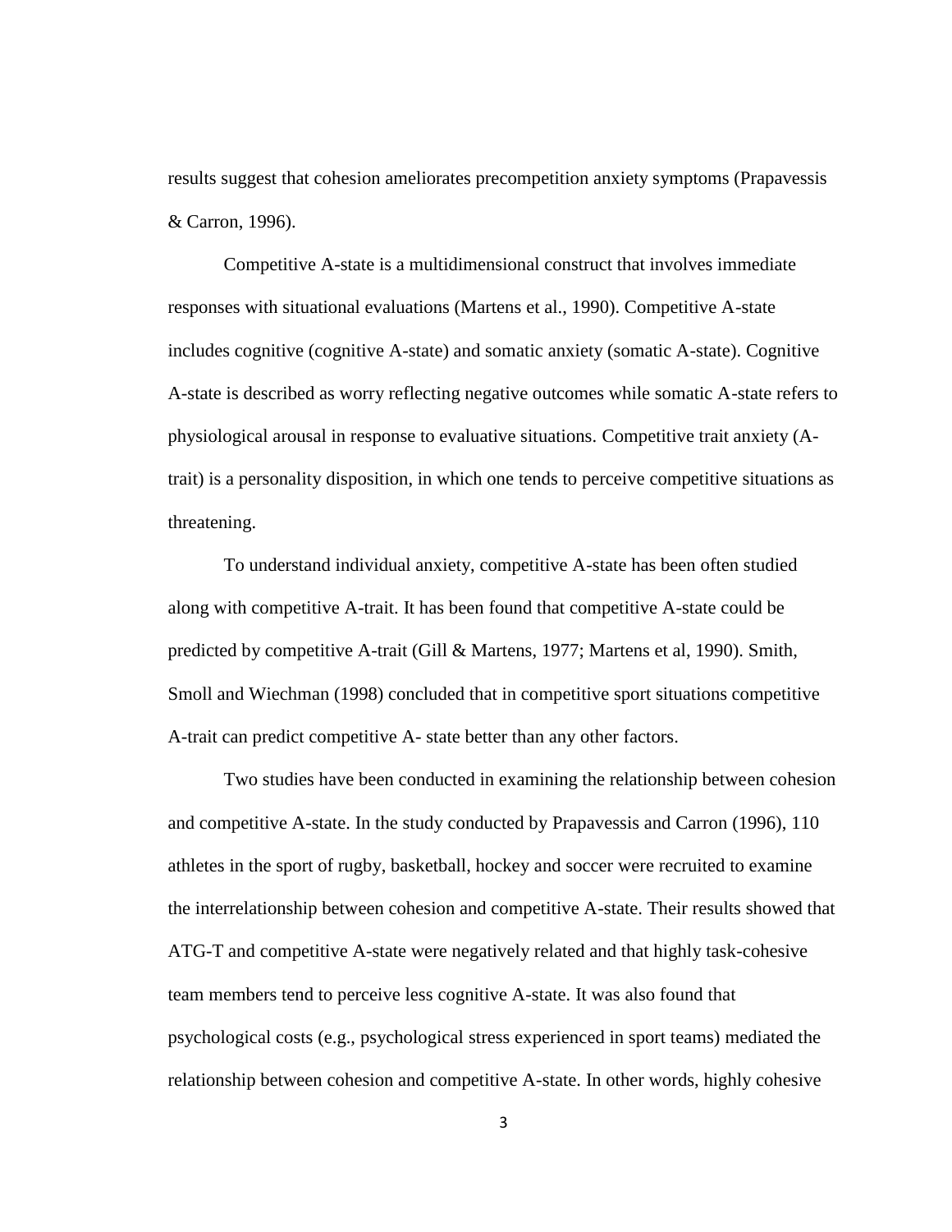results suggest that cohesion ameliorates precompetition anxiety symptoms (Prapavessis & Carron, 1996).

Competitive A-state is a multidimensional construct that involves immediate responses with situational evaluations (Martens et al., 1990). Competitive A-state includes cognitive (cognitive A-state) and somatic anxiety (somatic A-state). Cognitive A-state is described as worry reflecting negative outcomes while somatic A-state refers to physiological arousal in response to evaluative situations. Competitive trait anxiety (A-trait) is a personality disposition, in which one tends to perceive competitive situations as threatening.

To understand individual anxiety, competitive A-state has been often studied along with competitive A-trait. It has been found that competitive A-state could be predicted by competitive A-trait (Gill & Martens, 1977; Martens et al, 1990). Smith, Smoll and Wiechman (1998) concluded that in competitive sport situations competitive A-trait can predict competitive A- state better than any other factors.

Two studies have been conducted in examining the relationship between cohesion and competitive A-state. In the study conducted by Prapavessis and Carron (1996), 110 athletes in the sport of rugby, basketball, hockey and soccer were recruited to examine the interrelationship between cohesion and competitive A-state. Their results showed that ATG-T and competitive A-state were negatively related and that highly task-cohesive team members tend to perceive less cognitive A-state. It was also found that psychological costs (e.g., psychological stress experienced in sport teams) mediated the relationship between cohesion and competitive A-state. In other words, highly cohesive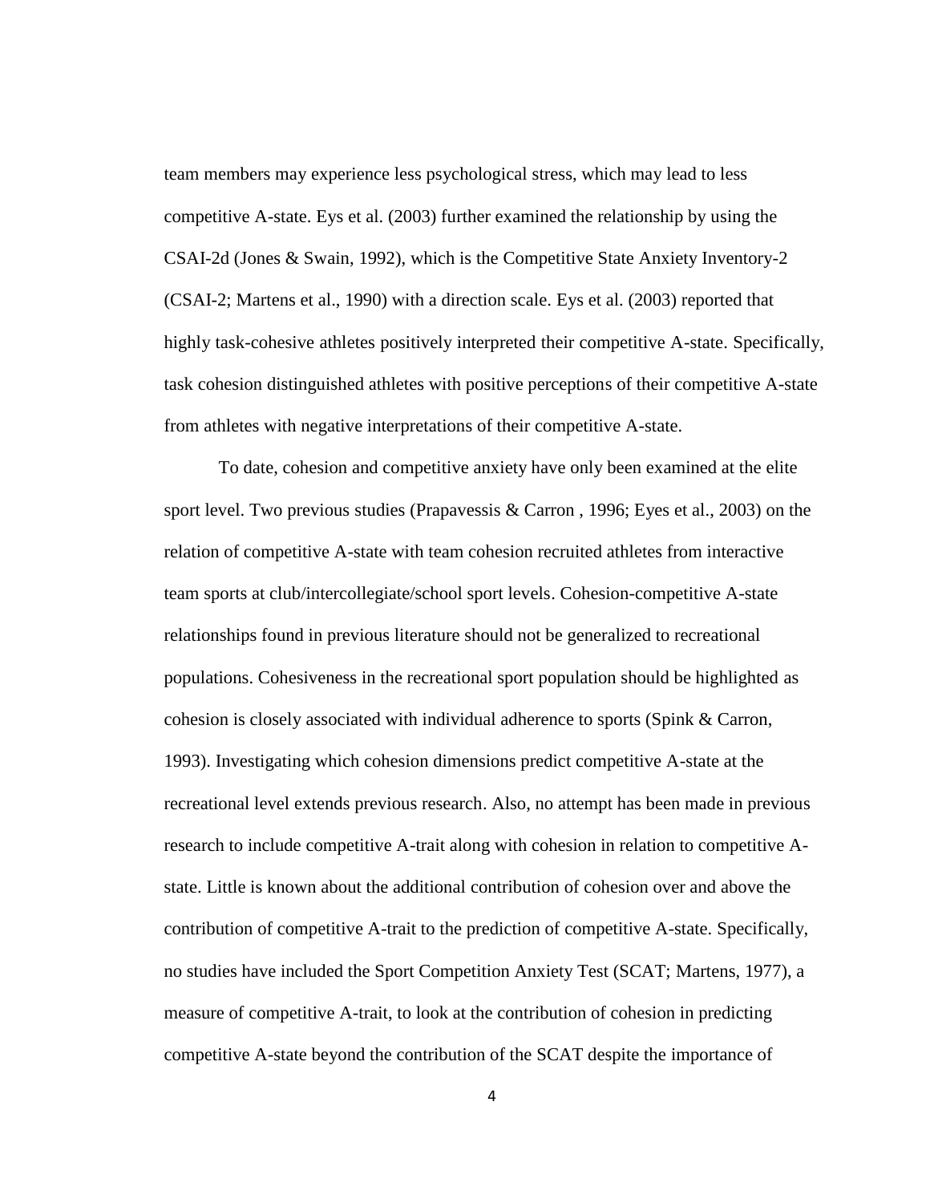team members may experience less psychological stress, which may lead to less competitive A-state. Eys et al. (2003) further examined the relationship by using the CSAI-2d (Jones & Swain, 1992), which is the Competitive State Anxiety Inventory-2 (CSAI-2; Martens et al., 1990) with a direction scale. Eys et al. (2003) reported that highly task-cohesive athletes positively interpreted their competitive A-state. Specifically, task cohesion distinguished athletes with positive perceptions of their competitive A-state from athletes with negative interpretations of their competitive A-state.

To date, cohesion and competitive anxiety have only been examined at the elite sport level. Two previous studies (Prapavessis & Carron , 1996; Eyes et al., 2003) on the relation of competitive A-state with team cohesion recruited athletes from interactive team sports at club/intercollegiate/school sport levels. Cohesion-competitive A-state relationships found in previous literature should not be generalized to recreational populations. Cohesiveness in the recreational sport population should be highlighted as cohesion is closely associated with individual adherence to sports (Spink & Carron, 1993). Investigating which cohesion dimensions predict competitive A-state at the recreational level extends previous research. Also, no attempt has been made in previous research to include competitive A-trait along with cohesion in relation to competitive A-state. Little is known about the additional contribution of cohesion over and above the contribution of competitive A-trait to the prediction of competitive A-state. Specifically, no studies have included the Sport Competition Anxiety Test (SCAT; Martens, 1977), a measure of competitive A-trait, to look at the contribution of cohesion in predicting competitive A-state beyond the contribution of the SCAT despite the importance of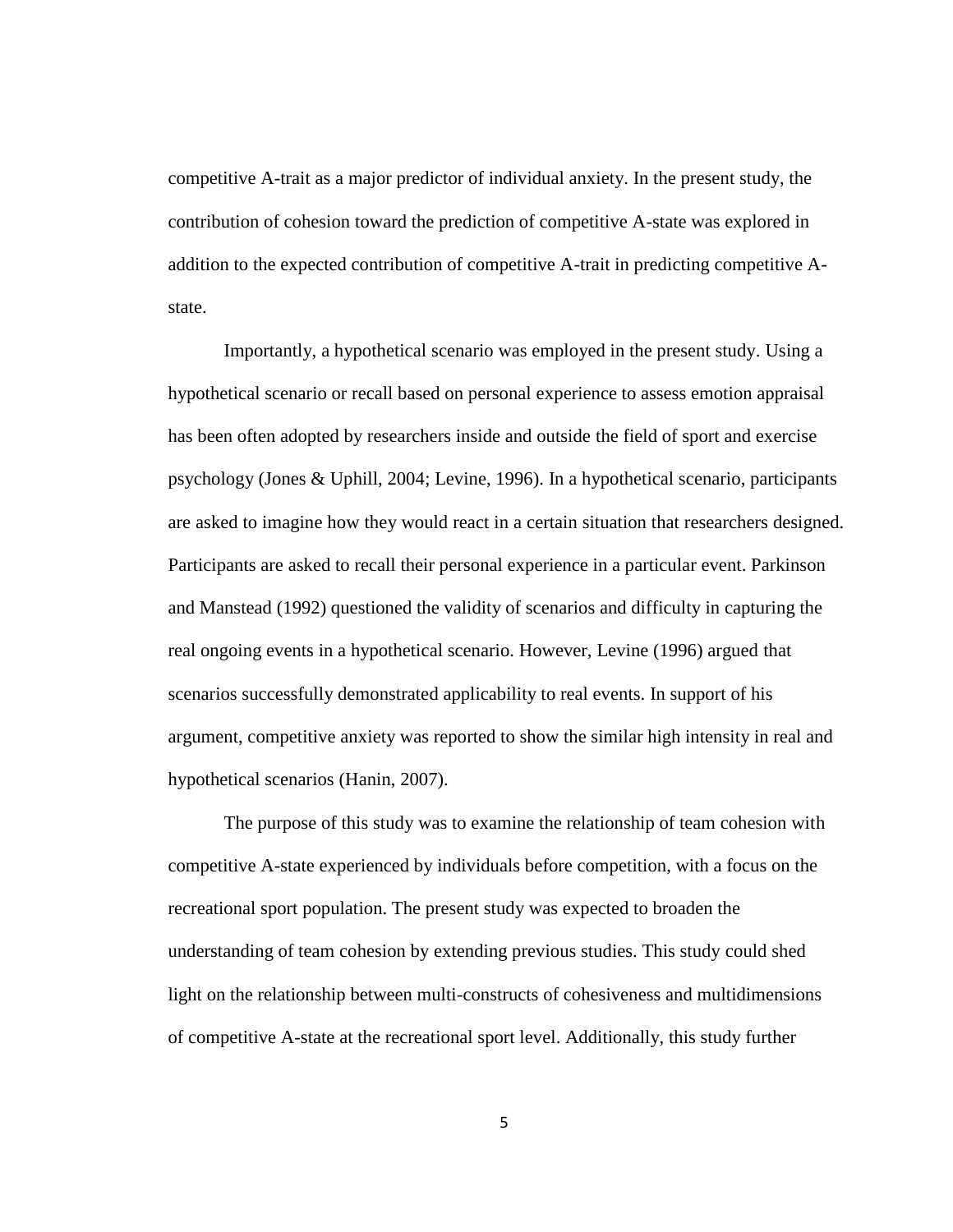competitive A-trait as a major predictor of individual anxiety. In the present study, the contribution of cohesion toward the prediction of competitive A-state was explored in addition to the expected contribution of competitive A-trait in predicting competitive A-state.

Importantly, a hypothetical scenario was employed in the present study. Using a hypothetical scenario or recall based on personal experience to assess emotion appraisal has been often adopted by researchers inside and outside the field of sport and exercise psychology (Jones & Uphill, 2004; Levine, 1996). In a hypothetical scenario, participants are asked to imagine how they would react in a certain situation that researchers designed. Participants are asked to recall their personal experience in a particular event. Parkinson and Manstead (1992) questioned the validity of scenarios and difficulty in capturing the real ongoing events in a hypothetical scenario. However, Levine (1996) argued that scenarios successfully demonstrated applicability to real events. In support of his argument, competitive anxiety was reported to show the similar high intensity in real and hypothetical scenarios (Hanin, 2007).

The purpose of this study was to examine the relationship of team cohesion with competitive A-state experienced by individuals before competition, with a focus on the recreational sport population. The present study was expected to broaden the understanding of team cohesion by extending previous studies. This study could shed light on the relationship between multi-constructs of cohesiveness and multidimensions of competitive A-state at the recreational sport level. Additionally, this study further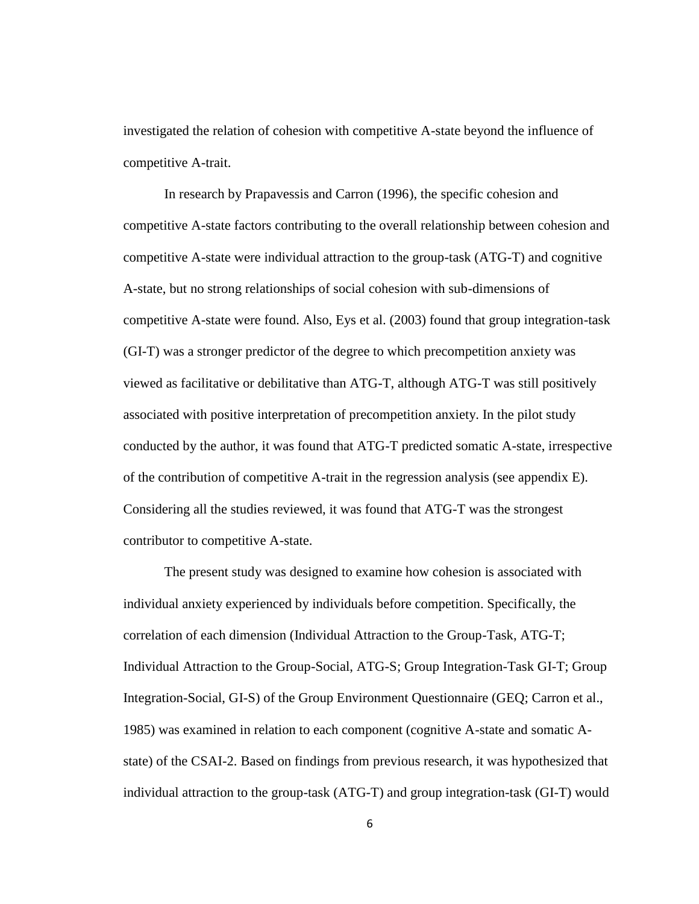investigated the relation of cohesion with competitive A-state beyond the influence of competitive A-trait.

In research by Prapavessis and Carron (1996), the specific cohesion and competitive A-state factors contributing to the overall relationship between cohesion and competitive A-state were individual attraction to the group-task (ATG-T) and cognitive A-state, but no strong relationships of social cohesion with sub-dimensions of competitive A-state were found. Also, Eys et al. (2003) found that group integration-task (GI-T) was a stronger predictor of the degree to which precompetition anxiety was viewed as facilitative or debilitative than ATG-T, although ATG-T was still positively associated with positive interpretation of precompetition anxiety. In the pilot study conducted by the author, it was found that ATG-T predicted somatic A-state, irrespective of the contribution of competitive A-trait in the regression analysis (see appendix E). Considering all the studies reviewed, it was found that ATG-T was the strongest contributor to competitive A-state.

The present study was designed to examine how cohesion is associated with individual anxiety experienced by individuals before competition. Specifically, the correlation of each dimension (Individual Attraction to the Group-Task, ATG-T; Individual Attraction to the Group-Social, ATG-S; Group Integration-Task GI-T; Group Integration-Social, GI-S) of the Group Environment Questionnaire (GEQ; Carron et al., 1985) was examined in relation to each component (cognitive A-state and somatic A-state) of the CSAI-2. Based on findings from previous research, it was hypothesized that individual attraction to the group-task (ATG-T) and group integration-task (GI-T) would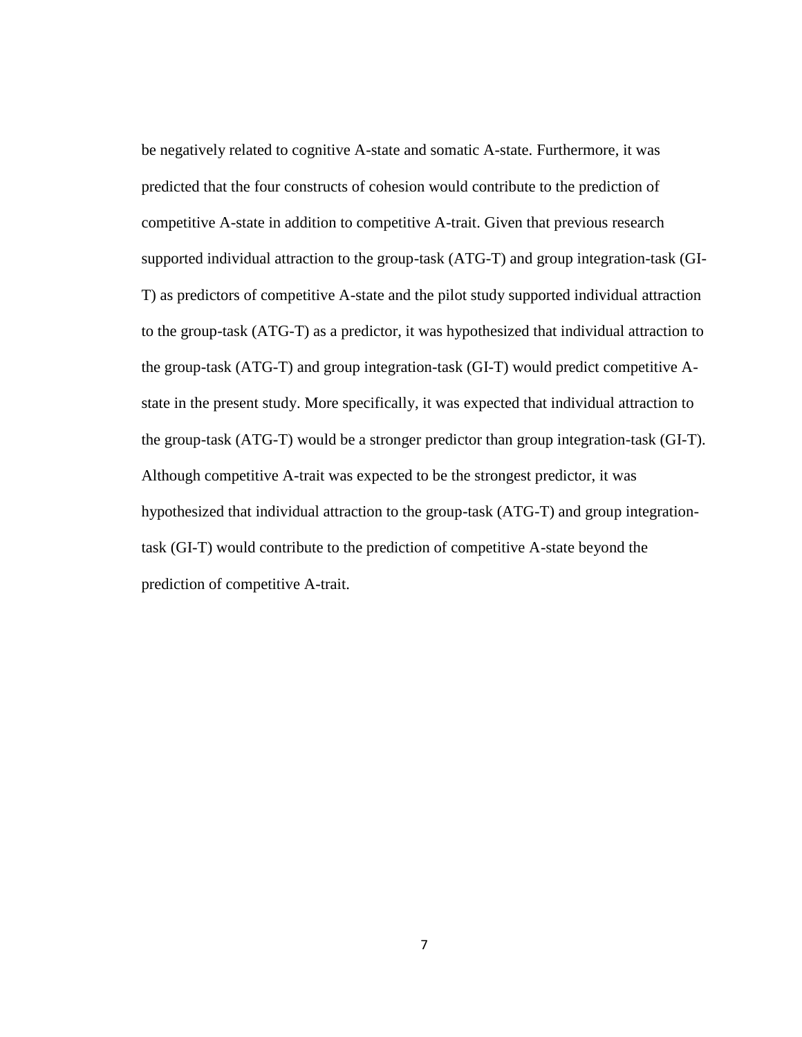be negatively related to cognitive A-state and somatic A-state. Furthermore, it was predicted that the four constructs of cohesion would contribute to the prediction of competitive A-state in addition to competitive A-trait. Given that previous research supported individual attraction to the group-task (ATG-T) and group integration-task (GI-T) as predictors of competitive A-state and the pilot study supported individual attraction to the group-task (ATG-T) as a predictor, it was hypothesized that individual attraction to the group-task (ATG-T) and group integration-task (GI-T) would predict competitive A-state in the present study. More specifically, it was expected that individual attraction to the group-task (ATG-T) would be a stronger predictor than group integration-task (GI-T). Although competitive A-trait was expected to be the strongest predictor, it was hypothesized that individual attraction to the group-task (ATG-T) and group integration-task (GI-T) would contribute to the prediction of competitive A-state beyond the prediction of competitive A-trait.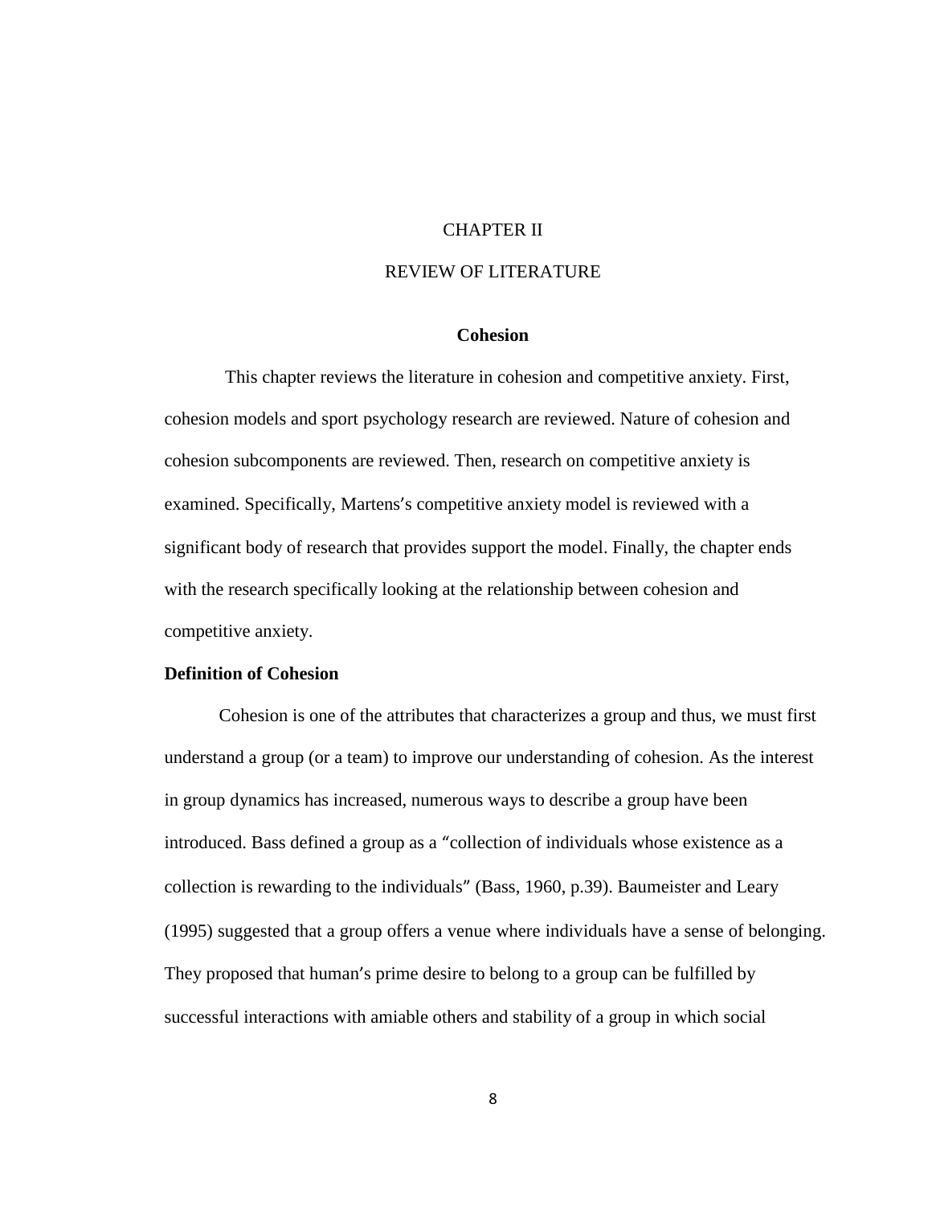# CHAPTER II

# REVIEW OF LITERATURE

## Cohesion

This chapter reviews the literature in cohesion and competitive anxiety. First, cohesion models and sport psychology research are reviewed. Nature of cohesion and cohesion subcomponents are reviewed. Then, research on competitive anxiety is examined. Specifically, Martens's competitive anxiety model is reviewed with a significant body of research that provides support the model. Finally, the chapter ends with the research specifically looking at the relationship between cohesion and competitive anxiety.

### Definition of Cohesion

Cohesion is one of the attributes that characterizes a group and thus, we must first understand a group (or a team) to improve our understanding of cohesion. As the interest in group dynamics has increased, numerous ways to describe a group have been introduced. Bass defined a group as a "collection of individuals whose existence as a collection is rewarding to the individuals" (Bass, 1960, p.39). Baumeister and Leary (1995) suggested that a group offers a venue where individuals have a sense of belonging. They proposed that human's prime desire to belong to a group can be fulfilled by successful interactions with amiable others and stability of a group in which social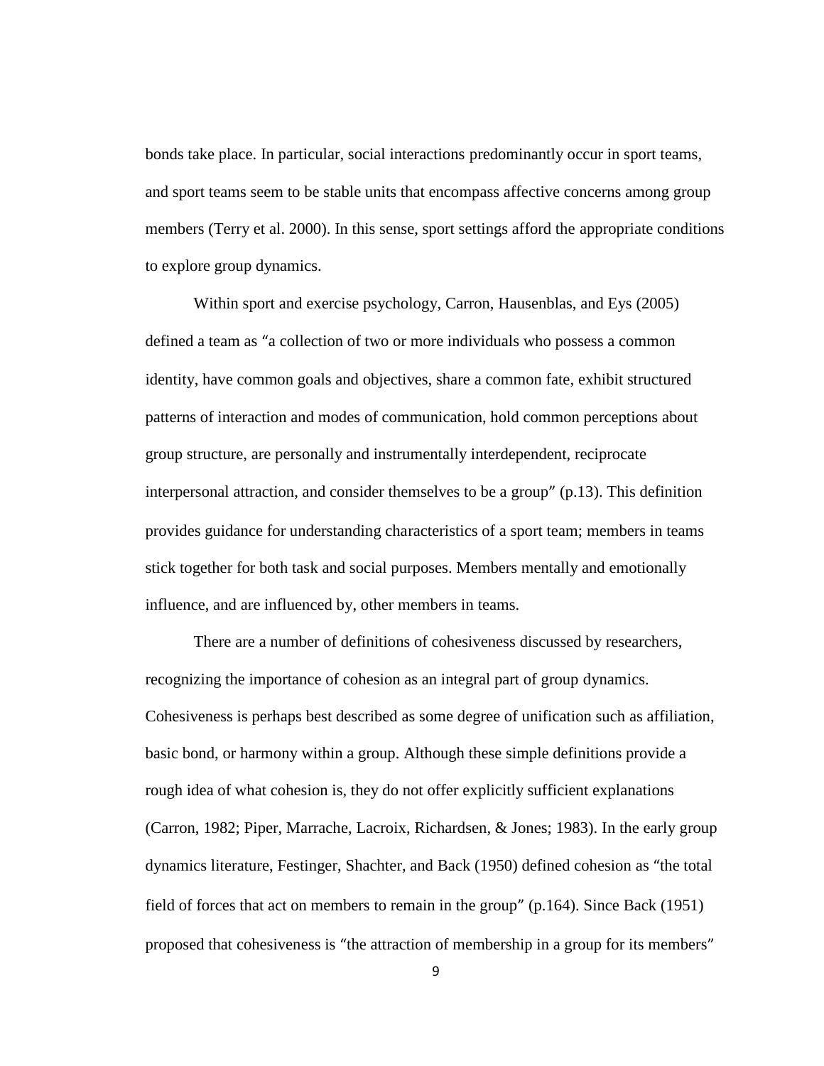bonds take place. In particular, social interactions predominantly occur in sport teams, and sport teams seem to be stable units that encompass affective concerns among group members (Terry et al. 2000). In this sense, sport settings afford the appropriate conditions to explore group dynamics.

Within sport and exercise psychology, Carron, Hausenblas, and Eys (2005) defined a team as "a collection of two or more individuals who possess a common identity, have common goals and objectives, share a common fate, exhibit structured patterns of interaction and modes of communication, hold common perceptions about group structure, are personally and instrumentally interdependent, reciprocate interpersonal attraction, and consider themselves to be a group" (p.13). This definition provides guidance for understanding characteristics of a sport team; members in teams stick together for both task and social purposes. Members mentally and emotionally influence, and are influenced by, other members in teams.

There are a number of definitions of cohesiveness discussed by researchers, recognizing the importance of cohesion as an integral part of group dynamics. Cohesiveness is perhaps best described as some degree of unification such as affiliation, basic bond, or harmony within a group. Although these simple definitions provide a rough idea of what cohesion is, they do not offer explicitly sufficient explanations (Carron, 1982; Piper, Marrache, Lacroix, Richardsen, & Jones; 1983). In the early group dynamics literature, Festinger, Shachter, and Back (1950) defined cohesion as "the total field of forces that act on members to remain in the group" (p.164). Since Back (1951) proposed that cohesiveness is "the attraction of membership in a group for its members"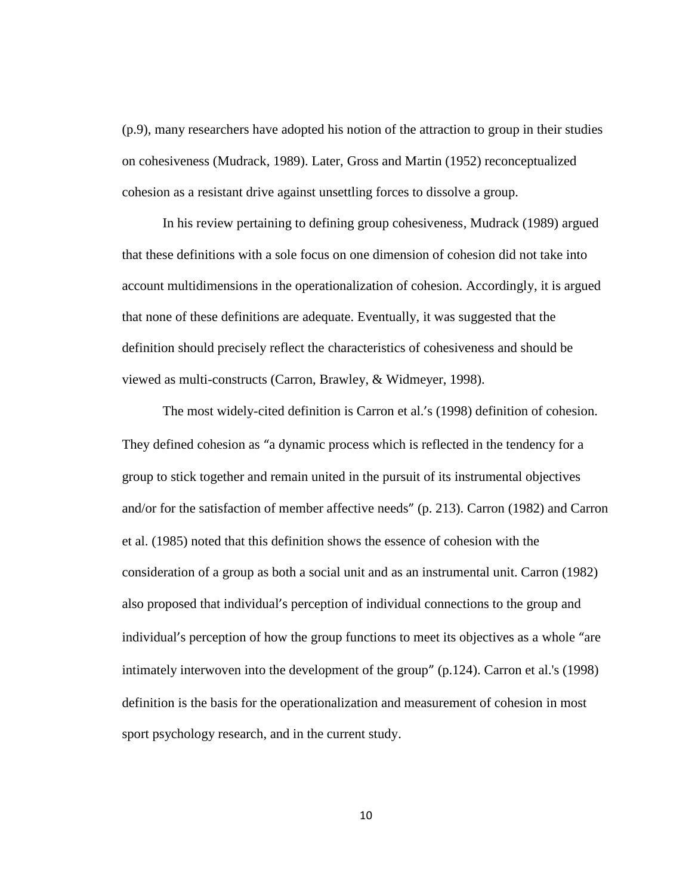(p.9), many researchers have adopted his notion of the attraction to group in their studies on cohesiveness (Mudrack, 1989). Later, Gross and Martin (1952) reconceptualized cohesion as a resistant drive against unsettling forces to dissolve a group.

In his review pertaining to defining group cohesiveness, Mudrack (1989) argued that these definitions with a sole focus on one dimension of cohesion did not take into account multidimensions in the operationalization of cohesion. Accordingly, it is argued that none of these definitions are adequate. Eventually, it was suggested that the definition should precisely reflect the characteristics of cohesiveness and should be viewed as multi-constructs (Carron, Brawley, & Widmeyer, 1998).

The most widely-cited definition is Carron et al.'s (1998) definition of cohesion. They defined cohesion as "a dynamic process which is reflected in the tendency for a group to stick together and remain united in the pursuit of its instrumental objectives and/or for the satisfaction of member affective needs" (p. 213). Carron (1982) and Carron et al. (1985) noted that this definition shows the essence of cohesion with the consideration of a group as both a social unit and as an instrumental unit. Carron (1982) also proposed that individual's perception of individual connections to the group and individual's perception of how the group functions to meet its objectives as a whole "are intimately interwoven into the development of the group" (p.124). Carron et al.'s (1998) definition is the basis for the operationalization and measurement of cohesion in most sport psychology research, and in the current study.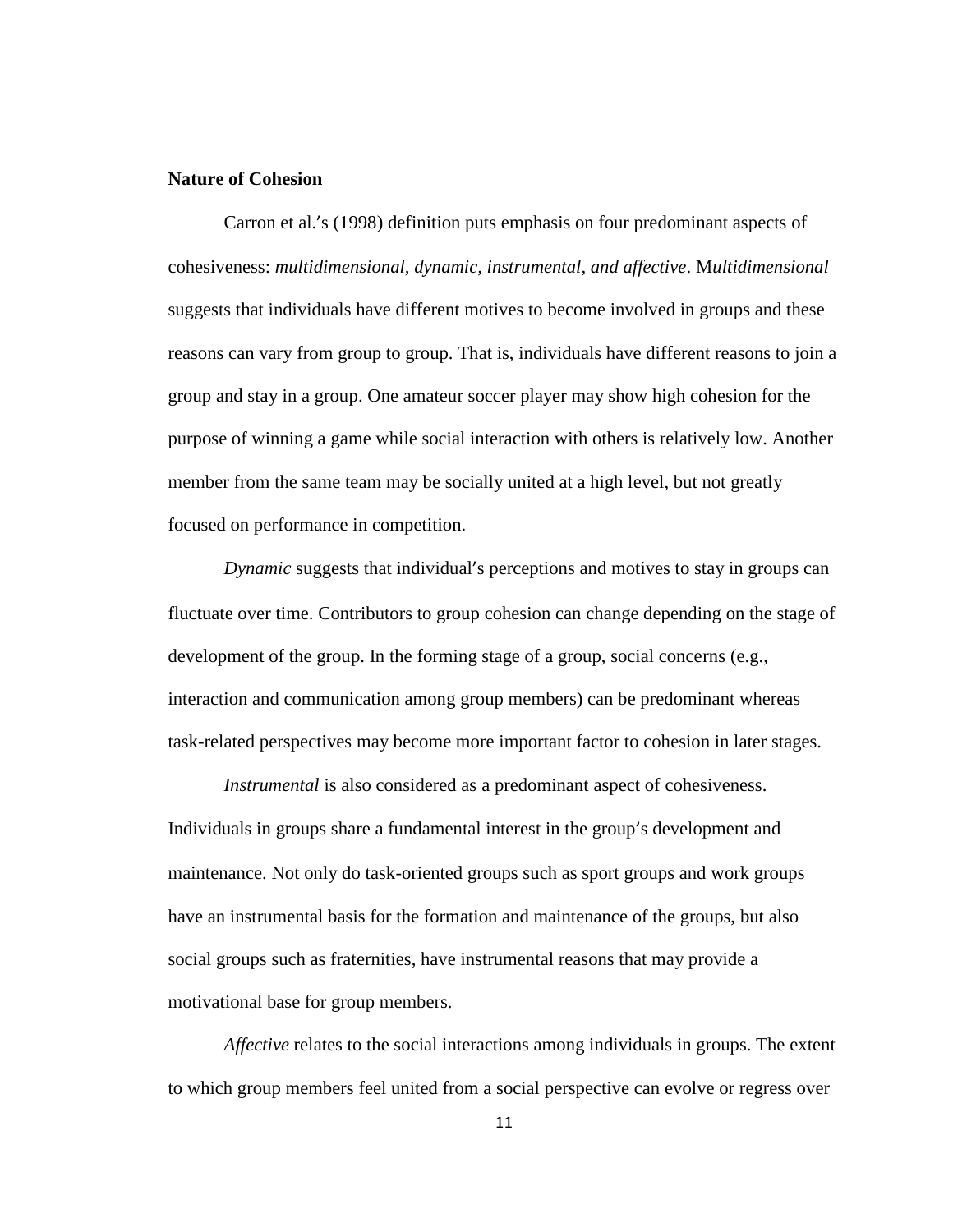**Nature of Cohesion**

Carron et al.'s (1998) definition puts emphasis on four predominant aspects of cohesiveness: *multidimensional, dynamic, instrumental, and affective*. M*ultidimensional* suggests that individuals have different motives to become involved in groups and these reasons can vary from group to group. That is, individuals have different reasons to join a group and stay in a group. One amateur soccer player may show high cohesion for the purpose of winning a game while social interaction with others is relatively low. Another member from the same team may be socially united at a high level, but not greatly focused on performance in competition.

*Dynamic* suggests that individual's perceptions and motives to stay in groups can fluctuate over time. Contributors to group cohesion can change depending on the stage of development of the group. In the forming stage of a group, social concerns (e.g., interaction and communication among group members) can be predominant whereas task-related perspectives may become more important factor to cohesion in later stages.

*Instrumental* is also considered as a predominant aspect of cohesiveness. Individuals in groups share a fundamental interest in the group's development and maintenance. Not only do task-oriented groups such as sport groups and work groups have an instrumental basis for the formation and maintenance of the groups, but also social groups such as fraternities, have instrumental reasons that may provide a motivational base for group members.

*Affective* relates to the social interactions among individuals in groups. The extent to which group members feel united from a social perspective can evolve or regress over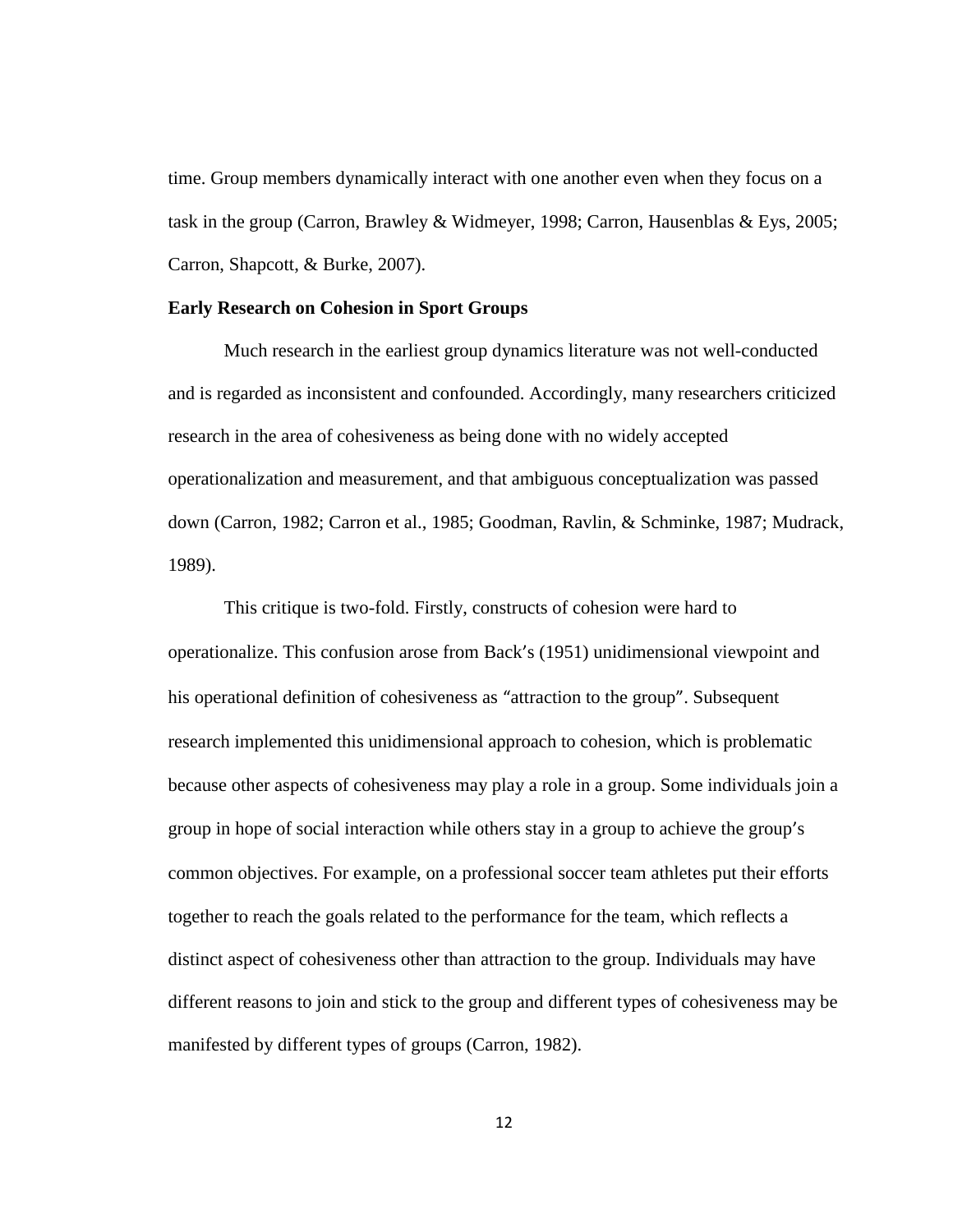time. Group members dynamically interact with one another even when they focus on a task in the group (Carron, Brawley & Widmeyer, 1998; Carron, Hausenblas & Eys, 2005; Carron, Shapcott, & Burke, 2007).

**Early Research on Cohesion in Sport Groups**

Much research in the earliest group dynamics literature was not well-conducted and is regarded as inconsistent and confounded. Accordingly, many researchers criticized research in the area of cohesiveness as being done with no widely accepted operationalization and measurement, and that ambiguous conceptualization was passed down (Carron, 1982; Carron et al., 1985; Goodman, Ravlin, & Schminke, 1987; Mudrack, 1989).

This critique is two-fold. Firstly, constructs of cohesion were hard to operationalize. This confusion arose from Back's (1951) unidimensional viewpoint and his operational definition of cohesiveness as "attraction to the group". Subsequent research implemented this unidimensional approach to cohesion, which is problematic because other aspects of cohesiveness may play a role in a group. Some individuals join a group in hope of social interaction while others stay in a group to achieve the group's common objectives. For example, on a professional soccer team athletes put their efforts together to reach the goals related to the performance for the team, which reflects a distinct aspect of cohesiveness other than attraction to the group. Individuals may have different reasons to join and stick to the group and different types of cohesiveness may be manifested by different types of groups (Carron, 1982).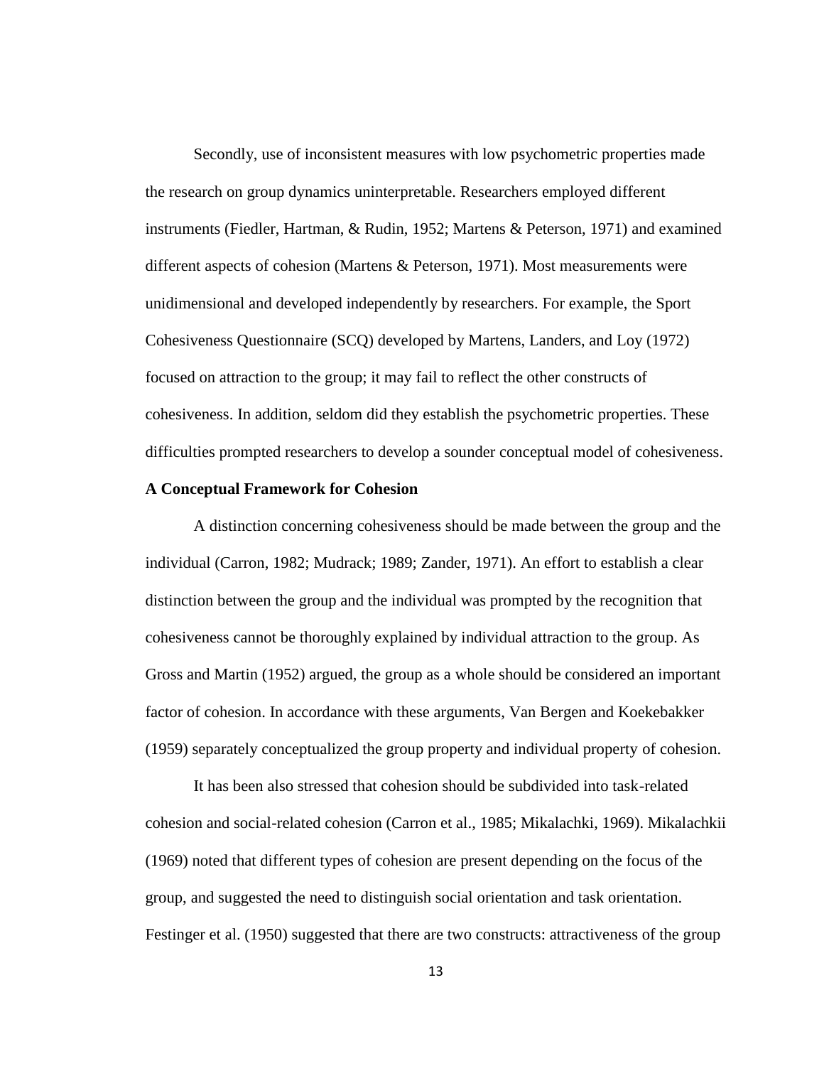Secondly, use of inconsistent measures with low psychometric properties made the research on group dynamics uninterpretable. Researchers employed different instruments (Fiedler, Hartman, & Rudin, 1952; Martens & Peterson, 1971) and examined different aspects of cohesion (Martens & Peterson, 1971). Most measurements were unidimensional and developed independently by researchers. For example, the Sport Cohesiveness Questionnaire (SCQ) developed by Martens, Landers, and Loy (1972) focused on attraction to the group; it may fail to reflect the other constructs of cohesiveness. In addition, seldom did they establish the psychometric properties. These difficulties prompted researchers to develop a sounder conceptual model of cohesiveness.

**A Conceptual Framework for Cohesion**

A distinction concerning cohesiveness should be made between the group and the individual (Carron, 1982; Mudrack; 1989; Zander, 1971). An effort to establish a clear distinction between the group and the individual was prompted by the recognition that cohesiveness cannot be thoroughly explained by individual attraction to the group. As Gross and Martin (1952) argued, the group as a whole should be considered an important factor of cohesion. In accordance with these arguments, Van Bergen and Koekebakker (1959) separately conceptualized the group property and individual property of cohesion.

It has been also stressed that cohesion should be subdivided into task-related cohesion and social-related cohesion (Carron et al., 1985; Mikalachki, 1969). Mikalachkii (1969) noted that different types of cohesion are present depending on the focus of the group, and suggested the need to distinguish social orientation and task orientation. Festinger et al. (1950) suggested that there are two constructs: attractiveness of the group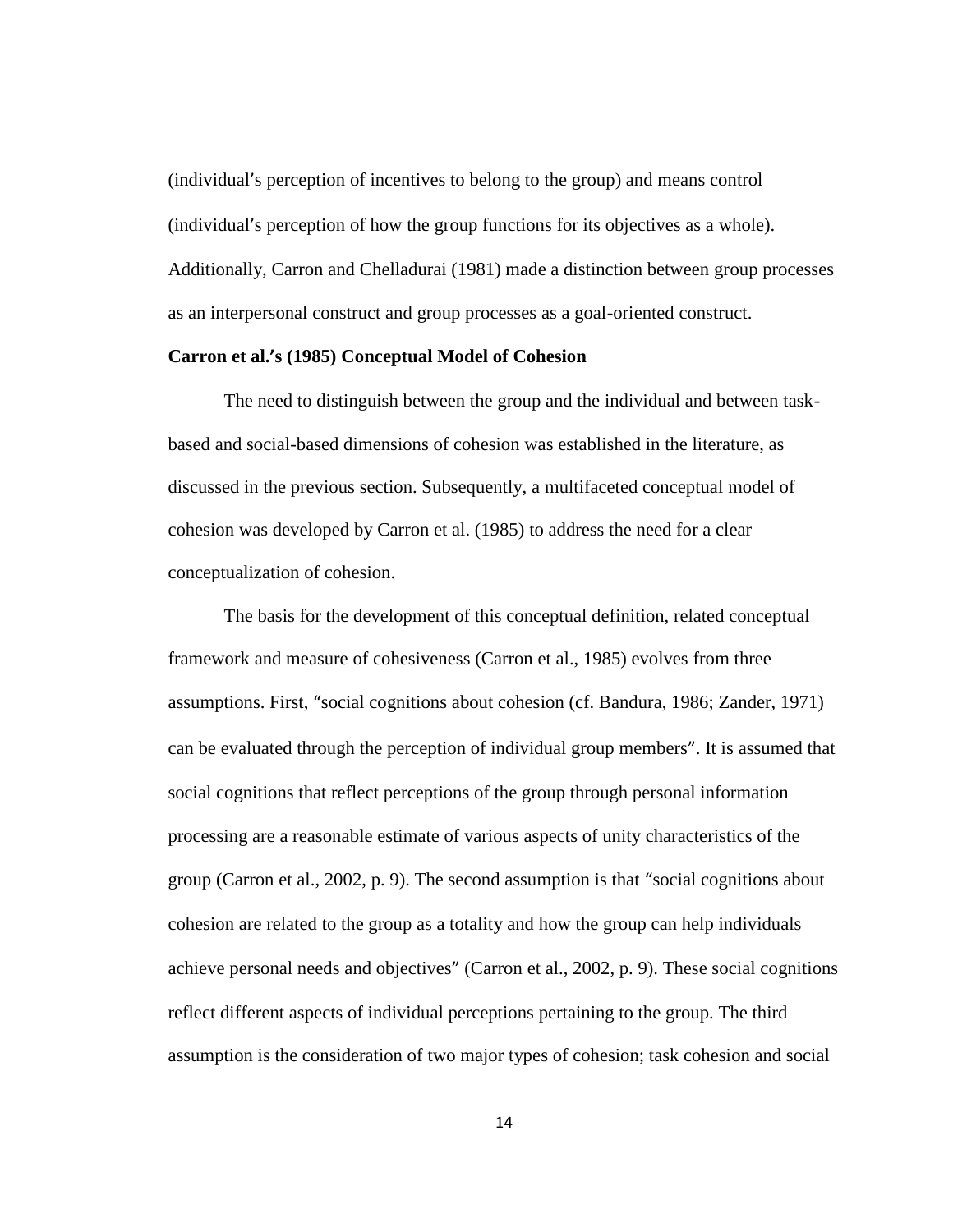(individual's perception of incentives to belong to the group) and means control (individual's perception of how the group functions for its objectives as a whole). Additionally, Carron and Chelladurai (1981) made a distinction between group processes as an interpersonal construct and group processes as a goal-oriented construct.

**Carron et al.'s (1985) Conceptual Model of Cohesion**

The need to distinguish between the group and the individual and between task-based and social-based dimensions of cohesion was established in the literature, as discussed in the previous section. Subsequently, a multifaceted conceptual model of cohesion was developed by Carron et al. (1985) to address the need for a clear conceptualization of cohesion.

The basis for the development of this conceptual definition, related conceptual framework and measure of cohesiveness (Carron et al., 1985) evolves from three assumptions. First, "social cognitions about cohesion (cf. Bandura, 1986; Zander, 1971) can be evaluated through the perception of individual group members". It is assumed that social cognitions that reflect perceptions of the group through personal information processing are a reasonable estimate of various aspects of unity characteristics of the group (Carron et al., 2002, p. 9). The second assumption is that "social cognitions about cohesion are related to the group as a totality and how the group can help individuals achieve personal needs and objectives" (Carron et al., 2002, p. 9). These social cognitions reflect different aspects of individual perceptions pertaining to the group. The third assumption is the consideration of two major types of cohesion; task cohesion and social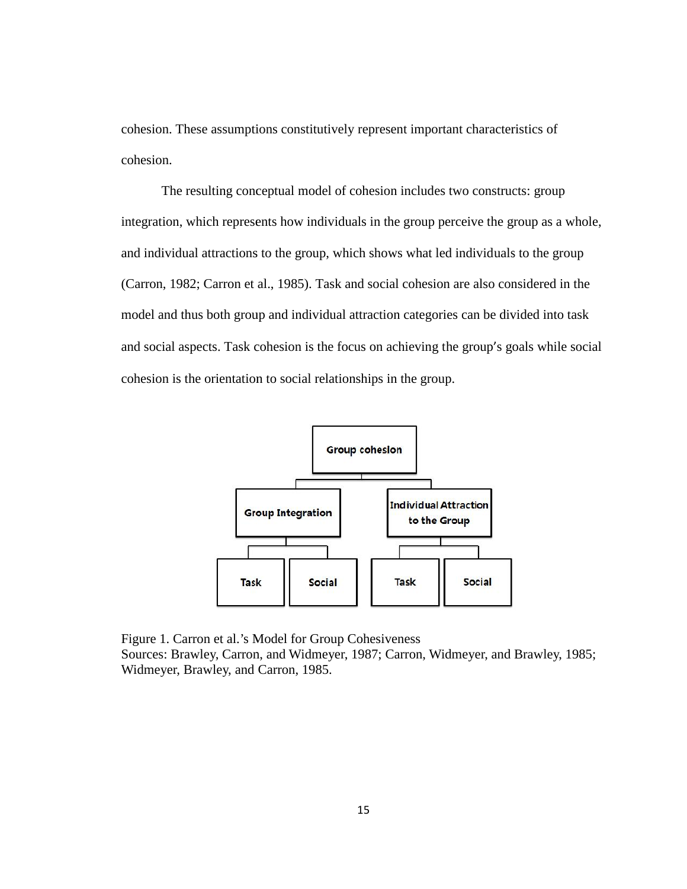cohesion. These assumptions constitutively represent important characteristics of cohesion.

The resulting conceptual model of cohesion includes two constructs: group integration, which represents how individuals in the group perceive the group as a whole, and individual attractions to the group, which shows what led individuals to the group (Carron, 1982; Carron et al., 1985). Task and social cohesion are also considered in the model and thus both group and individual attraction categories can be divided into task and social aspects. Task cohesion is the focus on achieving the group's goals while social cohesion is the orientation to social relationships in the group.

Group cohesion

Group Integration

Individual Attraction to the Group

Task

Social

Task

Social

Figure 1. Carron et al.'s Model for Group Cohesiveness
Sources: Brawley, Carron, and Widmeyer, 1987; Carron, Widmeyer, and Brawley, 1985; Widmeyer, Brawley, and Carron, 1985.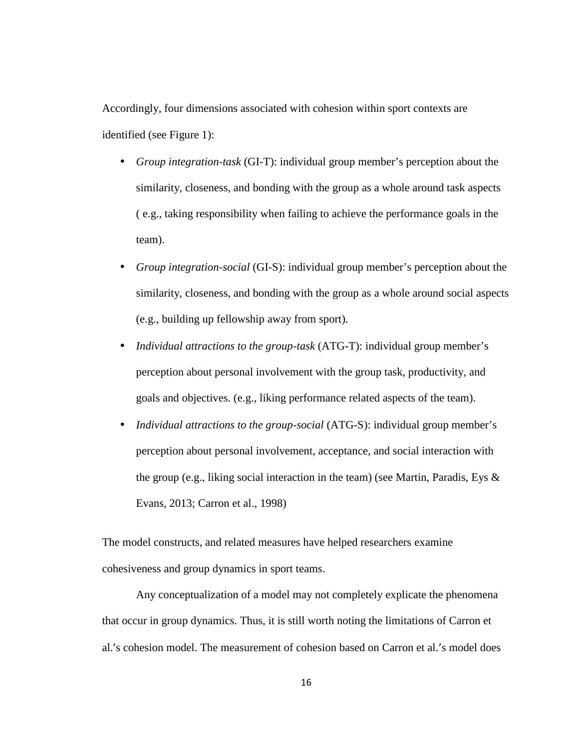Accordingly, four dimensions associated with cohesion within sport contexts are identified (see Figure 1):

- *Group integration-task* (GI-T): individual group member's perception about the similarity, closeness, and bonding with the group as a whole around task aspects ( e.g., taking responsibility when failing to achieve the performance goals in the team).
- *Group integration-social* (GI-S): individual group member's perception about the similarity, closeness, and bonding with the group as a whole around social aspects (e.g., building up fellowship away from sport).
- *Individual attractions to the group-task* (ATG-T): individual group member's perception about personal involvement with the group task, productivity, and goals and objectives. (e.g., liking performance related aspects of the team).
- *Individual attractions to the group-social* (ATG-S): individual group member's perception about personal involvement, acceptance, and social interaction with the group (e.g., liking social interaction in the team) (see Martin, Paradis, Eys & Evans, 2013; Carron et al., 1998)

The model constructs, and related measures have helped researchers examine cohesiveness and group dynamics in sport teams.

Any conceptualization of a model may not completely explicate the phenomena that occur in group dynamics. Thus, it is still worth noting the limitations of Carron et al.'s cohesion model. The measurement of cohesion based on Carron et al.'s model does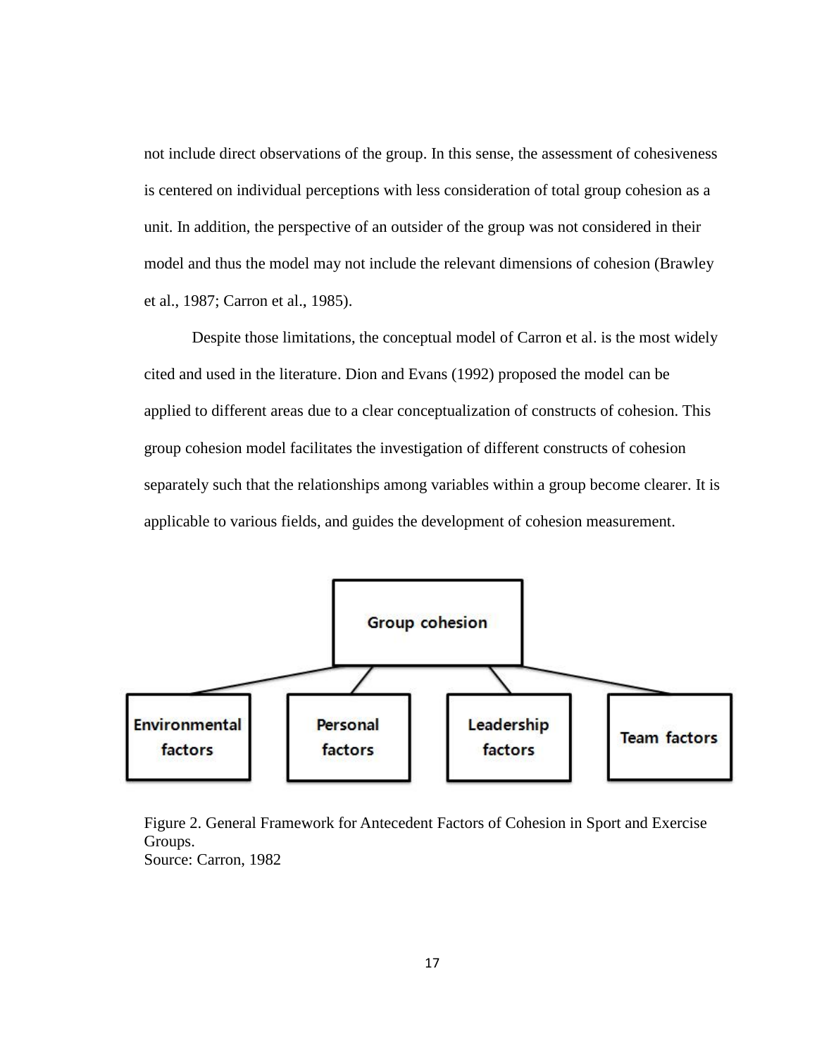not include direct observations of the group. In this sense, the assessment of cohesiveness is centered on individual perceptions with less consideration of total group cohesion as a unit. In addition, the perspective of an outsider of the group was not considered in their model and thus the model may not include the relevant dimensions of cohesion (Brawley et al., 1987; Carron et al., 1985).

Despite those limitations, the conceptual model of Carron et al. is the most widely cited and used in the literature. Dion and Evans (1992) proposed the model can be applied to different areas due to a clear conceptualization of constructs of cohesion. This group cohesion model facilitates the investigation of different constructs of cohesion separately such that the relationships among variables within a group become clearer. It is applicable to various fields, and guides the development of cohesion measurement.

Group cohesion

Environmental factors | Personal factors | Leadership factors | Team factors

Figure 2. General Framework for Antecedent Factors of Cohesion in Sport and Exercise Groups.
Source: Carron, 1982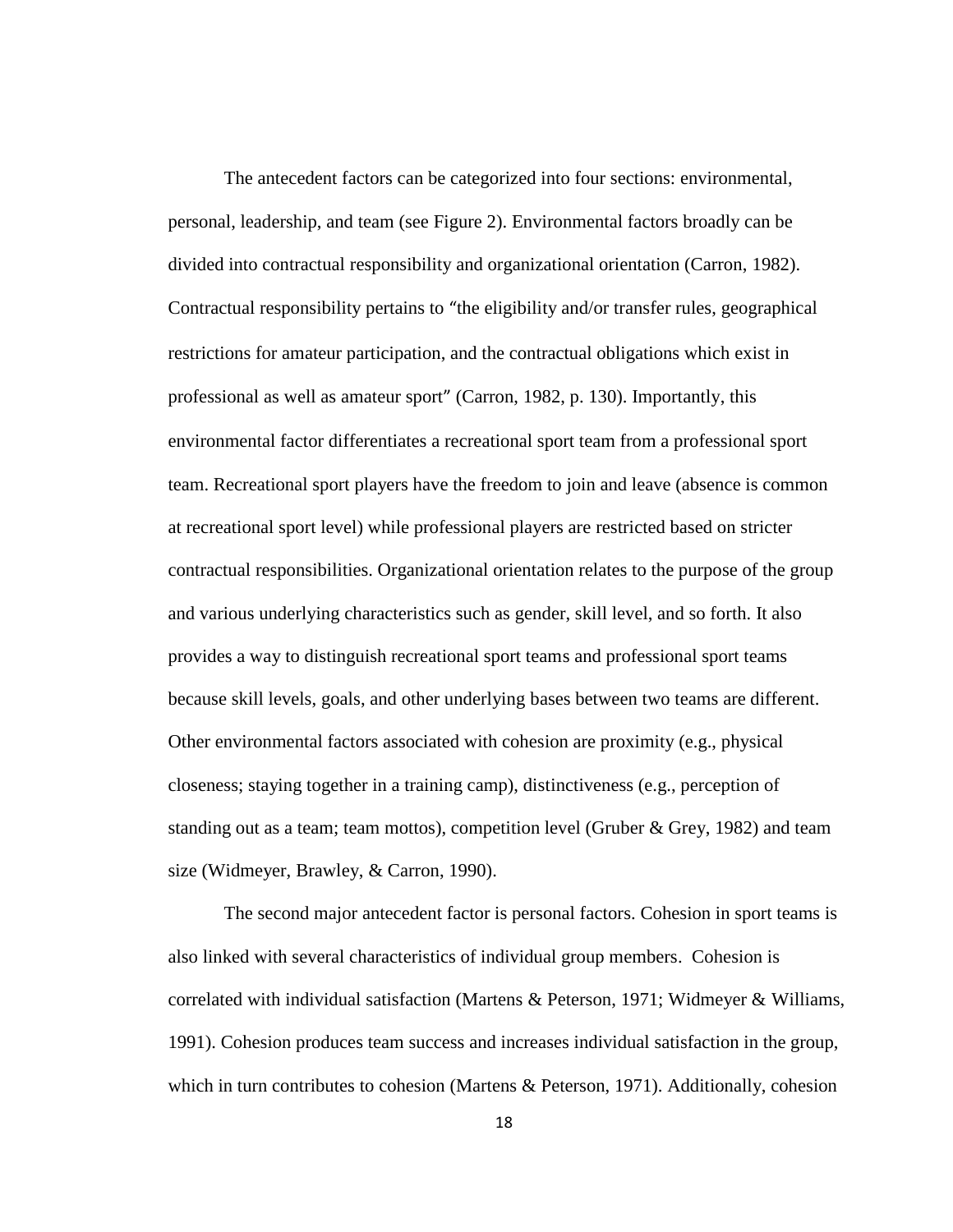The antecedent factors can be categorized into four sections: environmental, personal, leadership, and team (see Figure 2). Environmental factors broadly can be divided into contractual responsibility and organizational orientation (Carron, 1982). Contractual responsibility pertains to "the eligibility and/or transfer rules, geographical restrictions for amateur participation, and the contractual obligations which exist in professional as well as amateur sport" (Carron, 1982, p. 130). Importantly, this environmental factor differentiates a recreational sport team from a professional sport team. Recreational sport players have the freedom to join and leave (absence is common at recreational sport level) while professional players are restricted based on stricter contractual responsibilities. Organizational orientation relates to the purpose of the group and various underlying characteristics such as gender, skill level, and so forth. It also provides a way to distinguish recreational sport teams and professional sport teams because skill levels, goals, and other underlying bases between two teams are different. Other environmental factors associated with cohesion are proximity (e.g., physical closeness; staying together in a training camp), distinctiveness (e.g., perception of standing out as a team; team mottos), competition level (Gruber & Grey, 1982) and team size (Widmeyer, Brawley, & Carron, 1990).

The second major antecedent factor is personal factors. Cohesion in sport teams is also linked with several characteristics of individual group members. Cohesion is correlated with individual satisfaction (Martens & Peterson, 1971; Widmeyer & Williams, 1991). Cohesion produces team success and increases individual satisfaction in the group, which in turn contributes to cohesion (Martens & Peterson, 1971). Additionally, cohesion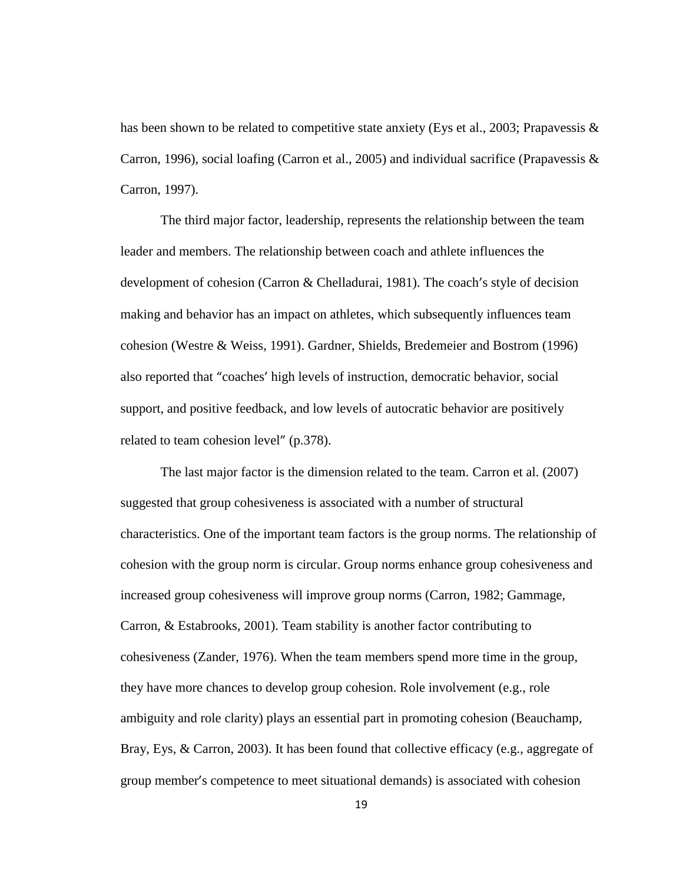has been shown to be related to competitive state anxiety (Eys et al., 2003; Prapavessis & Carron, 1996), social loafing (Carron et al., 2005) and individual sacrifice (Prapavessis & Carron, 1997).

The third major factor, leadership, represents the relationship between the team leader and members. The relationship between coach and athlete influences the development of cohesion (Carron & Chelladurai, 1981). The coach's style of decision making and behavior has an impact on athletes, which subsequently influences team cohesion (Westre & Weiss, 1991). Gardner, Shields, Bredemeier and Bostrom (1996) also reported that "coaches' high levels of instruction, democratic behavior, social support, and positive feedback, and low levels of autocratic behavior are positively related to team cohesion level" (p.378).

The last major factor is the dimension related to the team. Carron et al. (2007) suggested that group cohesiveness is associated with a number of structural characteristics. One of the important team factors is the group norms. The relationship of cohesion with the group norm is circular. Group norms enhance group cohesiveness and increased group cohesiveness will improve group norms (Carron, 1982; Gammage, Carron, & Estabrooks, 2001). Team stability is another factor contributing to cohesiveness (Zander, 1976). When the team members spend more time in the group, they have more chances to develop group cohesion. Role involvement (e.g., role ambiguity and role clarity) plays an essential part in promoting cohesion (Beauchamp, Bray, Eys, & Carron, 2003). It has been found that collective efficacy (e.g., aggregate of group member's competence to meet situational demands) is associated with cohesion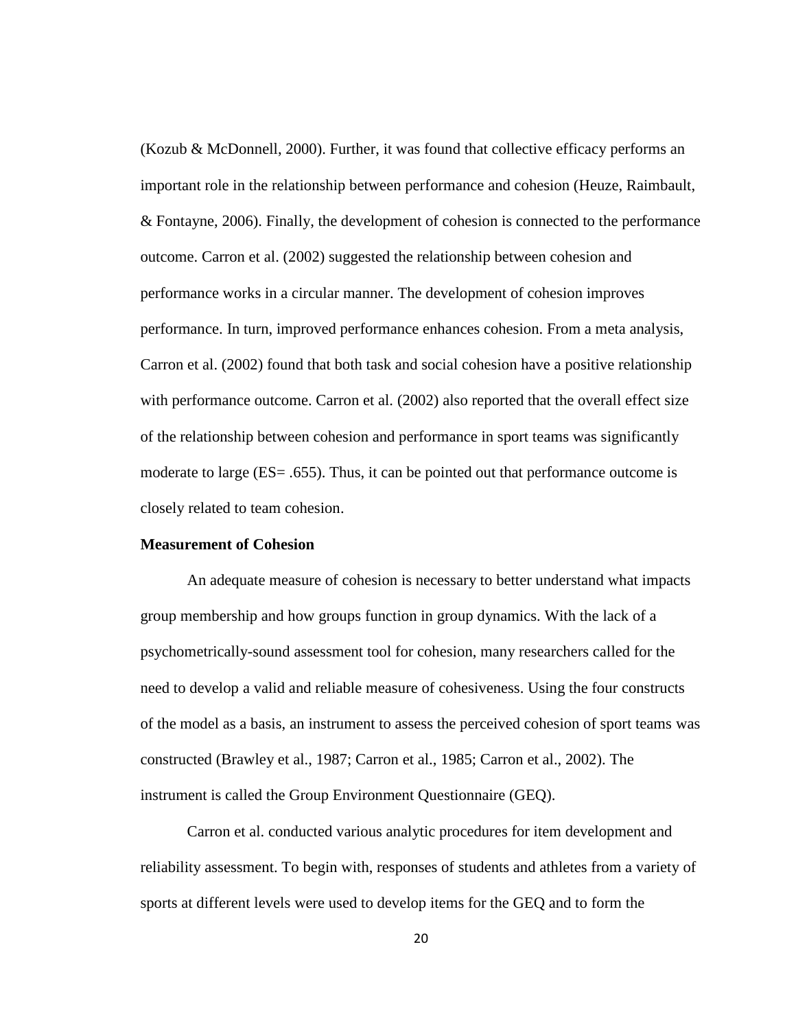(Kozub & McDonnell, 2000). Further, it was found that collective efficacy performs an important role in the relationship between performance and cohesion (Heuze, Raimbault, & Fontayne, 2006). Finally, the development of cohesion is connected to the performance outcome. Carron et al. (2002) suggested the relationship between cohesion and performance works in a circular manner. The development of cohesion improves performance. In turn, improved performance enhances cohesion. From a meta analysis, Carron et al. (2002) found that both task and social cohesion have a positive relationship with performance outcome. Carron et al. (2002) also reported that the overall effect size of the relationship between cohesion and performance in sport teams was significantly moderate to large (ES= .655). Thus, it can be pointed out that performance outcome is closely related to team cohesion.

**Measurement of Cohesion**

An adequate measure of cohesion is necessary to better understand what impacts group membership and how groups function in group dynamics. With the lack of a psychometrically-sound assessment tool for cohesion, many researchers called for the need to develop a valid and reliable measure of cohesiveness. Using the four constructs of the model as a basis, an instrument to assess the perceived cohesion of sport teams was constructed (Brawley et al., 1987; Carron et al., 1985; Carron et al., 2002). The instrument is called the Group Environment Questionnaire (GEQ).

Carron et al. conducted various analytic procedures for item development and reliability assessment. To begin with, responses of students and athletes from a variety of sports at different levels were used to develop items for the GEQ and to form the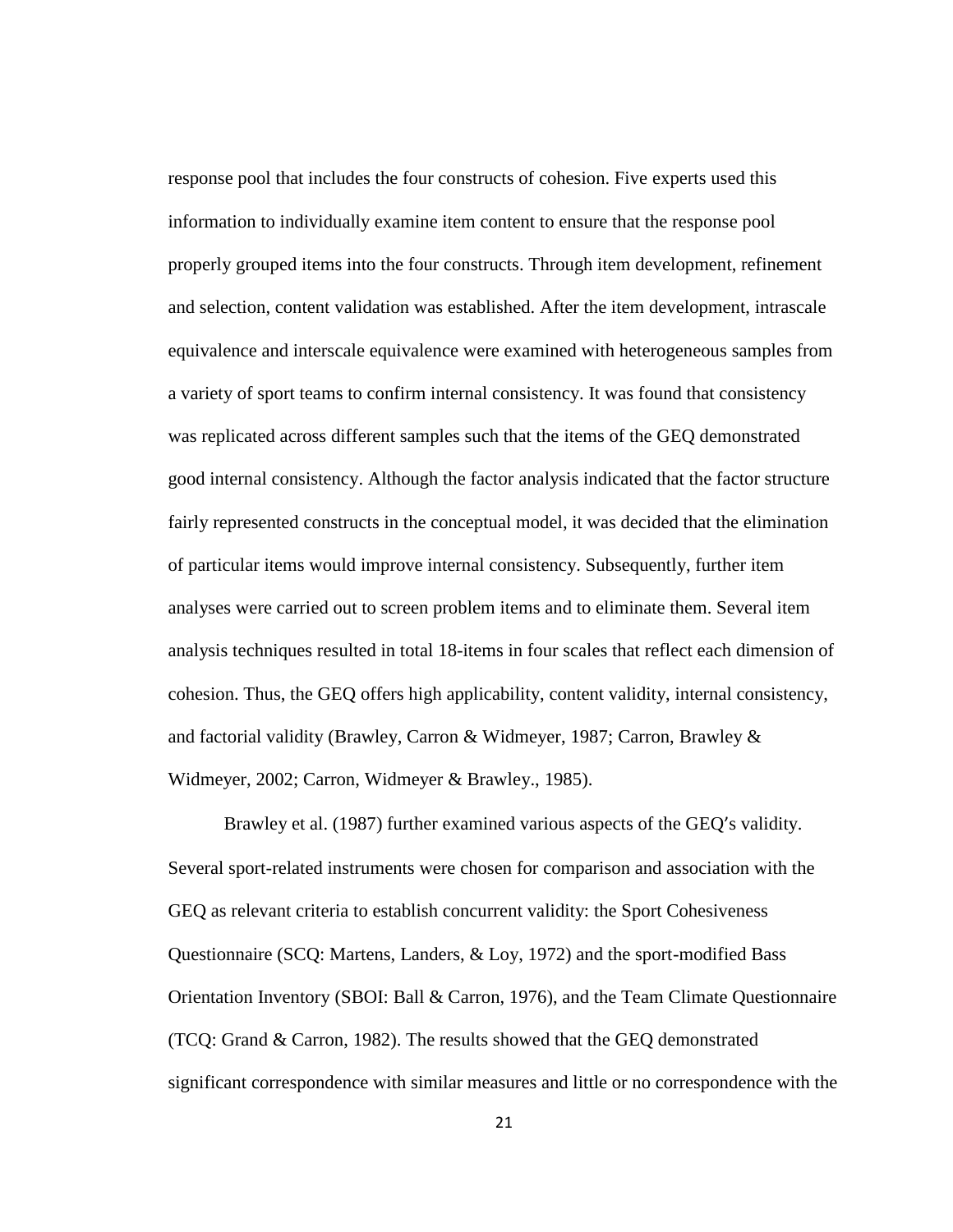response pool that includes the four constructs of cohesion. Five experts used this information to individually examine item content to ensure that the response pool properly grouped items into the four constructs. Through item development, refinement and selection, content validation was established. After the item development, intrascale equivalence and interscale equivalence were examined with heterogeneous samples from a variety of sport teams to confirm internal consistency. It was found that consistency was replicated across different samples such that the items of the GEQ demonstrated good internal consistency. Although the factor analysis indicated that the factor structure fairly represented constructs in the conceptual model, it was decided that the elimination of particular items would improve internal consistency. Subsequently, further item analyses were carried out to screen problem items and to eliminate them. Several item analysis techniques resulted in total 18-items in four scales that reflect each dimension of cohesion. Thus, the GEQ offers high applicability, content validity, internal consistency, and factorial validity (Brawley, Carron & Widmeyer, 1987; Carron, Brawley & Widmeyer, 2002; Carron, Widmeyer & Brawley., 1985).

Brawley et al. (1987) further examined various aspects of the GEQ′s validity. Several sport-related instruments were chosen for comparison and association with the GEQ as relevant criteria to establish concurrent validity: the Sport Cohesiveness Questionnaire (SCQ: Martens, Landers, & Loy, 1972) and the sport-modified Bass Orientation Inventory (SBOI: Ball & Carron, 1976), and the Team Climate Questionnaire (TCQ: Grand & Carron, 1982). The results showed that the GEQ demonstrated significant correspondence with similar measures and little or no correspondence with the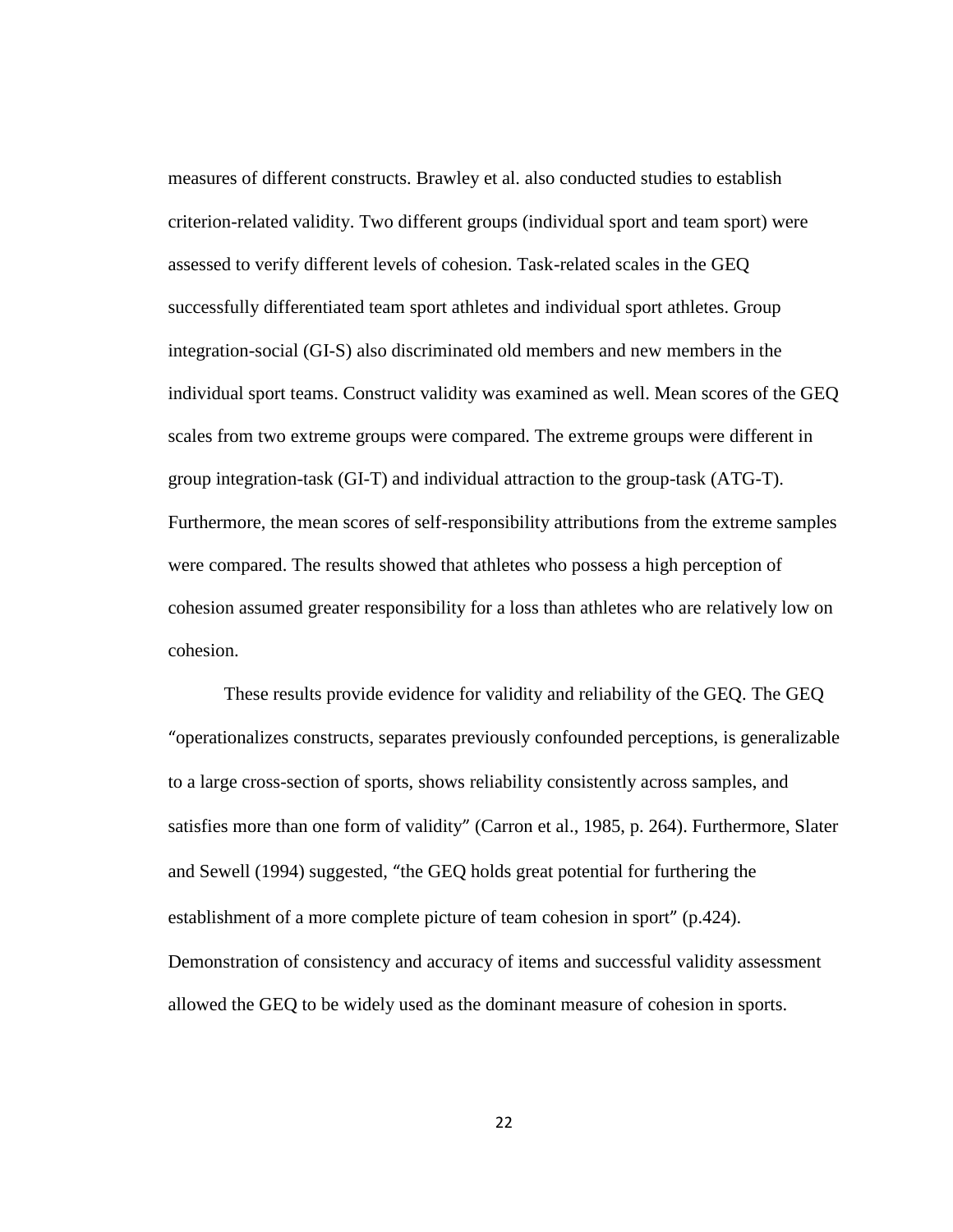measures of different constructs. Brawley et al. also conducted studies to establish criterion-related validity. Two different groups (individual sport and team sport) were assessed to verify different levels of cohesion. Task-related scales in the GEQ successfully differentiated team sport athletes and individual sport athletes. Group integration-social (GI-S) also discriminated old members and new members in the individual sport teams. Construct validity was examined as well. Mean scores of the GEQ scales from two extreme groups were compared. The extreme groups were different in group integration-task (GI-T) and individual attraction to the group-task (ATG-T). Furthermore, the mean scores of self-responsibility attributions from the extreme samples were compared. The results showed that athletes who possess a high perception of cohesion assumed greater responsibility for a loss than athletes who are relatively low on cohesion.

These results provide evidence for validity and reliability of the GEQ. The GEQ "operationalizes constructs, separates previously confounded perceptions, is generalizable to a large cross-section of sports, shows reliability consistently across samples, and satisfies more than one form of validity" (Carron et al., 1985, p. 264). Furthermore, Slater and Sewell (1994) suggested, "the GEQ holds great potential for furthering the establishment of a more complete picture of team cohesion in sport" (p.424). Demonstration of consistency and accuracy of items and successful validity assessment allowed the GEQ to be widely used as the dominant measure of cohesion in sports.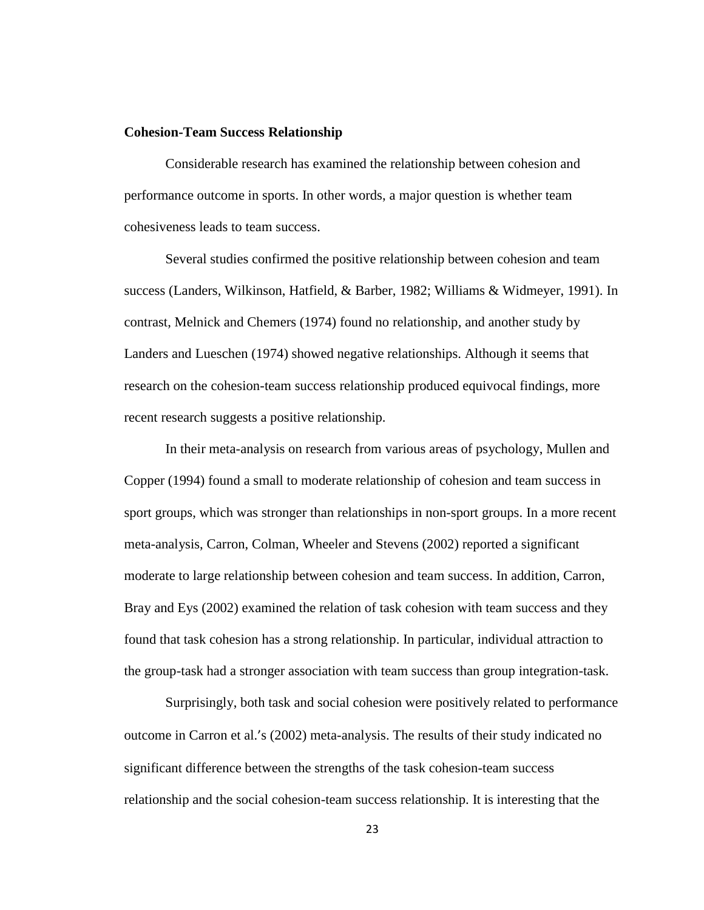**Cohesion-Team Success Relationship**

Considerable research has examined the relationship between cohesion and performance outcome in sports. In other words, a major question is whether team cohesiveness leads to team success.

Several studies confirmed the positive relationship between cohesion and team success (Landers, Wilkinson, Hatfield, & Barber, 1982; Williams & Widmeyer, 1991). In contrast, Melnick and Chemers (1974) found no relationship, and another study by Landers and Lueschen (1974) showed negative relationships. Although it seems that research on the cohesion-team success relationship produced equivocal findings, more recent research suggests a positive relationship.

In their meta-analysis on research from various areas of psychology, Mullen and Copper (1994) found a small to moderate relationship of cohesion and team success in sport groups, which was stronger than relationships in non-sport groups. In a more recent meta-analysis, Carron, Colman, Wheeler and Stevens (2002) reported a significant moderate to large relationship between cohesion and team success. In addition, Carron, Bray and Eys (2002) examined the relation of task cohesion with team success and they found that task cohesion has a strong relationship. In particular, individual attraction to the group-task had a stronger association with team success than group integration-task.

Surprisingly, both task and social cohesion were positively related to performance outcome in Carron et al.'s (2002) meta-analysis. The results of their study indicated no significant difference between the strengths of the task cohesion-team success relationship and the social cohesion-team success relationship. It is interesting that the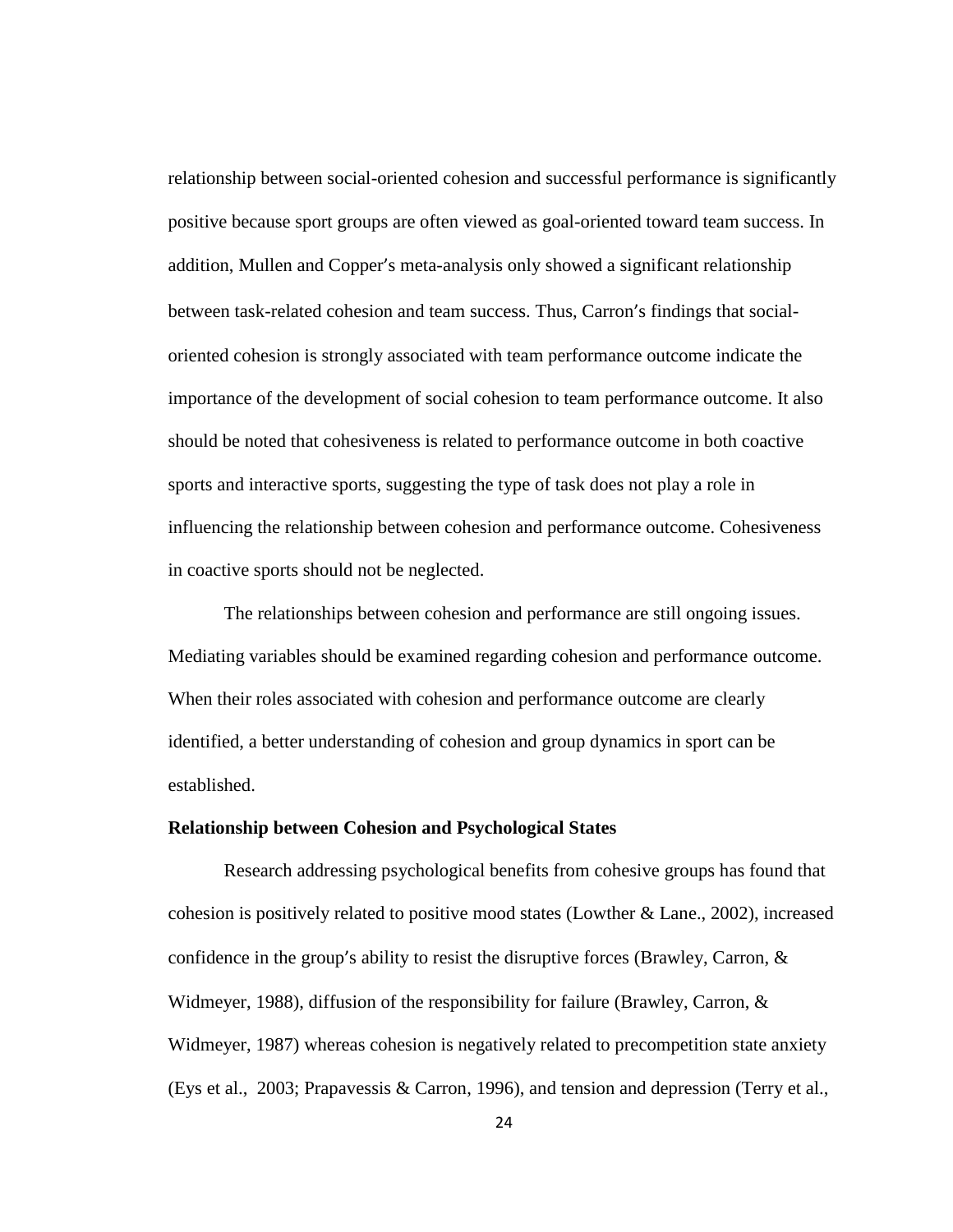relationship between social-oriented cohesion and successful performance is significantly positive because sport groups are often viewed as goal-oriented toward team success. In addition, Mullen and Copper's meta-analysis only showed a significant relationship between task-related cohesion and team success. Thus, Carron's findings that social-oriented cohesion is strongly associated with team performance outcome indicate the importance of the development of social cohesion to team performance outcome. It also should be noted that cohesiveness is related to performance outcome in both coactive sports and interactive sports, suggesting the type of task does not play a role in influencing the relationship between cohesion and performance outcome. Cohesiveness in coactive sports should not be neglected.

The relationships between cohesion and performance are still ongoing issues. Mediating variables should be examined regarding cohesion and performance outcome. When their roles associated with cohesion and performance outcome are clearly identified, a better understanding of cohesion and group dynamics in sport can be established.

**Relationship between Cohesion and Psychological States**

Research addressing psychological benefits from cohesive groups has found that cohesion is positively related to positive mood states (Lowther & Lane., 2002), increased confidence in the group's ability to resist the disruptive forces (Brawley, Carron, & Widmeyer, 1988), diffusion of the responsibility for failure (Brawley, Carron, & Widmeyer, 1987) whereas cohesion is negatively related to precompetition state anxiety (Eys et al., 2003; Prapavessis & Carron, 1996), and tension and depression (Terry et al.,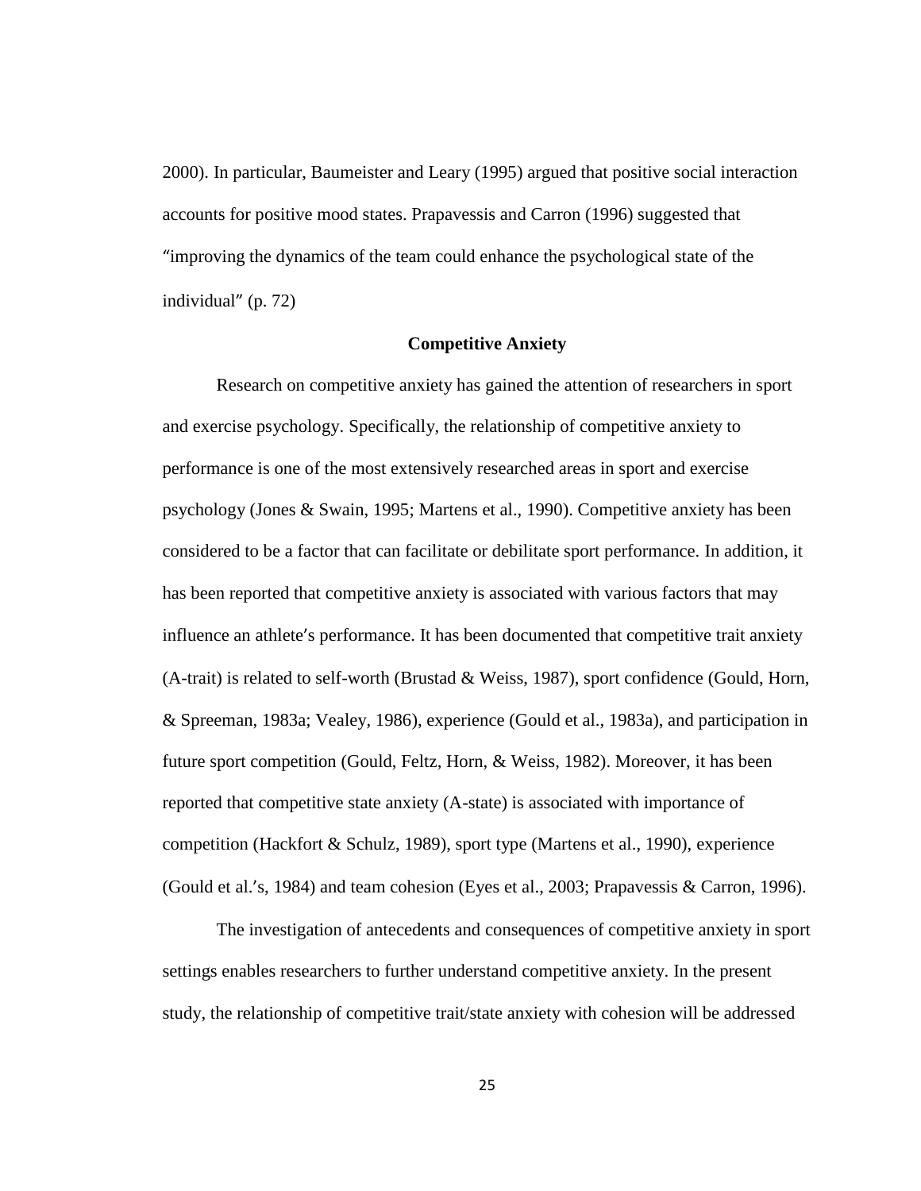2000). In particular, Baumeister and Leary (1995) argued that positive social interaction accounts for positive mood states. Prapavessis and Carron (1996) suggested that "improving the dynamics of the team could enhance the psychological state of the individual" (p. 72)

## Competitive Anxiety

Research on competitive anxiety has gained the attention of researchers in sport and exercise psychology. Specifically, the relationship of competitive anxiety to performance is one of the most extensively researched areas in sport and exercise psychology (Jones & Swain, 1995; Martens et al., 1990). Competitive anxiety has been considered to be a factor that can facilitate or debilitate sport performance. In addition, it has been reported that competitive anxiety is associated with various factors that may influence an athlete's performance. It has been documented that competitive trait anxiety (A-trait) is related to self-worth (Brustad & Weiss, 1987), sport confidence (Gould, Horn, & Spreeman, 1983a; Vealey, 1986), experience (Gould et al., 1983a), and participation in future sport competition (Gould, Feltz, Horn, & Weiss, 1982). Moreover, it has been reported that competitive state anxiety (A-state) is associated with importance of competition (Hackfort & Schulz, 1989), sport type (Martens et al., 1990), experience (Gould et al.'s, 1984) and team cohesion (Eyes et al., 2003; Prapavessis & Carron, 1996).

The investigation of antecedents and consequences of competitive anxiety in sport settings enables researchers to further understand competitive anxiety. In the present study, the relationship of competitive trait/state anxiety with cohesion will be addressed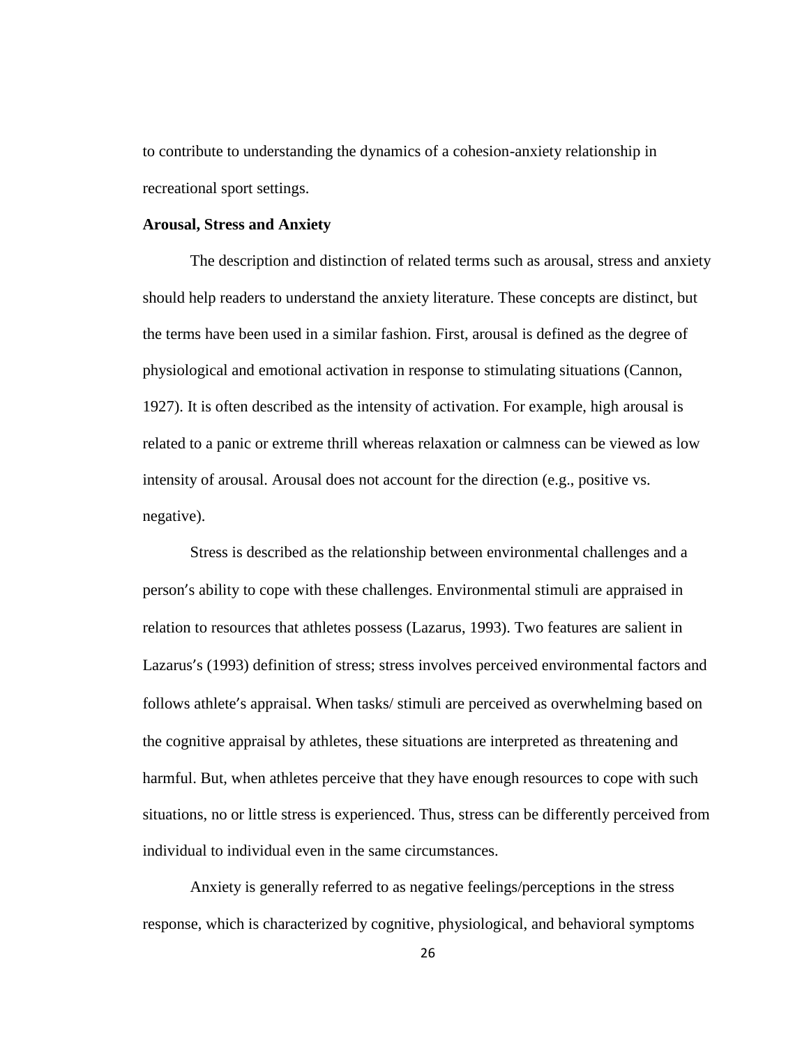to contribute to understanding the dynamics of a cohesion-anxiety relationship in recreational sport settings.

**Arousal, Stress and Anxiety**

The description and distinction of related terms such as arousal, stress and anxiety should help readers to understand the anxiety literature. These concepts are distinct, but the terms have been used in a similar fashion. First, arousal is defined as the degree of physiological and emotional activation in response to stimulating situations (Cannon, 1927). It is often described as the intensity of activation. For example, high arousal is related to a panic or extreme thrill whereas relaxation or calmness can be viewed as low intensity of arousal. Arousal does not account for the direction (e.g., positive vs. negative).

Stress is described as the relationship between environmental challenges and a person's ability to cope with these challenges. Environmental stimuli are appraised in relation to resources that athletes possess (Lazarus, 1993). Two features are salient in Lazarus's (1993) definition of stress; stress involves perceived environmental factors and follows athlete's appraisal. When tasks/ stimuli are perceived as overwhelming based on the cognitive appraisal by athletes, these situations are interpreted as threatening and harmful. But, when athletes perceive that they have enough resources to cope with such situations, no or little stress is experienced. Thus, stress can be differently perceived from individual to individual even in the same circumstances.

Anxiety is generally referred to as negative feelings/perceptions in the stress response, which is characterized by cognitive, physiological, and behavioral symptoms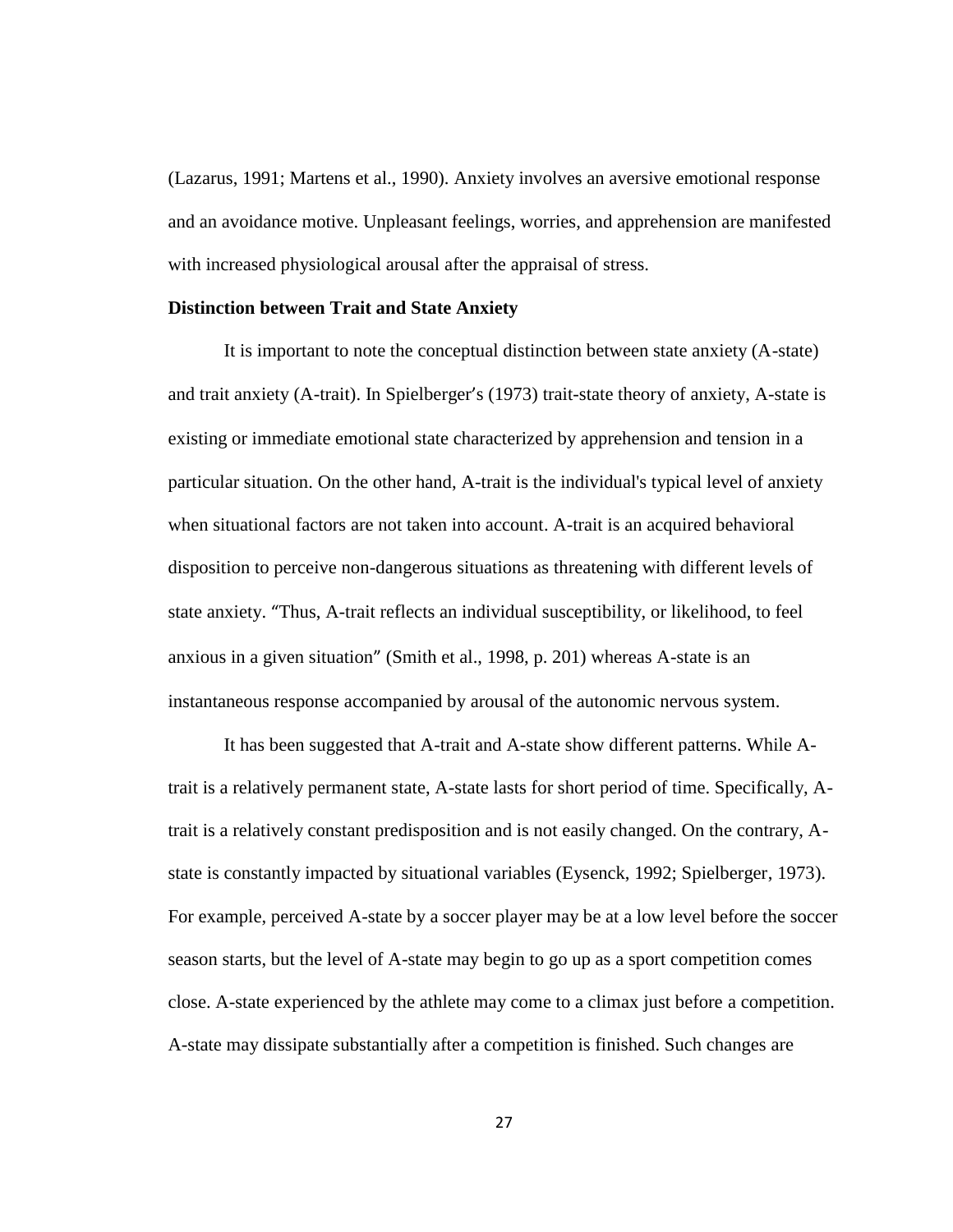(Lazarus, 1991; Martens et al., 1990). Anxiety involves an aversive emotional response and an avoidance motive. Unpleasant feelings, worries, and apprehension are manifested with increased physiological arousal after the appraisal of stress.

**Distinction between Trait and State Anxiety**

It is important to note the conceptual distinction between state anxiety (A-state) and trait anxiety (A-trait). In Spielberger's (1973) trait-state theory of anxiety, A-state is existing or immediate emotional state characterized by apprehension and tension in a particular situation. On the other hand, A-trait is the individual's typical level of anxiety when situational factors are not taken into account. A-trait is an acquired behavioral disposition to perceive non-dangerous situations as threatening with different levels of state anxiety. "Thus, A-trait reflects an individual susceptibility, or likelihood, to feel anxious in a given situation" (Smith et al., 1998, p. 201) whereas A-state is an instantaneous response accompanied by arousal of the autonomic nervous system.

It has been suggested that A-trait and A-state show different patterns. While A-trait is a relatively permanent state, A-state lasts for short period of time. Specifically, A-trait is a relatively constant predisposition and is not easily changed. On the contrary, A-state is constantly impacted by situational variables (Eysenck, 1992; Spielberger, 1973). For example, perceived A-state by a soccer player may be at a low level before the soccer season starts, but the level of A-state may begin to go up as a sport competition comes close. A-state experienced by the athlete may come to a climax just before a competition. A-state may dissipate substantially after a competition is finished. Such changes are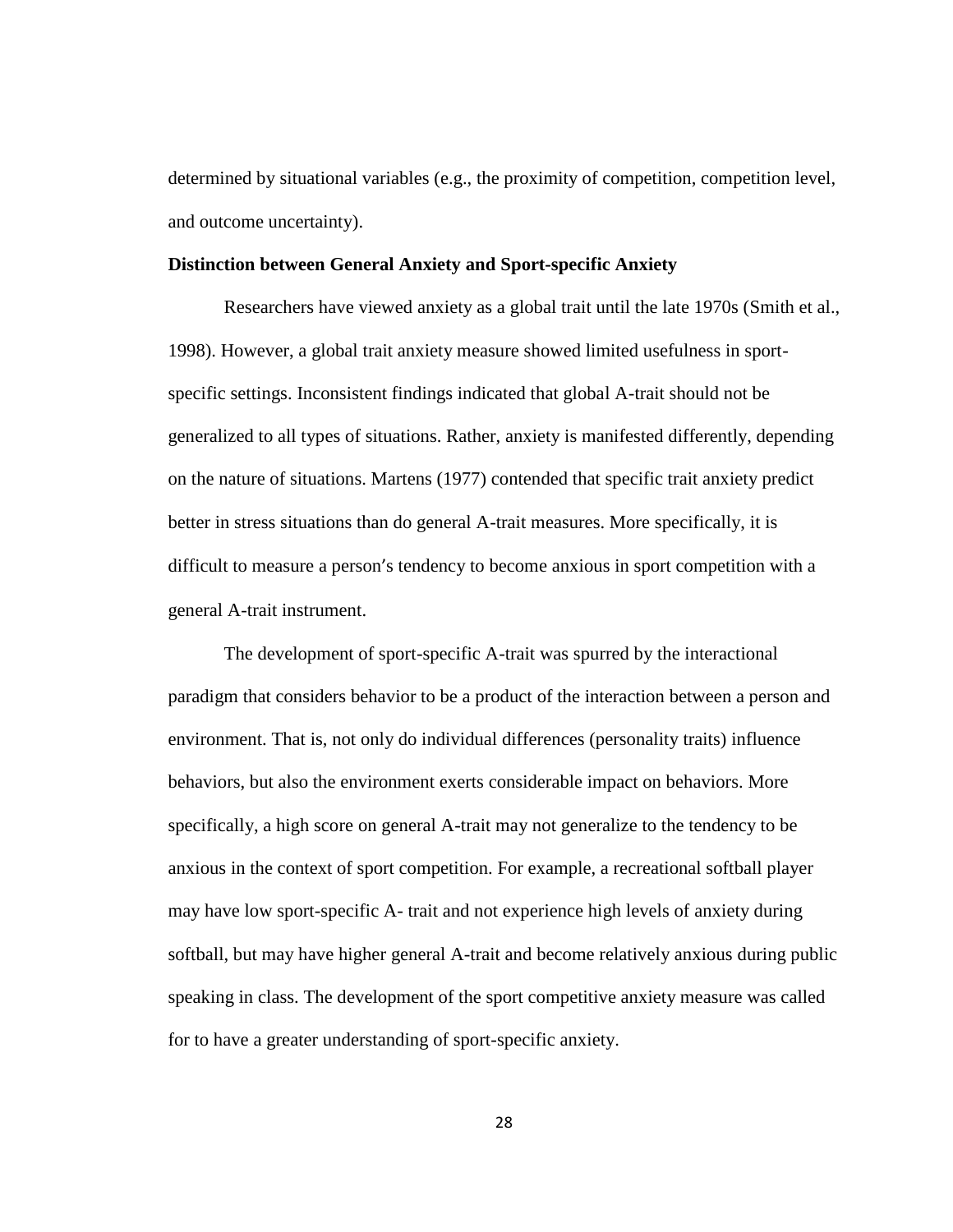determined by situational variables (e.g., the proximity of competition, competition level, and outcome uncertainty).

### Distinction between General Anxiety and Sport-specific Anxiety

Researchers have viewed anxiety as a global trait until the late 1970s (Smith et al., 1998). However, a global trait anxiety measure showed limited usefulness in sport-specific settings. Inconsistent findings indicated that global A-trait should not be generalized to all types of situations. Rather, anxiety is manifested differently, depending on the nature of situations. Martens (1977) contended that specific trait anxiety predict better in stress situations than do general A-trait measures. More specifically, it is difficult to measure a person's tendency to become anxious in sport competition with a general A-trait instrument.

The development of sport-specific A-trait was spurred by the interactional paradigm that considers behavior to be a product of the interaction between a person and environment. That is, not only do individual differences (personality traits) influence behaviors, but also the environment exerts considerable impact on behaviors. More specifically, a high score on general A-trait may not generalize to the tendency to be anxious in the context of sport competition. For example, a recreational softball player may have low sport-specific A- trait and not experience high levels of anxiety during softball, but may have higher general A-trait and become relatively anxious during public speaking in class. The development of the sport competitive anxiety measure was called for to have a greater understanding of sport-specific anxiety.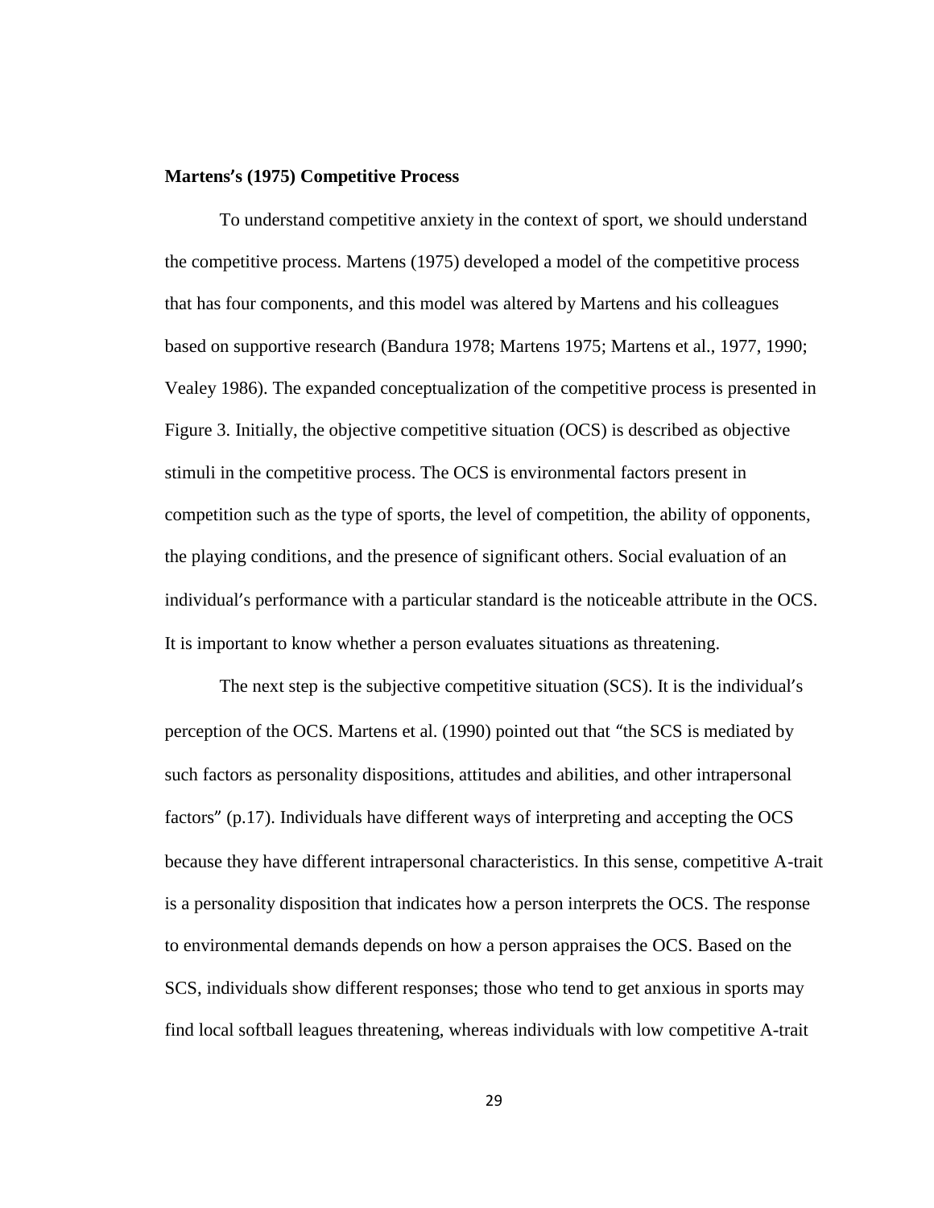**Martens's (1975) Competitive Process**

To understand competitive anxiety in the context of sport, we should understand the competitive process. Martens (1975) developed a model of the competitive process that has four components, and this model was altered by Martens and his colleagues based on supportive research (Bandura 1978; Martens 1975; Martens et al., 1977, 1990; Vealey 1986). The expanded conceptualization of the competitive process is presented in Figure 3. Initially, the objective competitive situation (OCS) is described as objective stimuli in the competitive process. The OCS is environmental factors present in competition such as the type of sports, the level of competition, the ability of opponents, the playing conditions, and the presence of significant others. Social evaluation of an individual's performance with a particular standard is the noticeable attribute in the OCS. It is important to know whether a person evaluates situations as threatening.

The next step is the subjective competitive situation (SCS). It is the individual's perception of the OCS. Martens et al. (1990) pointed out that "the SCS is mediated by such factors as personality dispositions, attitudes and abilities, and other intrapersonal factors" (p.17). Individuals have different ways of interpreting and accepting the OCS because they have different intrapersonal characteristics. In this sense, competitive A-trait is a personality disposition that indicates how a person interprets the OCS. The response to environmental demands depends on how a person appraises the OCS. Based on the SCS, individuals show different responses; those who tend to get anxious in sports may find local softball leagues threatening, whereas individuals with low competitive A-trait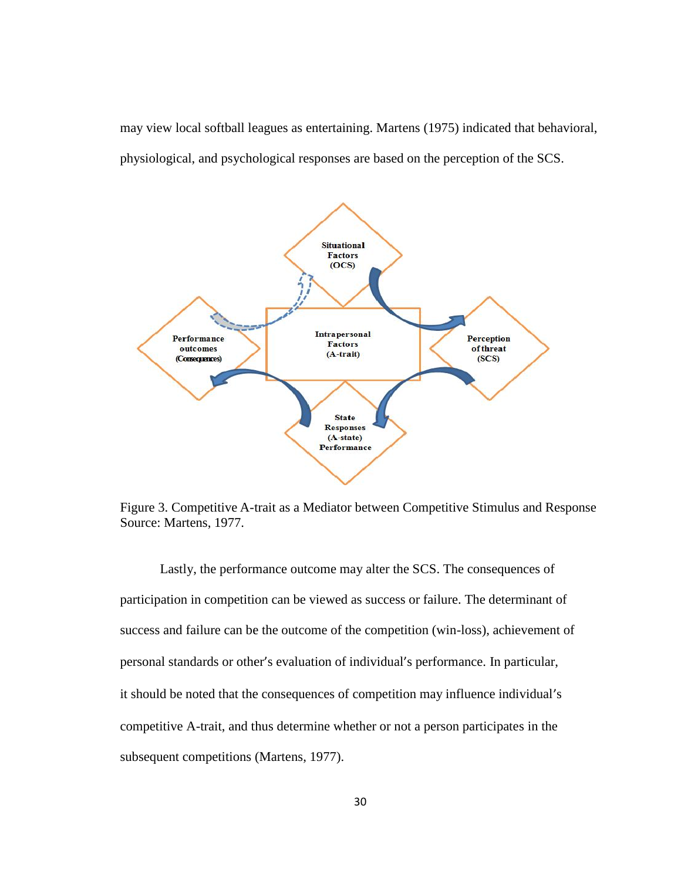may view local softball leagues as entertaining. Martens (1975) indicated that behavioral, physiological, and psychological responses are based on the perception of the SCS.

Situational Factors (OCS)

Intrapersonal Factors (A-trait)

Performance outcomes (Consequences)

Perception of threat (SCS)

State Responses (A-state) Performance

Figure 3. Competitive A-trait as a Mediator between Competitive Stimulus and Response
Source: Martens, 1977.

Lastly, the performance outcome may alter the SCS. The consequences of participation in competition can be viewed as success or failure. The determinant of success and failure can be the outcome of the competition (win-loss), achievement of personal standards or other's evaluation of individual's performance. In particular, it should be noted that the consequences of competition may influence individual's competitive A-trait, and thus determine whether or not a person participates in the subsequent competitions (Martens, 1977).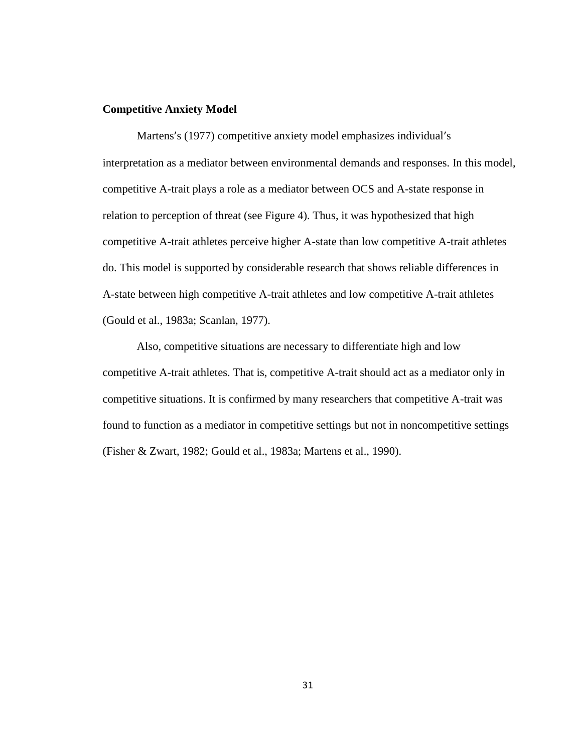## Competitive Anxiety Model

Martens's (1977) competitive anxiety model emphasizes individual's interpretation as a mediator between environmental demands and responses. In this model, competitive A-trait plays a role as a mediator between OCS and A-state response in relation to perception of threat (see Figure 4). Thus, it was hypothesized that high competitive A-trait athletes perceive higher A-state than low competitive A-trait athletes do. This model is supported by considerable research that shows reliable differences in A-state between high competitive A-trait athletes and low competitive A-trait athletes (Gould et al., 1983a; Scanlan, 1977).

Also, competitive situations are necessary to differentiate high and low competitive A-trait athletes. That is, competitive A-trait should act as a mediator only in competitive situations. It is confirmed by many researchers that competitive A-trait was found to function as a mediator in competitive settings but not in noncompetitive settings (Fisher & Zwart, 1982; Gould et al., 1983a; Martens et al., 1990).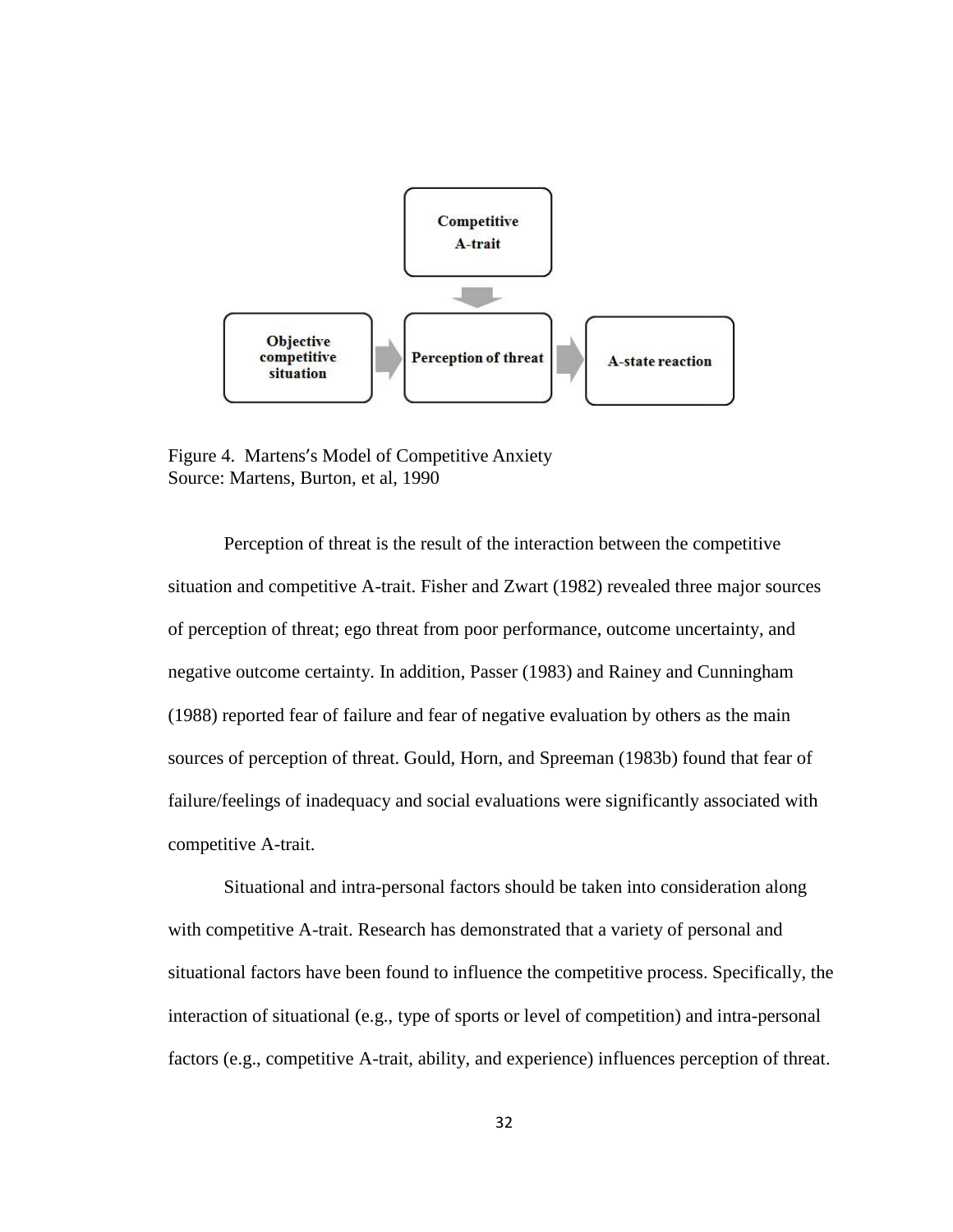Competitive A-trait

Objective competitive situation → Perception of threat → A-state reaction

Figure 4. Martens's Model of Competitive Anxiety
Source: Martens, Burton, et al, 1990

Perception of threat is the result of the interaction between the competitive situation and competitive A-trait. Fisher and Zwart (1982) revealed three major sources of perception of threat; ego threat from poor performance, outcome uncertainty, and negative outcome certainty. In addition, Passer (1983) and Rainey and Cunningham (1988) reported fear of failure and fear of negative evaluation by others as the main sources of perception of threat. Gould, Horn, and Spreeman (1983b) found that fear of failure/feelings of inadequacy and social evaluations were significantly associated with competitive A-trait.

Situational and intra-personal factors should be taken into consideration along with competitive A-trait. Research has demonstrated that a variety of personal and situational factors have been found to influence the competitive process. Specifically, the interaction of situational (e.g., type of sports or level of competition) and intra-personal factors (e.g., competitive A-trait, ability, and experience) influences perception of threat.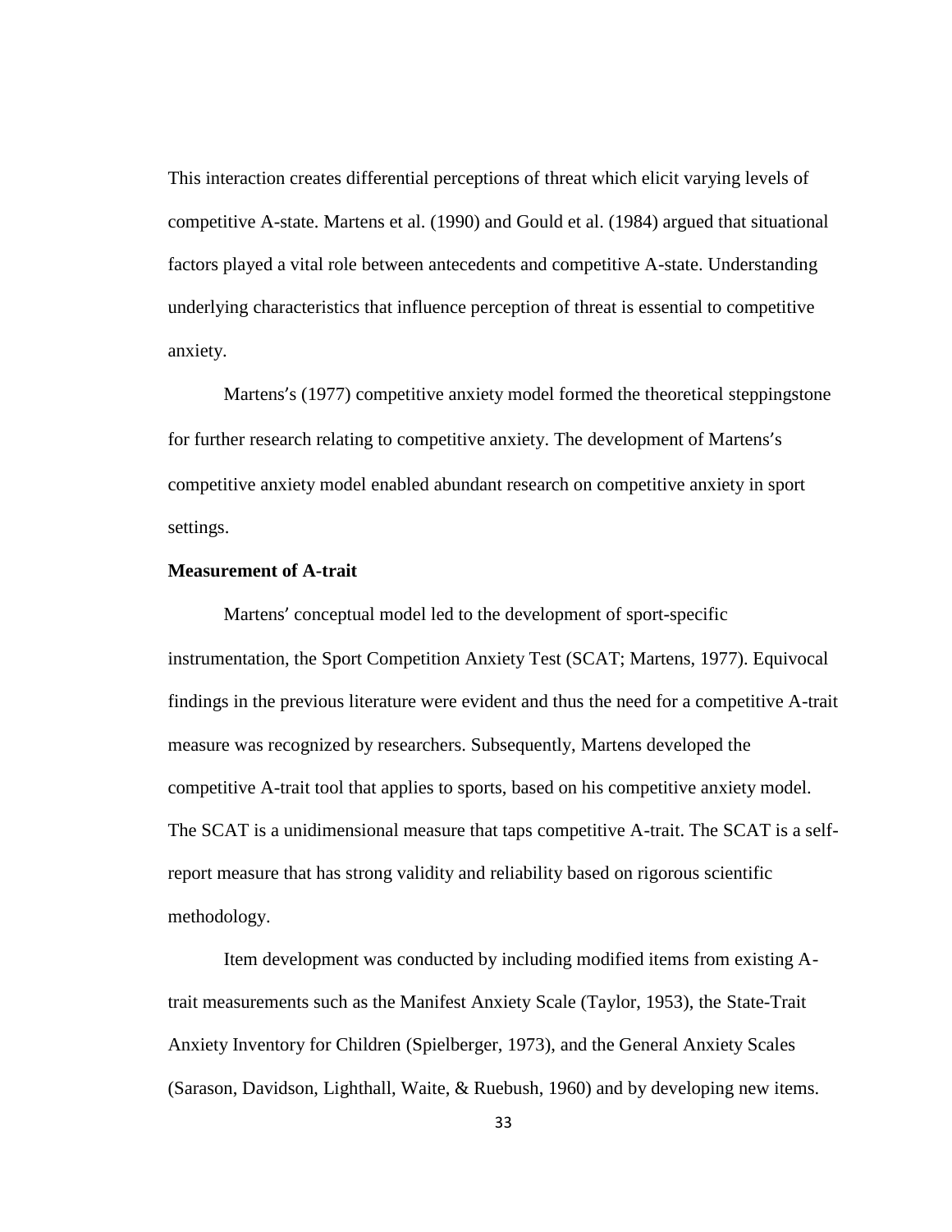This interaction creates differential perceptions of threat which elicit varying levels of competitive A-state. Martens et al. (1990) and Gould et al. (1984) argued that situational factors played a vital role between antecedents and competitive A-state. Understanding underlying characteristics that influence perception of threat is essential to competitive anxiety.

Martens's (1977) competitive anxiety model formed the theoretical steppingstone for further research relating to competitive anxiety. The development of Martens's competitive anxiety model enabled abundant research on competitive anxiety in sport settings.

**Measurement of A-trait**

Martens' conceptual model led to the development of sport-specific instrumentation, the Sport Competition Anxiety Test (SCAT; Martens, 1977). Equivocal findings in the previous literature were evident and thus the need for a competitive A-trait measure was recognized by researchers. Subsequently, Martens developed the competitive A-trait tool that applies to sports, based on his competitive anxiety model. The SCAT is a unidimensional measure that taps competitive A-trait. The SCAT is a self-report measure that has strong validity and reliability based on rigorous scientific methodology.

Item development was conducted by including modified items from existing A-trait measurements such as the Manifest Anxiety Scale (Taylor, 1953), the State-Trait Anxiety Inventory for Children (Spielberger, 1973), and the General Anxiety Scales (Sarason, Davidson, Lighthall, Waite, & Ruebush, 1960) and by developing new items.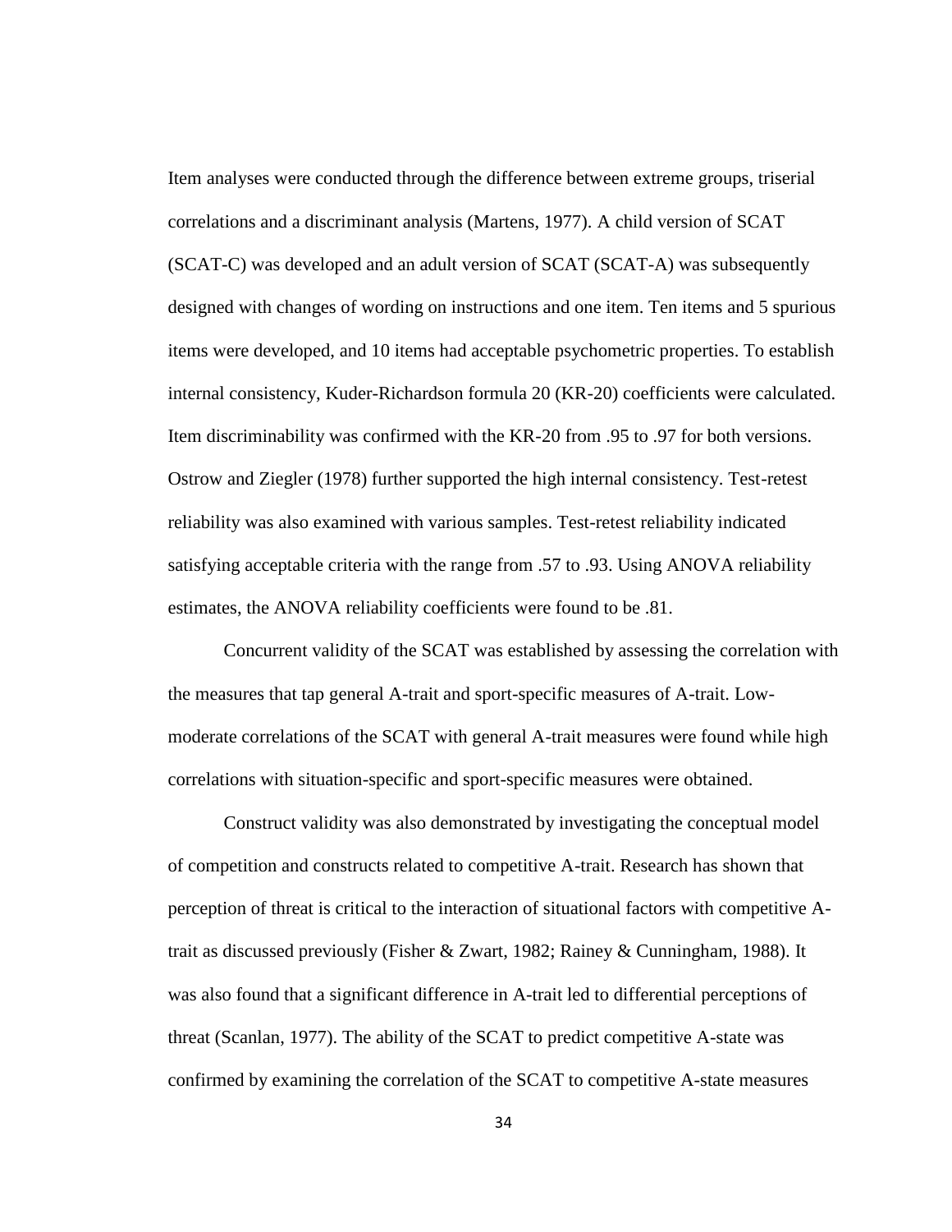Item analyses were conducted through the difference between extreme groups, triserial correlations and a discriminant analysis (Martens, 1977). A child version of SCAT (SCAT-C) was developed and an adult version of SCAT (SCAT-A) was subsequently designed with changes of wording on instructions and one item. Ten items and 5 spurious items were developed, and 10 items had acceptable psychometric properties. To establish internal consistency, Kuder-Richardson formula 20 (KR-20) coefficients were calculated. Item discriminability was confirmed with the KR-20 from .95 to .97 for both versions. Ostrow and Ziegler (1978) further supported the high internal consistency. Test-retest reliability was also examined with various samples. Test-retest reliability indicated satisfying acceptable criteria with the range from .57 to .93. Using ANOVA reliability estimates, the ANOVA reliability coefficients were found to be .81.

Concurrent validity of the SCAT was established by assessing the correlation with the measures that tap general A-trait and sport-specific measures of A-trait. Low-moderate correlations of the SCAT with general A-trait measures were found while high correlations with situation-specific and sport-specific measures were obtained.

Construct validity was also demonstrated by investigating the conceptual model of competition and constructs related to competitive A-trait. Research has shown that perception of threat is critical to the interaction of situational factors with competitive A-trait as discussed previously (Fisher & Zwart, 1982; Rainey & Cunningham, 1988). It was also found that a significant difference in A-trait led to differential perceptions of threat (Scanlan, 1977). The ability of the SCAT to predict competitive A-state was confirmed by examining the correlation of the SCAT to competitive A-state measures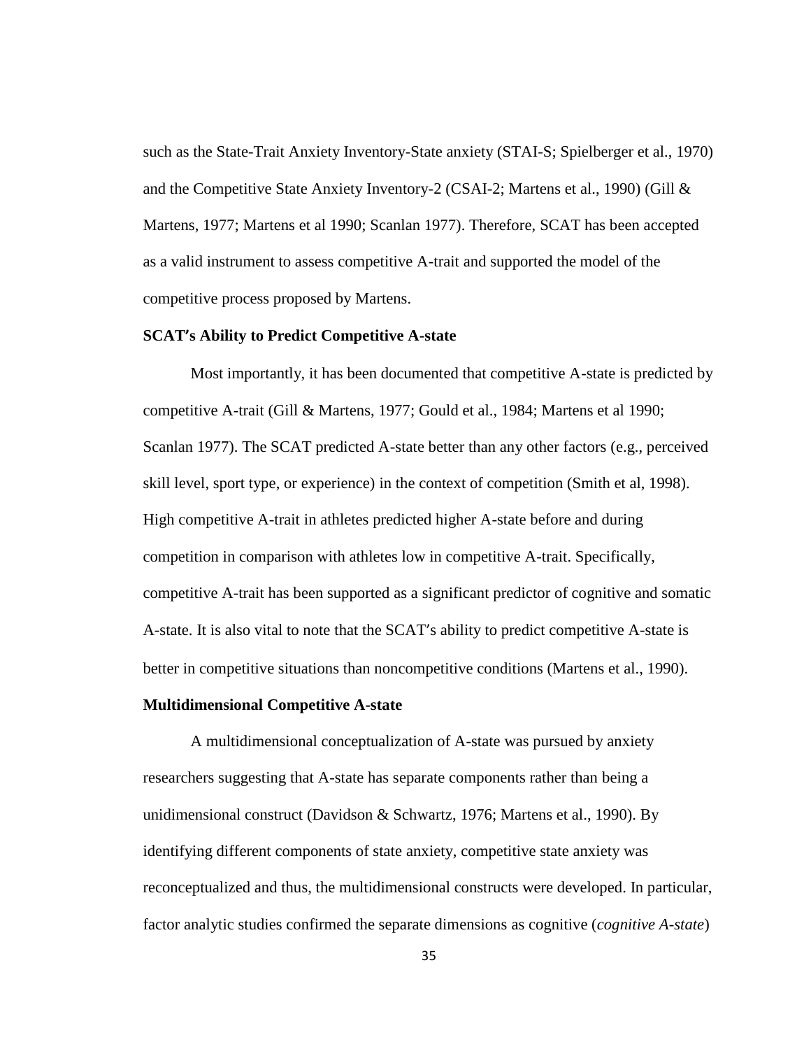such as the State-Trait Anxiety Inventory-State anxiety (STAI-S; Spielberger et al., 1970) and the Competitive State Anxiety Inventory-2 (CSAI-2; Martens et al., 1990) (Gill & Martens, 1977; Martens et al 1990; Scanlan 1977). Therefore, SCAT has been accepted as a valid instrument to assess competitive A-trait and supported the model of the competitive process proposed by Martens.

**SCAT's Ability to Predict Competitive A-state**

Most importantly, it has been documented that competitive A-state is predicted by competitive A-trait (Gill & Martens, 1977; Gould et al., 1984; Martens et al 1990; Scanlan 1977). The SCAT predicted A-state better than any other factors (e.g., perceived skill level, sport type, or experience) in the context of competition (Smith et al, 1998). High competitive A-trait in athletes predicted higher A-state before and during competition in comparison with athletes low in competitive A-trait. Specifically, competitive A-trait has been supported as a significant predictor of cognitive and somatic A-state. It is also vital to note that the SCAT's ability to predict competitive A-state is better in competitive situations than noncompetitive conditions (Martens et al., 1990).

**Multidimensional Competitive A-state**

A multidimensional conceptualization of A-state was pursued by anxiety researchers suggesting that A-state has separate components rather than being a unidimensional construct (Davidson & Schwartz, 1976; Martens et al., 1990). By identifying different components of state anxiety, competitive state anxiety was reconceptualized and thus, the multidimensional constructs were developed. In particular, factor analytic studies confirmed the separate dimensions as cognitive (*cognitive A-state*)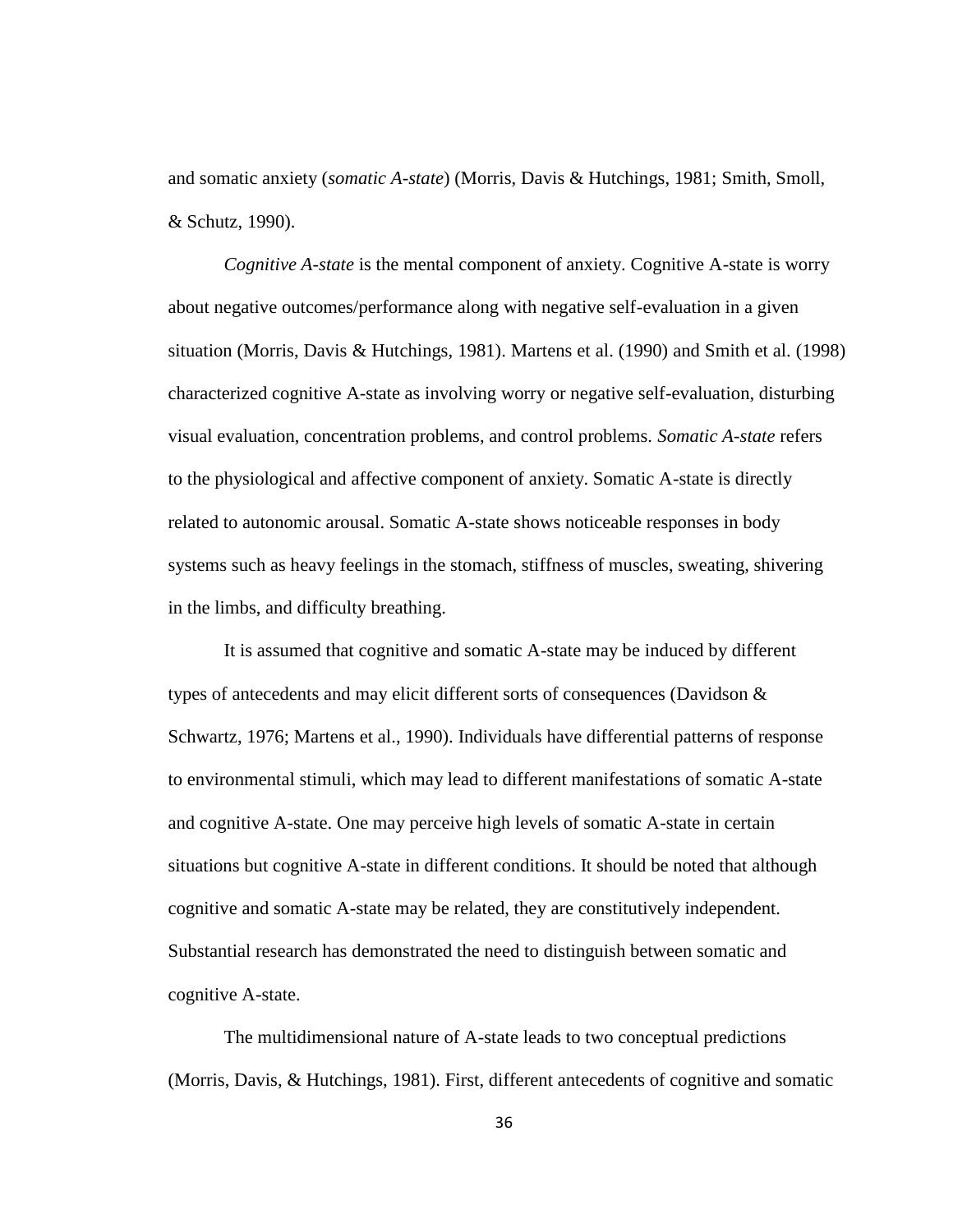and somatic anxiety (*somatic A-state*) (Morris, Davis & Hutchings, 1981; Smith, Smoll, & Schutz, 1990).

*Cognitive A-state* is the mental component of anxiety. Cognitive A-state is worry about negative outcomes/performance along with negative self-evaluation in a given situation (Morris, Davis & Hutchings, 1981). Martens et al. (1990) and Smith et al. (1998) characterized cognitive A-state as involving worry or negative self-evaluation, disturbing visual evaluation, concentration problems, and control problems. *Somatic A-state* refers to the physiological and affective component of anxiety. Somatic A-state is directly related to autonomic arousal. Somatic A-state shows noticeable responses in body systems such as heavy feelings in the stomach, stiffness of muscles, sweating, shivering in the limbs, and difficulty breathing.

It is assumed that cognitive and somatic A-state may be induced by different types of antecedents and may elicit different sorts of consequences (Davidson & Schwartz, 1976; Martens et al., 1990). Individuals have differential patterns of response to environmental stimuli, which may lead to different manifestations of somatic A-state and cognitive A-state. One may perceive high levels of somatic A-state in certain situations but cognitive A-state in different conditions. It should be noted that although cognitive and somatic A-state may be related, they are constitutively independent. Substantial research has demonstrated the need to distinguish between somatic and cognitive A-state.

The multidimensional nature of A-state leads to two conceptual predictions (Morris, Davis, & Hutchings, 1981). First, different antecedents of cognitive and somatic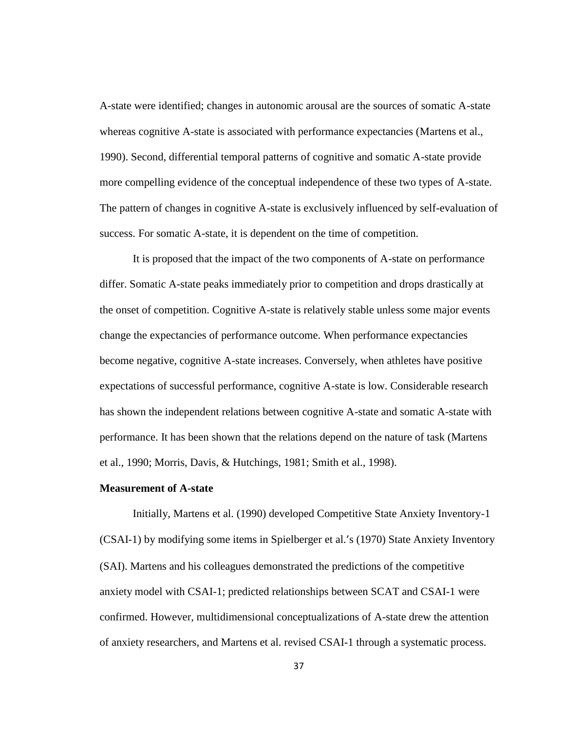A-state were identified; changes in autonomic arousal are the sources of somatic A-state whereas cognitive A-state is associated with performance expectancies (Martens et al., 1990). Second, differential temporal patterns of cognitive and somatic A-state provide more compelling evidence of the conceptual independence of these two types of A-state. The pattern of changes in cognitive A-state is exclusively influenced by self-evaluation of success. For somatic A-state, it is dependent on the time of competition.

It is proposed that the impact of the two components of A-state on performance differ. Somatic A-state peaks immediately prior to competition and drops drastically at the onset of competition. Cognitive A-state is relatively stable unless some major events change the expectancies of performance outcome. When performance expectancies become negative, cognitive A-state increases. Conversely, when athletes have positive expectations of successful performance, cognitive A-state is low. Considerable research has shown the independent relations between cognitive A-state and somatic A-state with performance. It has been shown that the relations depend on the nature of task (Martens et al., 1990; Morris, Davis, & Hutchings, 1981; Smith et al., 1998).

**Measurement of A-state**

Initially, Martens et al. (1990) developed Competitive State Anxiety Inventory-1 (CSAI-1) by modifying some items in Spielberger et al.'s (1970) State Anxiety Inventory (SAI). Martens and his colleagues demonstrated the predictions of the competitive anxiety model with CSAI-1; predicted relationships between SCAT and CSAI-1 were confirmed. However, multidimensional conceptualizations of A-state drew the attention of anxiety researchers, and Martens et al. revised CSAI-1 through a systematic process.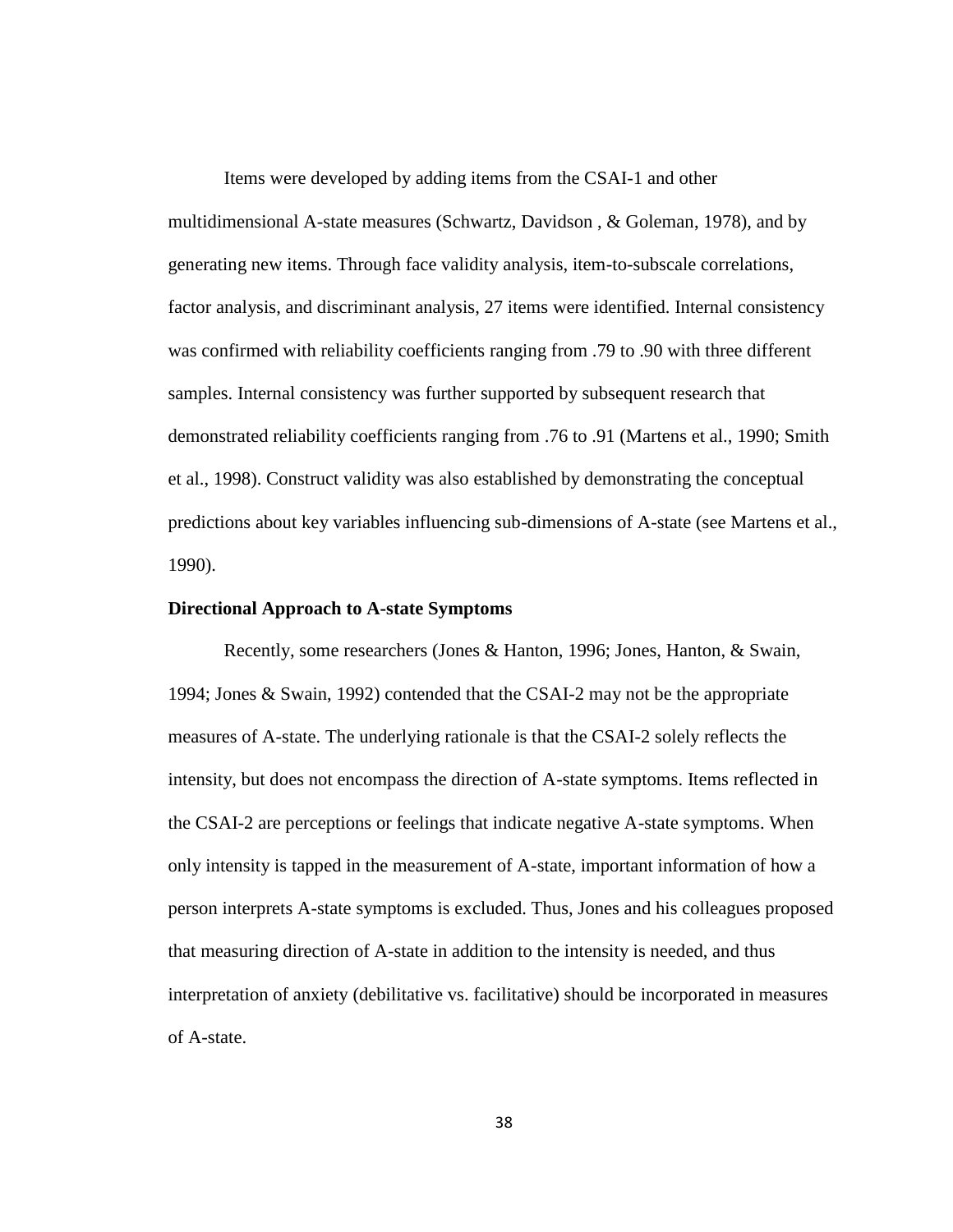Items were developed by adding items from the CSAI-1 and other multidimensional A-state measures (Schwartz, Davidson , & Goleman, 1978), and by generating new items. Through face validity analysis, item-to-subscale correlations, factor analysis, and discriminant analysis, 27 items were identified. Internal consistency was confirmed with reliability coefficients ranging from .79 to .90 with three different samples. Internal consistency was further supported by subsequent research that demonstrated reliability coefficients ranging from .76 to .91 (Martens et al., 1990; Smith et al., 1998). Construct validity was also established by demonstrating the conceptual predictions about key variables influencing sub-dimensions of A-state (see Martens et al., 1990).

**Directional Approach to A-state Symptoms**

Recently, some researchers (Jones & Hanton, 1996; Jones, Hanton, & Swain, 1994; Jones & Swain, 1992) contended that the CSAI-2 may not be the appropriate measures of A-state. The underlying rationale is that the CSAI-2 solely reflects the intensity, but does not encompass the direction of A-state symptoms. Items reflected in the CSAI-2 are perceptions or feelings that indicate negative A-state symptoms. When only intensity is tapped in the measurement of A-state, important information of how a person interprets A-state symptoms is excluded. Thus, Jones and his colleagues proposed that measuring direction of A-state in addition to the intensity is needed, and thus interpretation of anxiety (debilitative vs. facilitative) should be incorporated in measures of A-state.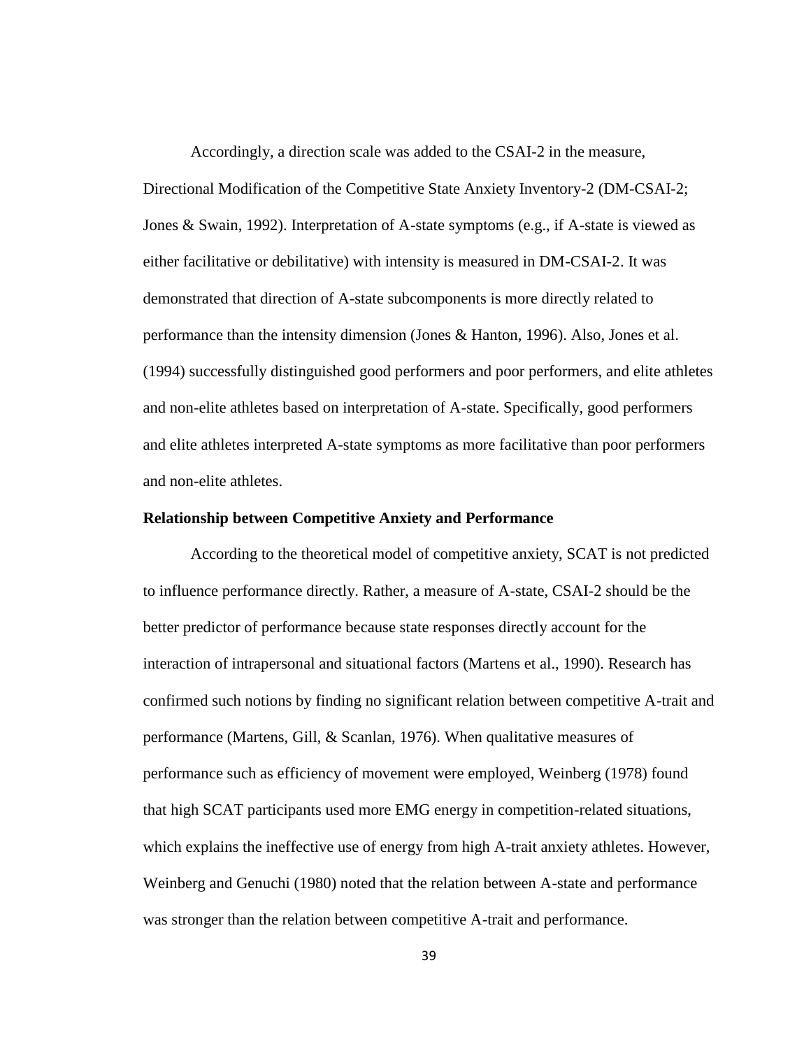Accordingly, a direction scale was added to the CSAI-2 in the measure, Directional Modification of the Competitive State Anxiety Inventory-2 (DM-CSAI-2; Jones & Swain, 1992). Interpretation of A-state symptoms (e.g., if A-state is viewed as either facilitative or debilitative) with intensity is measured in DM-CSAI-2. It was demonstrated that direction of A-state subcomponents is more directly related to performance than the intensity dimension (Jones & Hanton, 1996). Also, Jones et al. (1994) successfully distinguished good performers and poor performers, and elite athletes and non-elite athletes based on interpretation of A-state. Specifically, good performers and elite athletes interpreted A-state symptoms as more facilitative than poor performers and non-elite athletes.

**Relationship between Competitive Anxiety and Performance**

According to the theoretical model of competitive anxiety, SCAT is not predicted to influence performance directly. Rather, a measure of A-state, CSAI-2 should be the better predictor of performance because state responses directly account for the interaction of intrapersonal and situational factors (Martens et al., 1990). Research has confirmed such notions by finding no significant relation between competitive A-trait and performance (Martens, Gill, & Scanlan, 1976). When qualitative measures of performance such as efficiency of movement were employed, Weinberg (1978) found that high SCAT participants used more EMG energy in competition-related situations, which explains the ineffective use of energy from high A-trait anxiety athletes. However, Weinberg and Genuchi (1980) noted that the relation between A-state and performance was stronger than the relation between competitive A-trait and performance.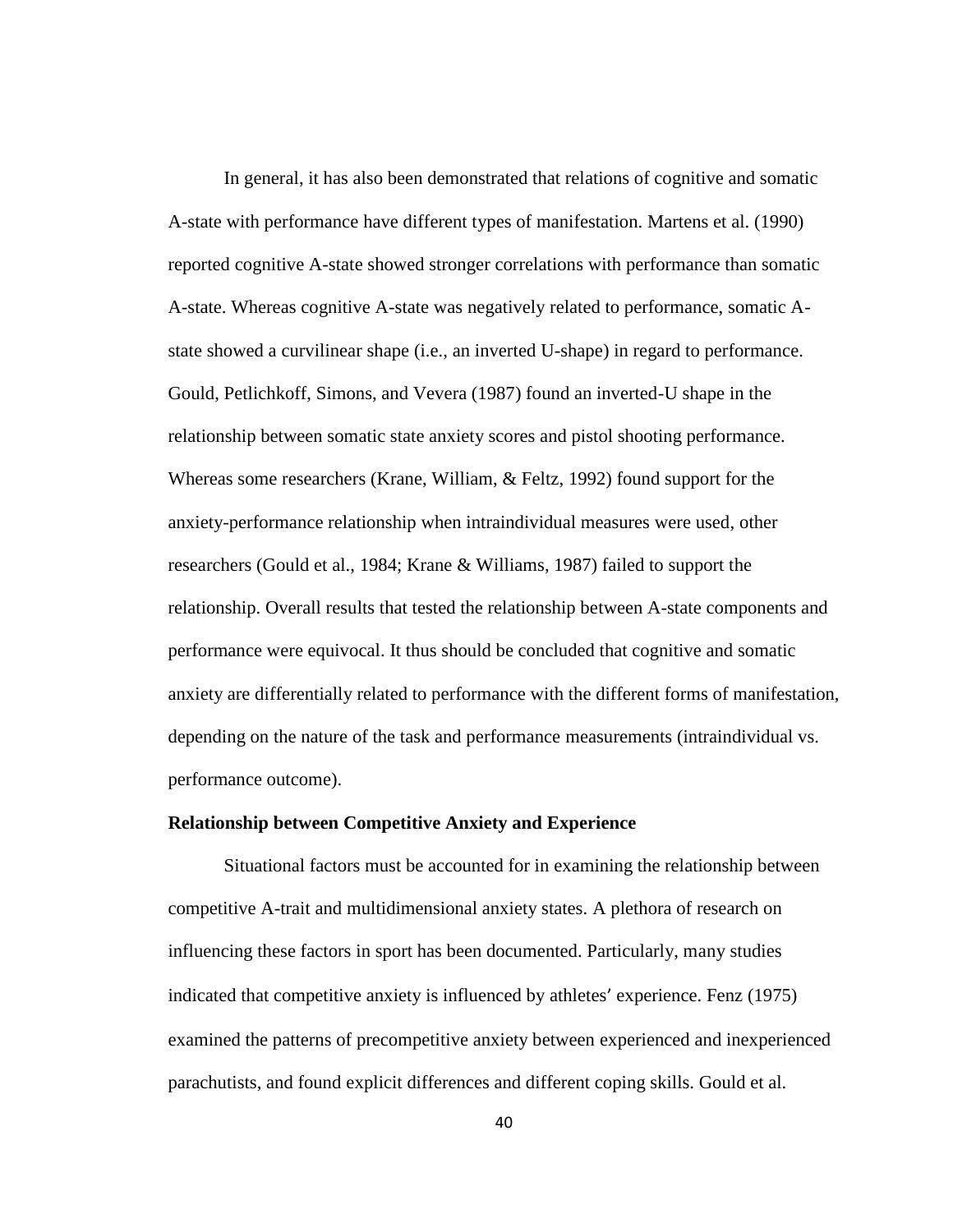In general, it has also been demonstrated that relations of cognitive and somatic A-state with performance have different types of manifestation. Martens et al. (1990) reported cognitive A-state showed stronger correlations with performance than somatic A-state. Whereas cognitive A-state was negatively related to performance, somatic A-state showed a curvilinear shape (i.e., an inverted U-shape) in regard to performance. Gould, Petlichkoff, Simons, and Vevera (1987) found an inverted-U shape in the relationship between somatic state anxiety scores and pistol shooting performance. Whereas some researchers (Krane, William, & Feltz, 1992) found support for the anxiety-performance relationship when intraindividual measures were used, other researchers (Gould et al., 1984; Krane & Williams, 1987) failed to support the relationship. Overall results that tested the relationship between A-state components and performance were equivocal. It thus should be concluded that cognitive and somatic anxiety are differentially related to performance with the different forms of manifestation, depending on the nature of the task and performance measurements (intraindividual vs. performance outcome).

**Relationship between Competitive Anxiety and Experience**

Situational factors must be accounted for in examining the relationship between competitive A-trait and multidimensional anxiety states. A plethora of research on influencing these factors in sport has been documented. Particularly, many studies indicated that competitive anxiety is influenced by athletes' experience. Fenz (1975) examined the patterns of precompetitive anxiety between experienced and inexperienced parachutists, and found explicit differences and different coping skills. Gould et al.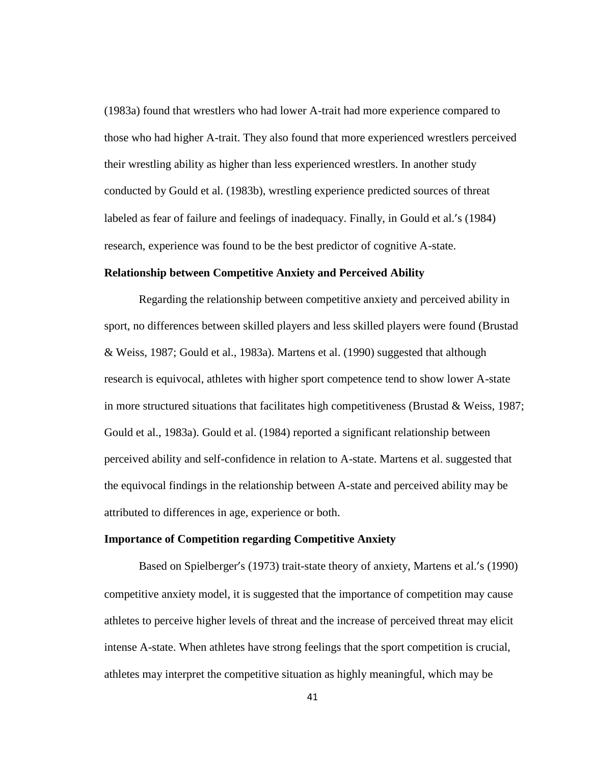(1983a) found that wrestlers who had lower A-trait had more experience compared to those who had higher A-trait. They also found that more experienced wrestlers perceived their wrestling ability as higher than less experienced wrestlers. In another study conducted by Gould et al. (1983b), wrestling experience predicted sources of threat labeled as fear of failure and feelings of inadequacy. Finally, in Gould et al.′s (1984) research, experience was found to be the best predictor of cognitive A-state.

### Relationship between Competitive Anxiety and Perceived Ability

Regarding the relationship between competitive anxiety and perceived ability in sport, no differences between skilled players and less skilled players were found (Brustad & Weiss, 1987; Gould et al., 1983a). Martens et al. (1990) suggested that although research is equivocal, athletes with higher sport competence tend to show lower A-state in more structured situations that facilitates high competitiveness (Brustad & Weiss, 1987; Gould et al., 1983a). Gould et al. (1984) reported a significant relationship between perceived ability and self-confidence in relation to A-state. Martens et al. suggested that the equivocal findings in the relationship between A-state and perceived ability may be attributed to differences in age, experience or both.

### Importance of Competition regarding Competitive Anxiety

Based on Spielberger′s (1973) trait-state theory of anxiety, Martens et al.′s (1990) competitive anxiety model, it is suggested that the importance of competition may cause athletes to perceive higher levels of threat and the increase of perceived threat may elicit intense A-state. When athletes have strong feelings that the sport competition is crucial, athletes may interpret the competitive situation as highly meaningful, which may be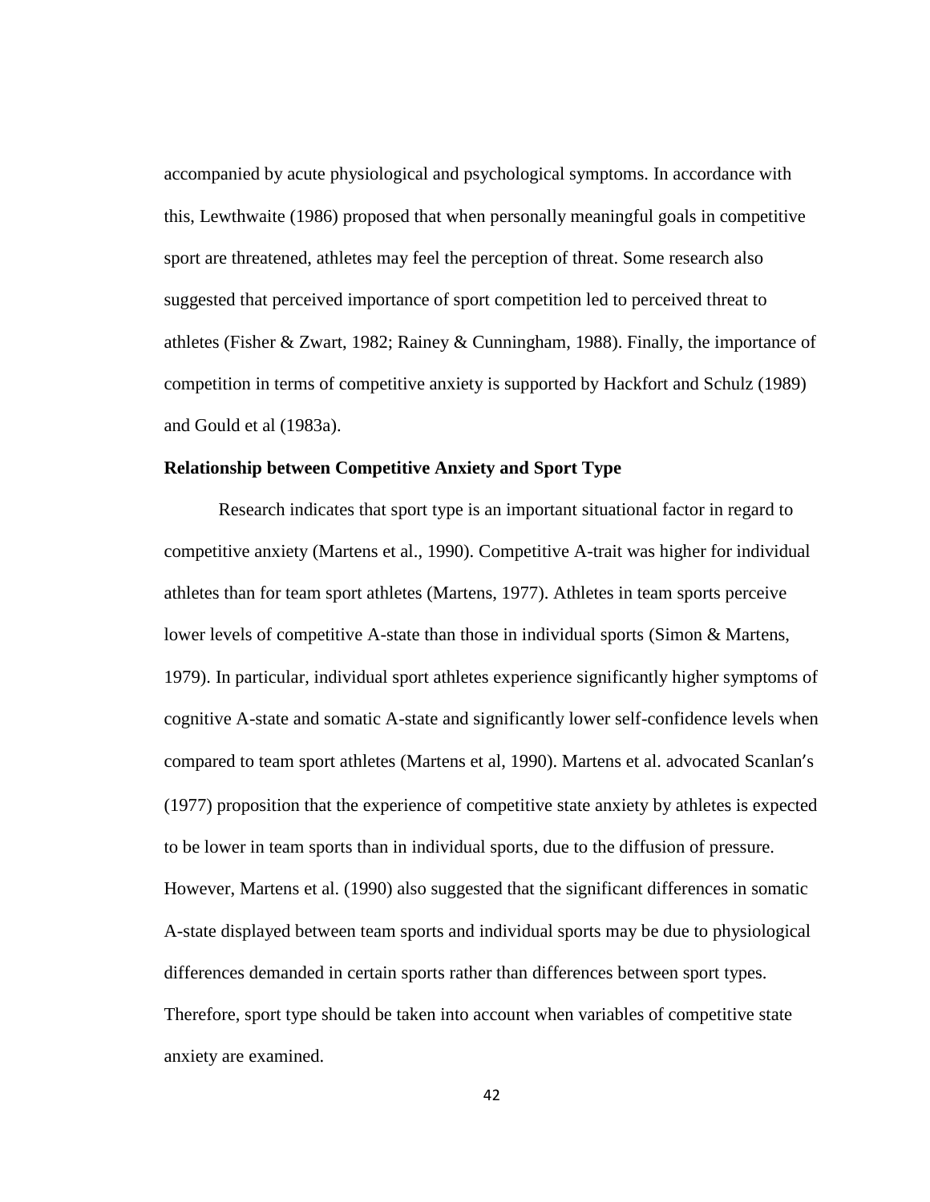accompanied by acute physiological and psychological symptoms. In accordance with this, Lewthwaite (1986) proposed that when personally meaningful goals in competitive sport are threatened, athletes may feel the perception of threat. Some research also suggested that perceived importance of sport competition led to perceived threat to athletes (Fisher & Zwart, 1982; Rainey & Cunningham, 1988). Finally, the importance of competition in terms of competitive anxiety is supported by Hackfort and Schulz (1989) and Gould et al (1983a).

**Relationship between Competitive Anxiety and Sport Type**

Research indicates that sport type is an important situational factor in regard to competitive anxiety (Martens et al., 1990). Competitive A-trait was higher for individual athletes than for team sport athletes (Martens, 1977). Athletes in team sports perceive lower levels of competitive A-state than those in individual sports (Simon & Martens, 1979). In particular, individual sport athletes experience significantly higher symptoms of cognitive A-state and somatic A-state and significantly lower self-confidence levels when compared to team sport athletes (Martens et al, 1990). Martens et al. advocated Scanlan's (1977) proposition that the experience of competitive state anxiety by athletes is expected to be lower in team sports than in individual sports, due to the diffusion of pressure. However, Martens et al. (1990) also suggested that the significant differences in somatic A-state displayed between team sports and individual sports may be due to physiological differences demanded in certain sports rather than differences between sport types. Therefore, sport type should be taken into account when variables of competitive state anxiety are examined.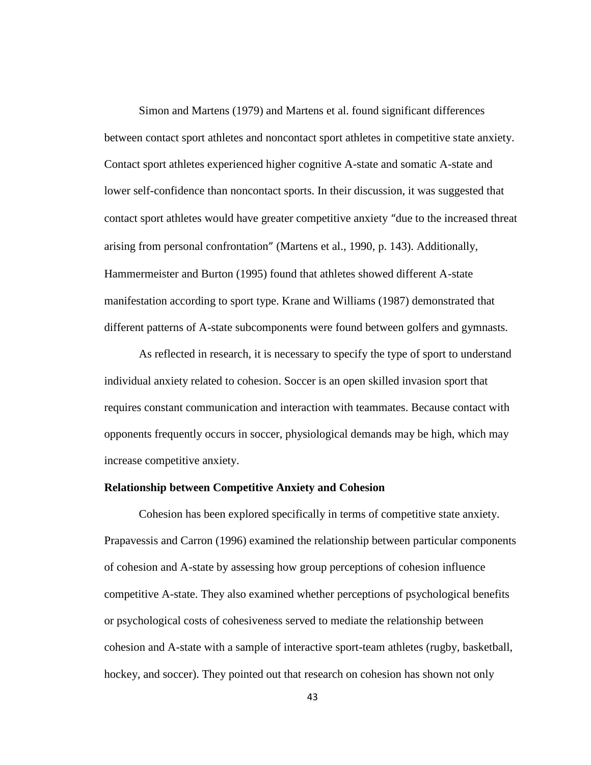Simon and Martens (1979) and Martens et al. found significant differences between contact sport athletes and noncontact sport athletes in competitive state anxiety. Contact sport athletes experienced higher cognitive A-state and somatic A-state and lower self-confidence than noncontact sports. In their discussion, it was suggested that contact sport athletes would have greater competitive anxiety "due to the increased threat arising from personal confrontation" (Martens et al., 1990, p. 143). Additionally, Hammermeister and Burton (1995) found that athletes showed different A-state manifestation according to sport type. Krane and Williams (1987) demonstrated that different patterns of A-state subcomponents were found between golfers and gymnasts.

As reflected in research, it is necessary to specify the type of sport to understand individual anxiety related to cohesion. Soccer is an open skilled invasion sport that requires constant communication and interaction with teammates. Because contact with opponents frequently occurs in soccer, physiological demands may be high, which may increase competitive anxiety.

**Relationship between Competitive Anxiety and Cohesion**

Cohesion has been explored specifically in terms of competitive state anxiety. Prapavessis and Carron (1996) examined the relationship between particular components of cohesion and A-state by assessing how group perceptions of cohesion influence competitive A-state. They also examined whether perceptions of psychological benefits or psychological costs of cohesiveness served to mediate the relationship between cohesion and A-state with a sample of interactive sport-team athletes (rugby, basketball, hockey, and soccer). They pointed out that research on cohesion has shown not only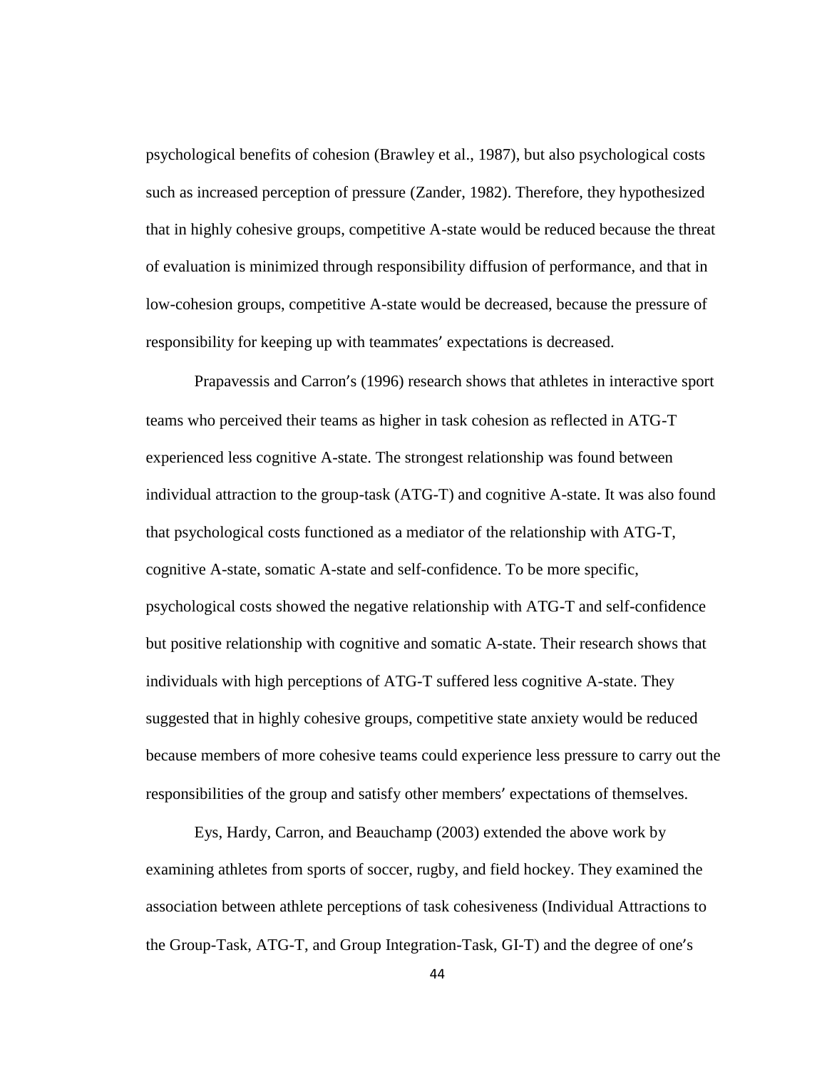psychological benefits of cohesion (Brawley et al., 1987), but also psychological costs such as increased perception of pressure (Zander, 1982). Therefore, they hypothesized that in highly cohesive groups, competitive A-state would be reduced because the threat of evaluation is minimized through responsibility diffusion of performance, and that in low-cohesion groups, competitive A-state would be decreased, because the pressure of responsibility for keeping up with teammates' expectations is decreased.

Prapavessis and Carron's (1996) research shows that athletes in interactive sport teams who perceived their teams as higher in task cohesion as reflected in ATG-T experienced less cognitive A-state. The strongest relationship was found between individual attraction to the group-task (ATG-T) and cognitive A-state. It was also found that psychological costs functioned as a mediator of the relationship with ATG-T, cognitive A-state, somatic A-state and self-confidence. To be more specific, psychological costs showed the negative relationship with ATG-T and self-confidence but positive relationship with cognitive and somatic A-state. Their research shows that individuals with high perceptions of ATG-T suffered less cognitive A-state. They suggested that in highly cohesive groups, competitive state anxiety would be reduced because members of more cohesive teams could experience less pressure to carry out the responsibilities of the group and satisfy other members' expectations of themselves.

Eys, Hardy, Carron, and Beauchamp (2003) extended the above work by examining athletes from sports of soccer, rugby, and field hockey. They examined the association between athlete perceptions of task cohesiveness (Individual Attractions to the Group-Task, ATG-T, and Group Integration-Task, GI-T) and the degree of one's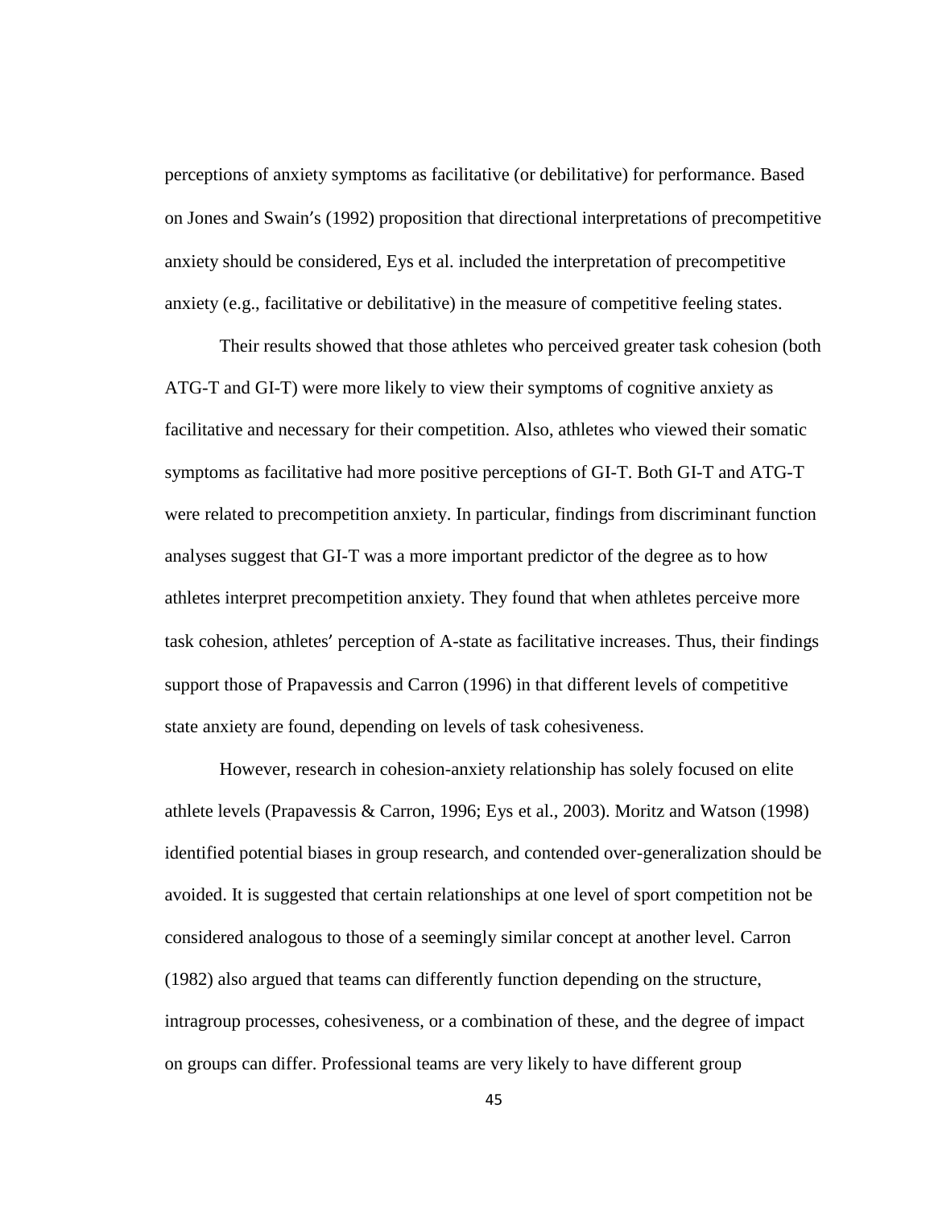perceptions of anxiety symptoms as facilitative (or debilitative) for performance. Based on Jones and Swain's (1992) proposition that directional interpretations of precompetitive anxiety should be considered, Eys et al. included the interpretation of precompetitive anxiety (e.g., facilitative or debilitative) in the measure of competitive feeling states.

Their results showed that those athletes who perceived greater task cohesion (both ATG-T and GI-T) were more likely to view their symptoms of cognitive anxiety as facilitative and necessary for their competition. Also, athletes who viewed their somatic symptoms as facilitative had more positive perceptions of GI-T. Both GI-T and ATG-T were related to precompetition anxiety. In particular, findings from discriminant function analyses suggest that GI-T was a more important predictor of the degree as to how athletes interpret precompetition anxiety. They found that when athletes perceive more task cohesion, athletes' perception of A-state as facilitative increases. Thus, their findings support those of Prapavessis and Carron (1996) in that different levels of competitive state anxiety are found, depending on levels of task cohesiveness.

However, research in cohesion-anxiety relationship has solely focused on elite athlete levels (Prapavessis & Carron, 1996; Eys et al., 2003). Moritz and Watson (1998) identified potential biases in group research, and contended over-generalization should be avoided. It is suggested that certain relationships at one level of sport competition not be considered analogous to those of a seemingly similar concept at another level. Carron (1982) also argued that teams can differently function depending on the structure, intragroup processes, cohesiveness, or a combination of these, and the degree of impact on groups can differ. Professional teams are very likely to have different group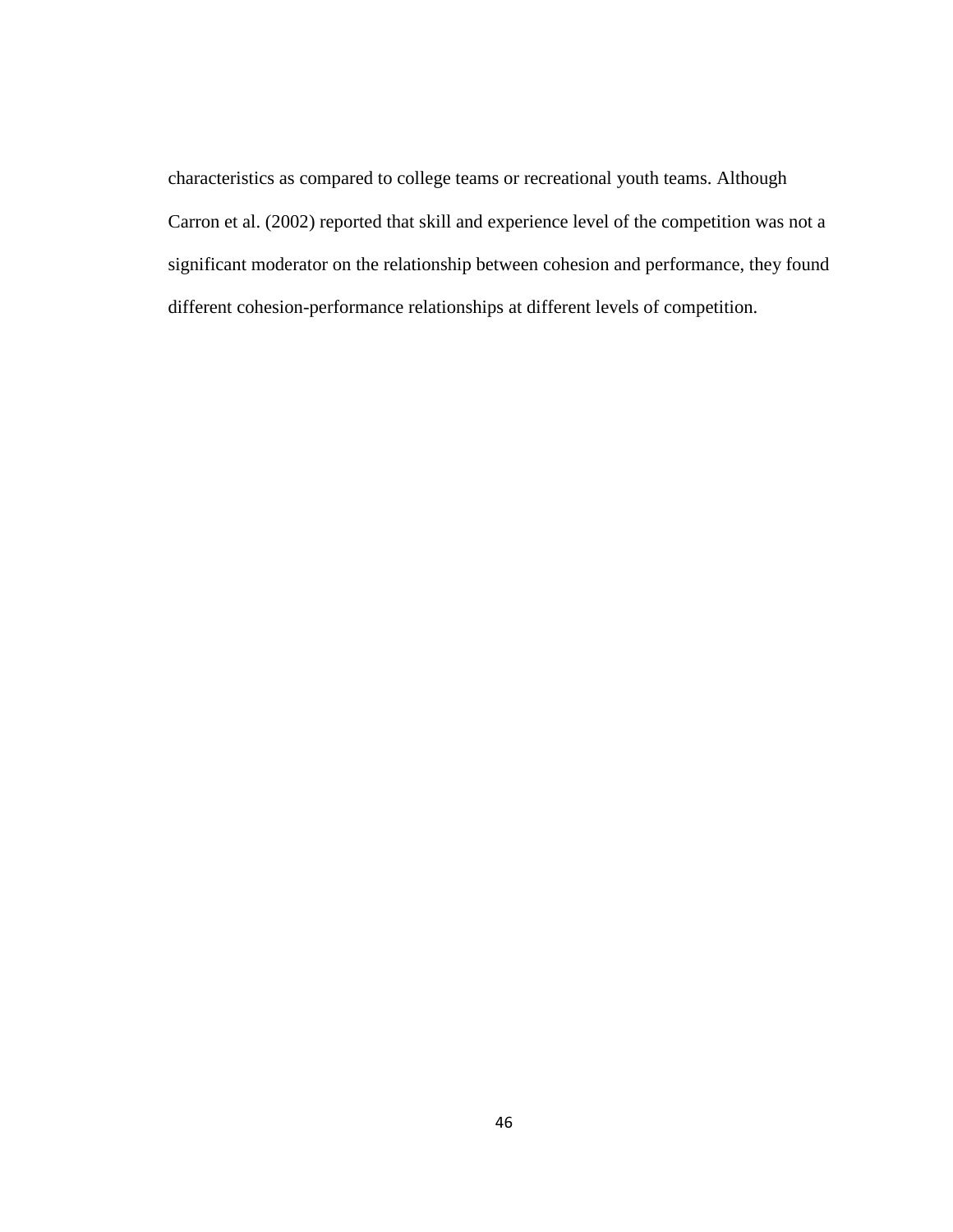characteristics as compared to college teams or recreational youth teams. Although Carron et al. (2002) reported that skill and experience level of the competition was not a significant moderator on the relationship between cohesion and performance, they found different cohesion-performance relationships at different levels of competition.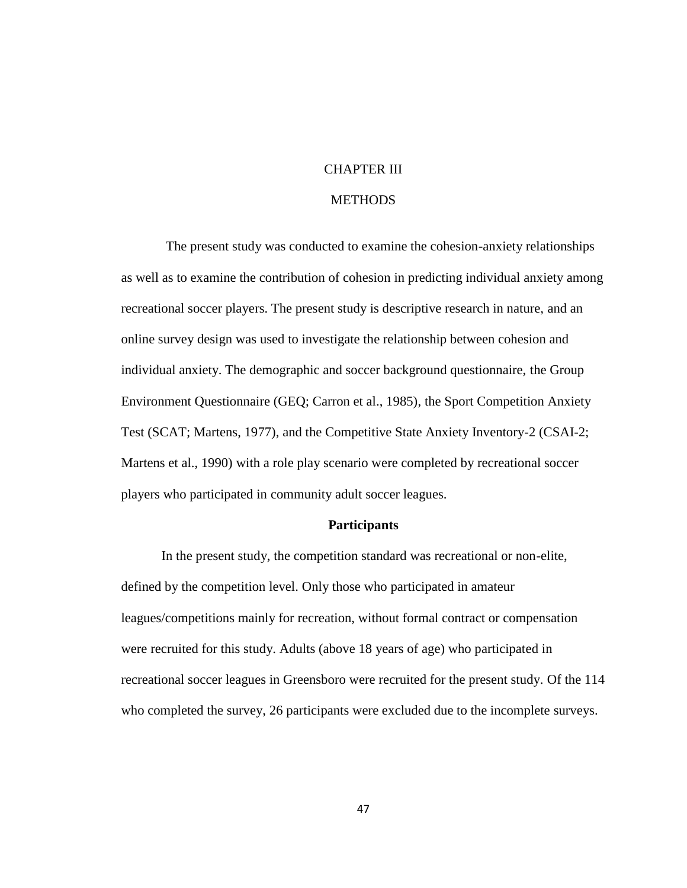# CHAPTER III

# METHODS

The present study was conducted to examine the cohesion-anxiety relationships as well as to examine the contribution of cohesion in predicting individual anxiety among recreational soccer players. The present study is descriptive research in nature, and an online survey design was used to investigate the relationship between cohesion and individual anxiety. The demographic and soccer background questionnaire, the Group Environment Questionnaire (GEQ; Carron et al., 1985), the Sport Competition Anxiety Test (SCAT; Martens, 1977), and the Competitive State Anxiety Inventory-2 (CSAI-2; Martens et al., 1990) with a role play scenario were completed by recreational soccer players who participated in community adult soccer leagues.

## Participants

In the present study, the competition standard was recreational or non-elite, defined by the competition level. Only those who participated in amateur leagues/competitions mainly for recreation, without formal contract or compensation were recruited for this study. Adults (above 18 years of age) who participated in recreational soccer leagues in Greensboro were recruited for the present study. Of the 114 who completed the survey, 26 participants were excluded due to the incomplete surveys.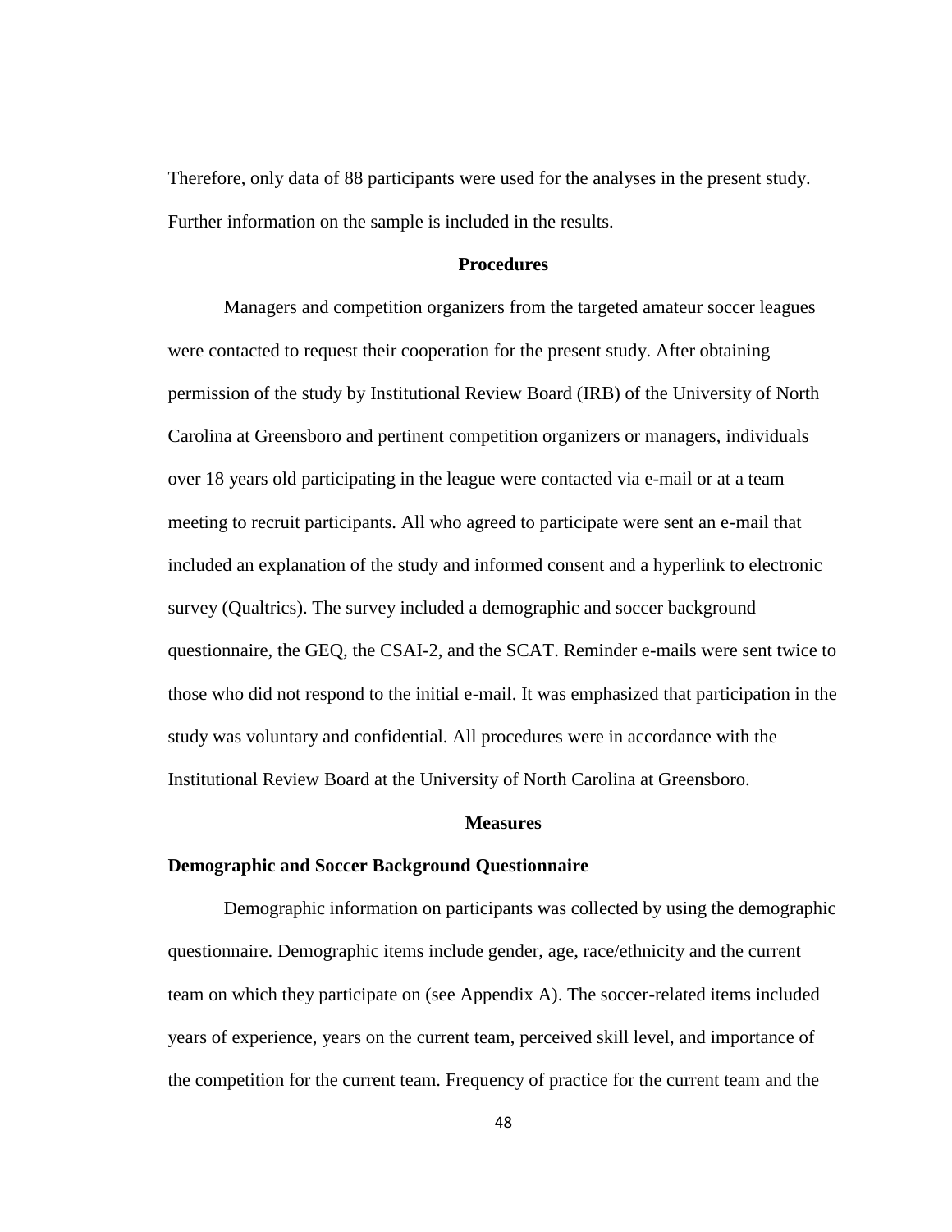Therefore, only data of 88 participants were used for the analyses in the present study. Further information on the sample is included in the results.

## Procedures

Managers and competition organizers from the targeted amateur soccer leagues were contacted to request their cooperation for the present study. After obtaining permission of the study by Institutional Review Board (IRB) of the University of North Carolina at Greensboro and pertinent competition organizers or managers, individuals over 18 years old participating in the league were contacted via e-mail or at a team meeting to recruit participants. All who agreed to participate were sent an e-mail that included an explanation of the study and informed consent and a hyperlink to electronic survey (Qualtrics). The survey included a demographic and soccer background questionnaire, the GEQ, the CSAI-2, and the SCAT. Reminder e-mails were sent twice to those who did not respond to the initial e-mail. It was emphasized that participation in the study was voluntary and confidential. All procedures were in accordance with the Institutional Review Board at the University of North Carolina at Greensboro.

## Measures

### Demographic and Soccer Background Questionnaire

Demographic information on participants was collected by using the demographic questionnaire. Demographic items include gender, age, race/ethnicity and the current team on which they participate on (see Appendix A). The soccer-related items included years of experience, years on the current team, perceived skill level, and importance of the competition for the current team. Frequency of practice for the current team and the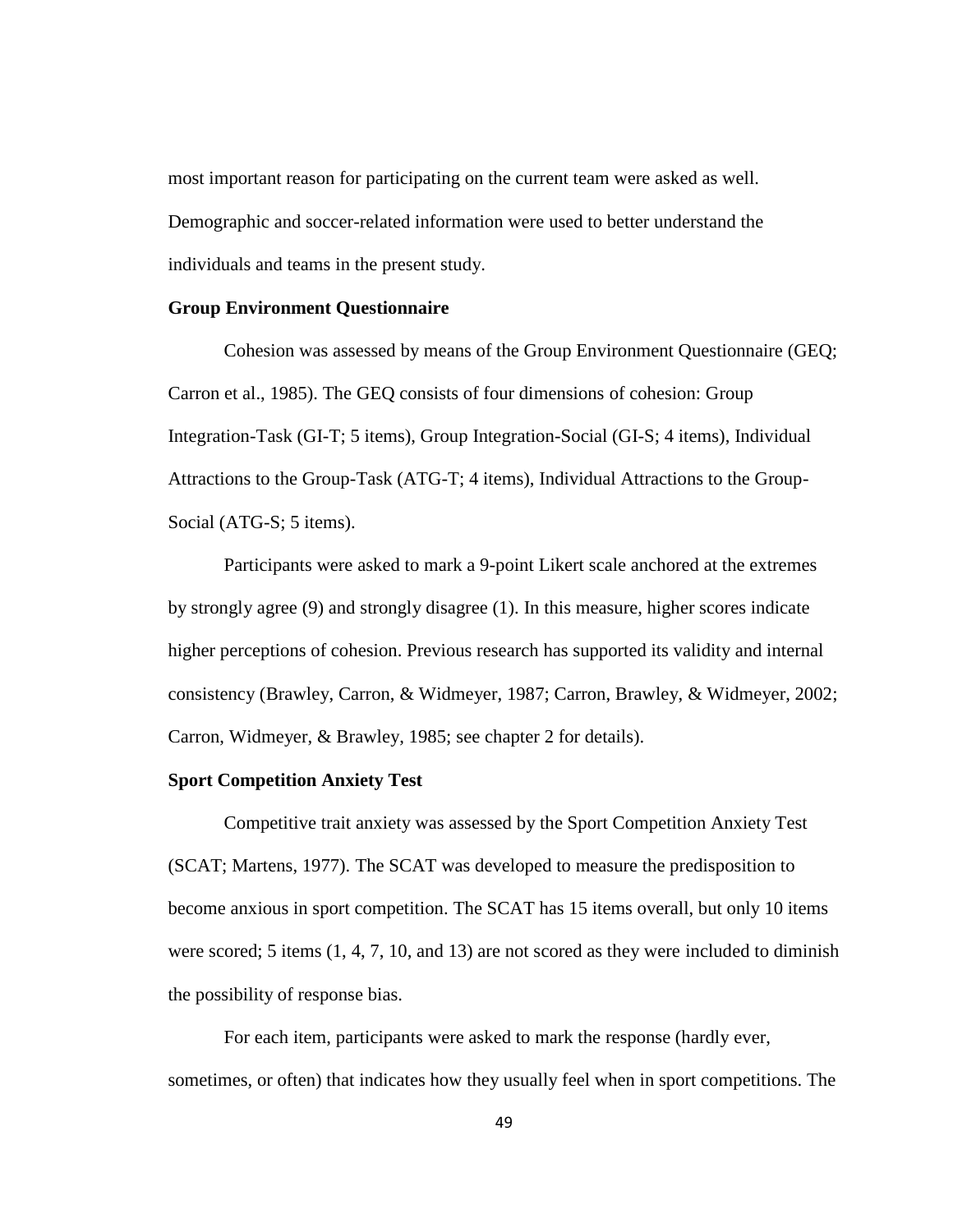most important reason for participating on the current team were asked as well. Demographic and soccer-related information were used to better understand the individuals and teams in the present study.

### Group Environment Questionnaire

Cohesion was assessed by means of the Group Environment Questionnaire (GEQ; Carron et al., 1985). The GEQ consists of four dimensions of cohesion: Group Integration-Task (GI-T; 5 items), Group Integration-Social (GI-S; 4 items), Individual Attractions to the Group-Task (ATG-T; 4 items), Individual Attractions to the Group-Social (ATG-S; 5 items).

Participants were asked to mark a 9-point Likert scale anchored at the extremes by strongly agree (9) and strongly disagree (1). In this measure, higher scores indicate higher perceptions of cohesion. Previous research has supported its validity and internal consistency (Brawley, Carron, & Widmeyer, 1987; Carron, Brawley, & Widmeyer, 2002; Carron, Widmeyer, & Brawley, 1985; see chapter 2 for details).

### Sport Competition Anxiety Test

Competitive trait anxiety was assessed by the Sport Competition Anxiety Test (SCAT; Martens, 1977). The SCAT was developed to measure the predisposition to become anxious in sport competition. The SCAT has 15 items overall, but only 10 items were scored; 5 items (1, 4, 7, 10, and 13) are not scored as they were included to diminish the possibility of response bias.

For each item, participants were asked to mark the response (hardly ever, sometimes, or often) that indicates how they usually feel when in sport competitions. The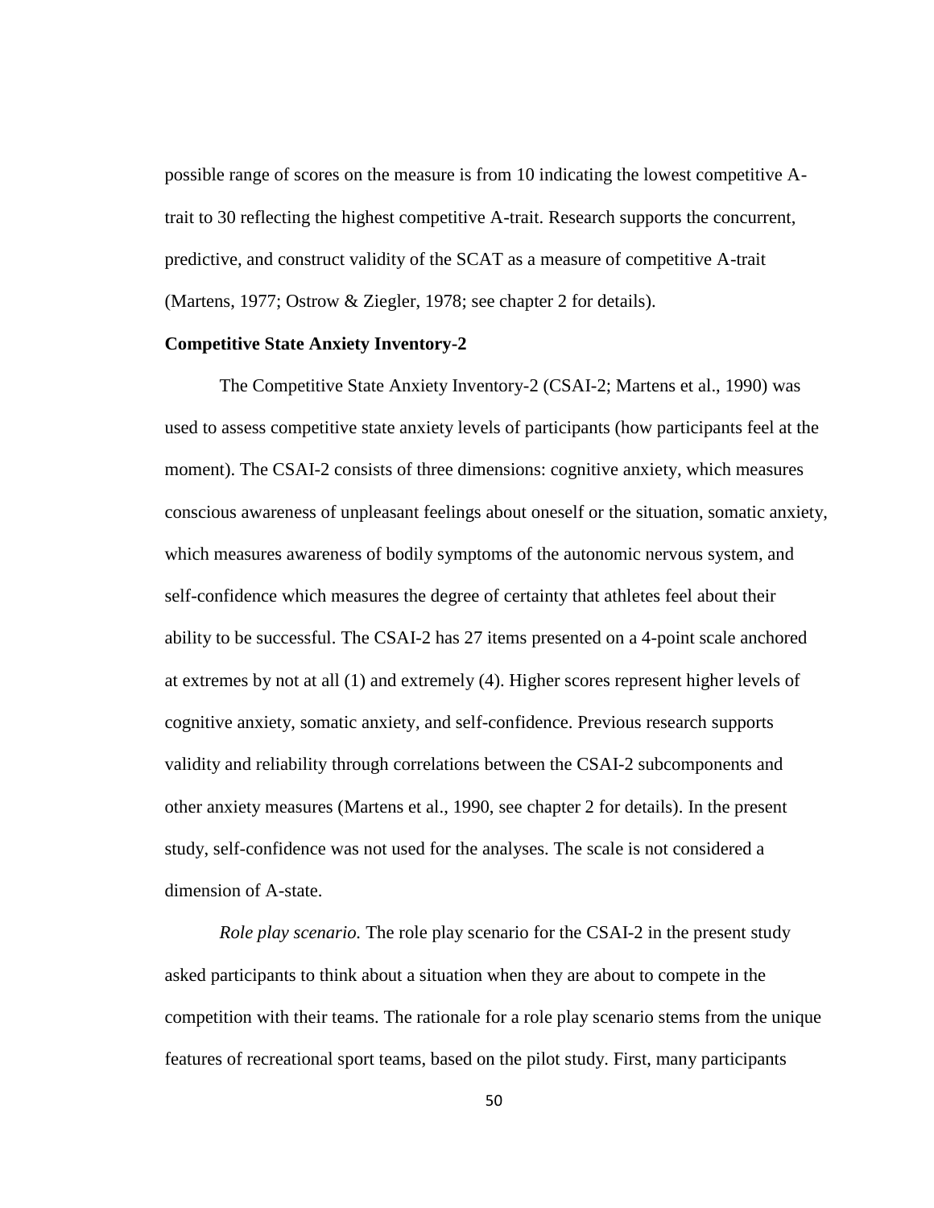possible range of scores on the measure is from 10 indicating the lowest competitive A-trait to 30 reflecting the highest competitive A-trait. Research supports the concurrent, predictive, and construct validity of the SCAT as a measure of competitive A-trait (Martens, 1977; Ostrow & Ziegler, 1978; see chapter 2 for details).

**Competitive State Anxiety Inventory-2**

The Competitive State Anxiety Inventory-2 (CSAI-2; Martens et al., 1990) was used to assess competitive state anxiety levels of participants (how participants feel at the moment). The CSAI-2 consists of three dimensions: cognitive anxiety, which measures conscious awareness of unpleasant feelings about oneself or the situation, somatic anxiety, which measures awareness of bodily symptoms of the autonomic nervous system, and self-confidence which measures the degree of certainty that athletes feel about their ability to be successful. The CSAI-2 has 27 items presented on a 4-point scale anchored at extremes by not at all (1) and extremely (4). Higher scores represent higher levels of cognitive anxiety, somatic anxiety, and self-confidence. Previous research supports validity and reliability through correlations between the CSAI-2 subcomponents and other anxiety measures (Martens et al., 1990, see chapter 2 for details). In the present study, self-confidence was not used for the analyses. The scale is not considered a dimension of A-state.

*Role play scenario.* The role play scenario for the CSAI-2 in the present study asked participants to think about a situation when they are about to compete in the competition with their teams. The rationale for a role play scenario stems from the unique features of recreational sport teams, based on the pilot study. First, many participants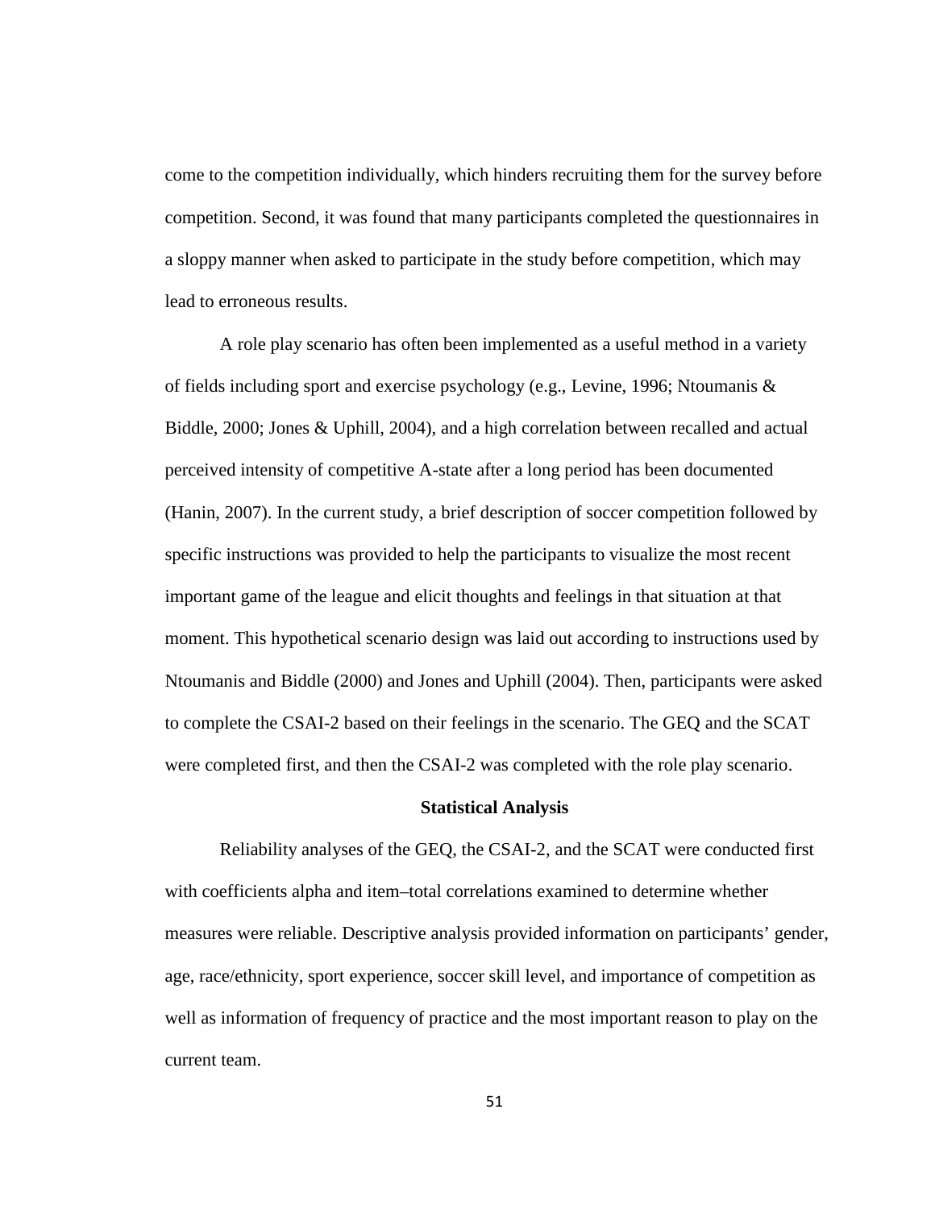come to the competition individually, which hinders recruiting them for the survey before competition. Second, it was found that many participants completed the questionnaires in a sloppy manner when asked to participate in the study before competition, which may lead to erroneous results.

A role play scenario has often been implemented as a useful method in a variety of fields including sport and exercise psychology (e.g., Levine, 1996; Ntoumanis & Biddle, 2000; Jones & Uphill, 2004), and a high correlation between recalled and actual perceived intensity of competitive A-state after a long period has been documented (Hanin, 2007). In the current study, a brief description of soccer competition followed by specific instructions was provided to help the participants to visualize the most recent important game of the league and elicit thoughts and feelings in that situation at that moment. This hypothetical scenario design was laid out according to instructions used by Ntoumanis and Biddle (2000) and Jones and Uphill (2004). Then, participants were asked to complete the CSAI-2 based on their feelings in the scenario. The GEQ and the SCAT were completed first, and then the CSAI-2 was completed with the role play scenario.

## Statistical Analysis

Reliability analyses of the GEQ, the CSAI-2, and the SCAT were conducted first with coefficients alpha and item–total correlations examined to determine whether measures were reliable. Descriptive analysis provided information on participants' gender, age, race/ethnicity, sport experience, soccer skill level, and importance of competition as well as information of frequency of practice and the most important reason to play on the current team.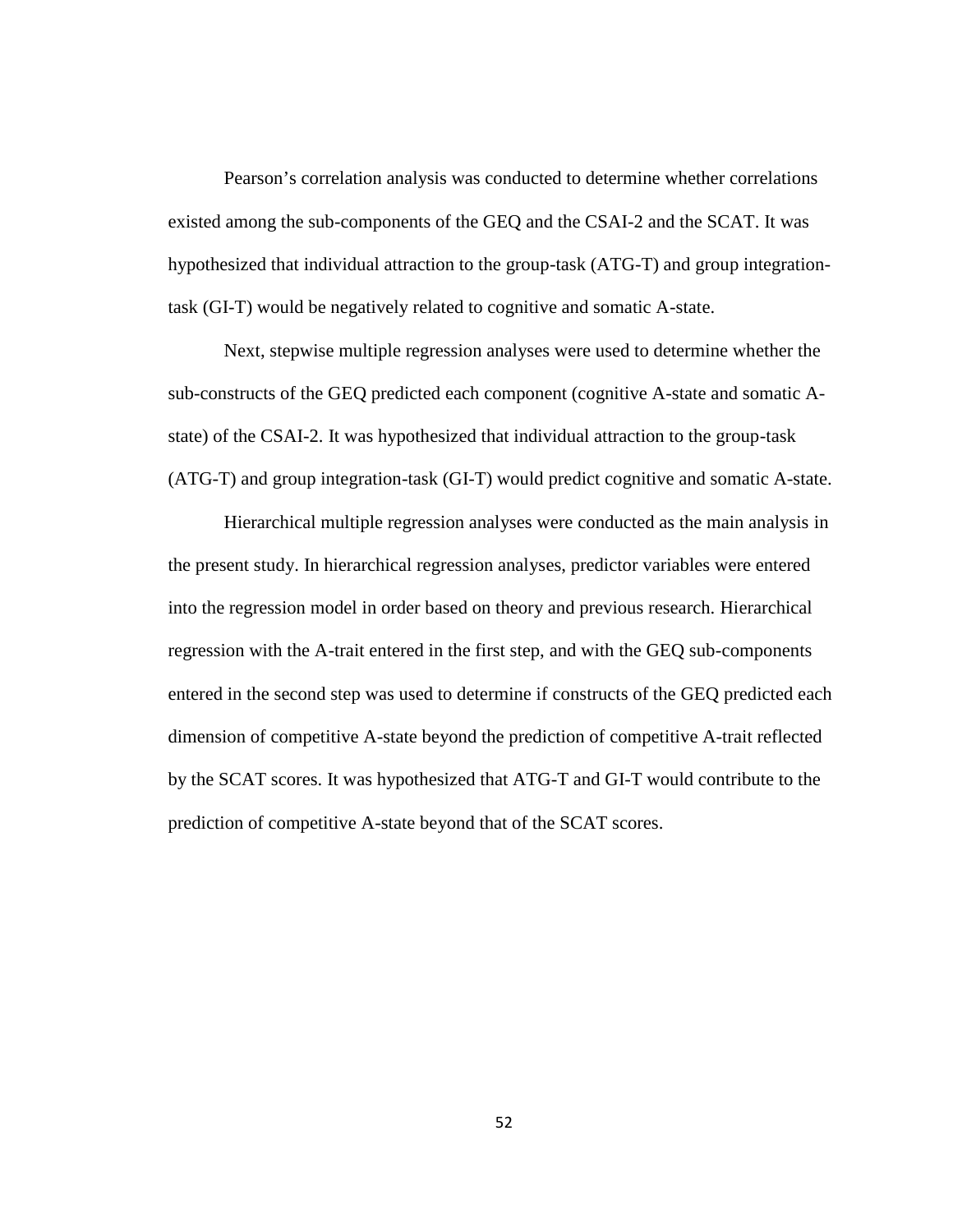Pearson's correlation analysis was conducted to determine whether correlations existed among the sub-components of the GEQ and the CSAI-2 and the SCAT. It was hypothesized that individual attraction to the group-task (ATG-T) and group integration-task (GI-T) would be negatively related to cognitive and somatic A-state.

Next, stepwise multiple regression analyses were used to determine whether the sub-constructs of the GEQ predicted each component (cognitive A-state and somatic A-state) of the CSAI-2. It was hypothesized that individual attraction to the group-task (ATG-T) and group integration-task (GI-T) would predict cognitive and somatic A-state.

Hierarchical multiple regression analyses were conducted as the main analysis in the present study. In hierarchical regression analyses, predictor variables were entered into the regression model in order based on theory and previous research. Hierarchical regression with the A-trait entered in the first step, and with the GEQ sub-components entered in the second step was used to determine if constructs of the GEQ predicted each dimension of competitive A-state beyond the prediction of competitive A-trait reflected by the SCAT scores. It was hypothesized that ATG-T and GI-T would contribute to the prediction of competitive A-state beyond that of the SCAT scores.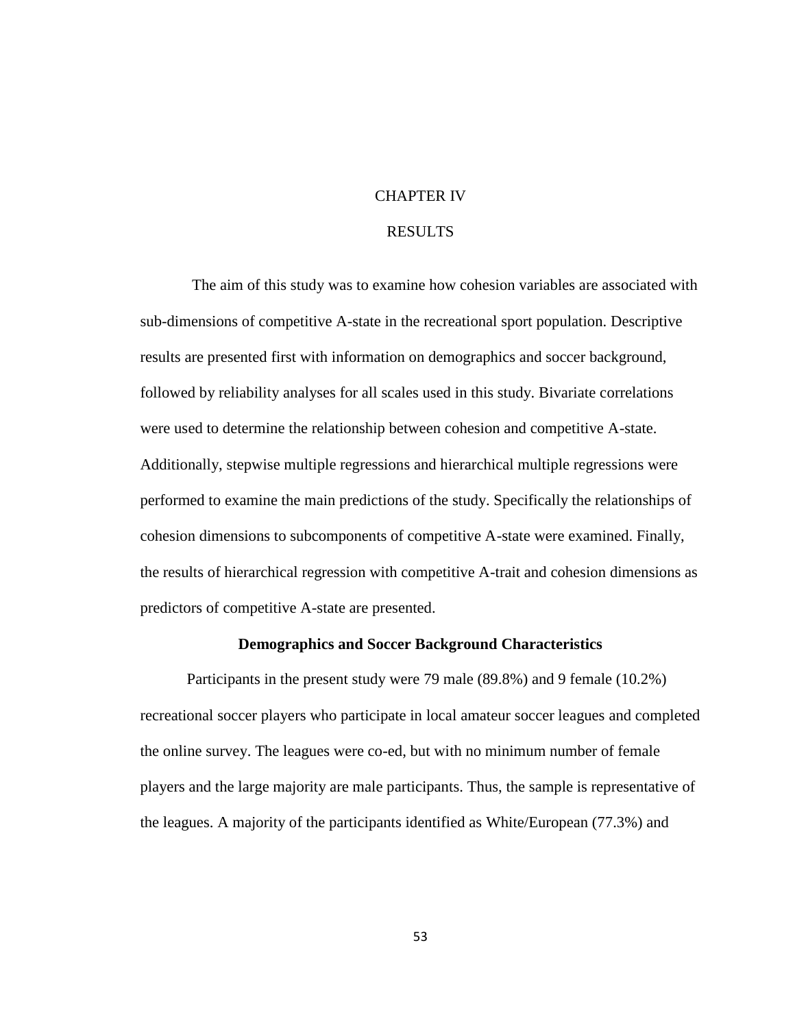# CHAPTER IV

# RESULTS

The aim of this study was to examine how cohesion variables are associated with sub-dimensions of competitive A-state in the recreational sport population. Descriptive results are presented first with information on demographics and soccer background, followed by reliability analyses for all scales used in this study. Bivariate correlations were used to determine the relationship between cohesion and competitive A-state. Additionally, stepwise multiple regressions and hierarchical multiple regressions were performed to examine the main predictions of the study. Specifically the relationships of cohesion dimensions to subcomponents of competitive A-state were examined. Finally, the results of hierarchical regression with competitive A-trait and cohesion dimensions as predictors of competitive A-state are presented.

## Demographics and Soccer Background Characteristics

Participants in the present study were 79 male (89.8%) and 9 female (10.2%) recreational soccer players who participate in local amateur soccer leagues and completed the online survey. The leagues were co-ed, but with no minimum number of female players and the large majority are male participants. Thus, the sample is representative of the leagues. A majority of the participants identified as White/European (77.3%) and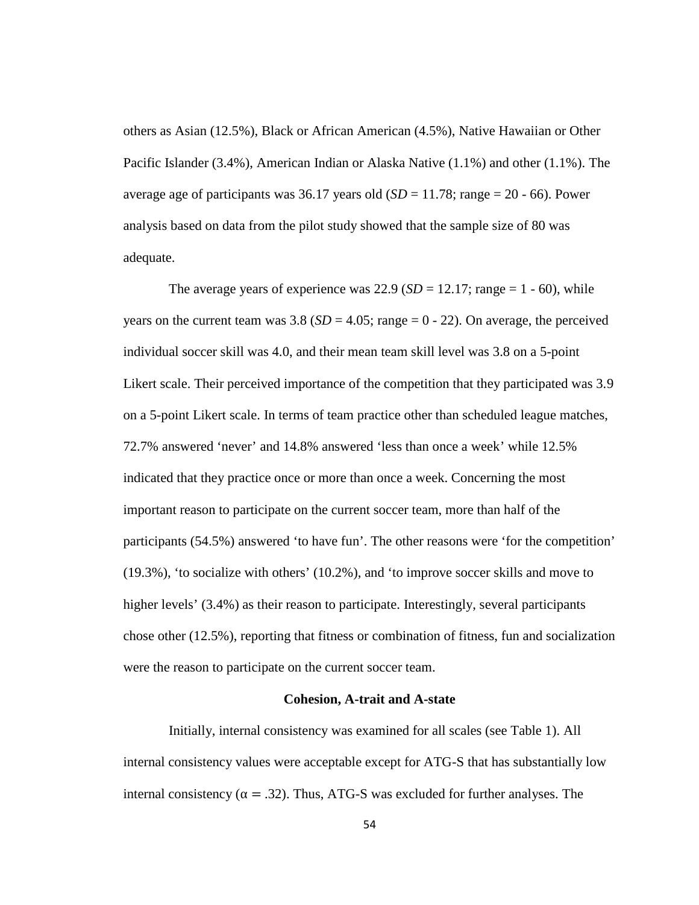others as Asian (12.5%), Black or African American (4.5%), Native Hawaiian or Other Pacific Islander (3.4%), American Indian or Alaska Native (1.1%) and other (1.1%). The average age of participants was 36.17 years old (*SD* = 11.78; range = 20 - 66). Power analysis based on data from the pilot study showed that the sample size of 80 was adequate.

The average years of experience was 22.9 (*SD* = 12.17; range = 1 - 60), while years on the current team was 3.8 (*SD* = 4.05; range = 0 - 22). On average, the perceived individual soccer skill was 4.0, and their mean team skill level was 3.8 on a 5-point Likert scale. Their perceived importance of the competition that they participated was 3.9 on a 5-point Likert scale. In terms of team practice other than scheduled league matches, 72.7% answered 'never' and 14.8% answered 'less than once a week' while 12.5% indicated that they practice once or more than once a week. Concerning the most important reason to participate on the current soccer team, more than half of the participants (54.5%) answered 'to have fun'. The other reasons were 'for the competition' (19.3%), 'to socialize with others' (10.2%), and 'to improve soccer skills and move to higher levels' (3.4%) as their reason to participate. Interestingly, several participants chose other (12.5%), reporting that fitness or combination of fitness, fun and socialization were the reason to participate on the current soccer team.

### Cohesion, A-trait and A-state

Initially, internal consistency was examined for all scales (see Table 1). All internal consistency values were acceptable except for ATG-S that has substantially low internal consistency ($\alpha = .32$). Thus, ATG-S was excluded for further analyses. The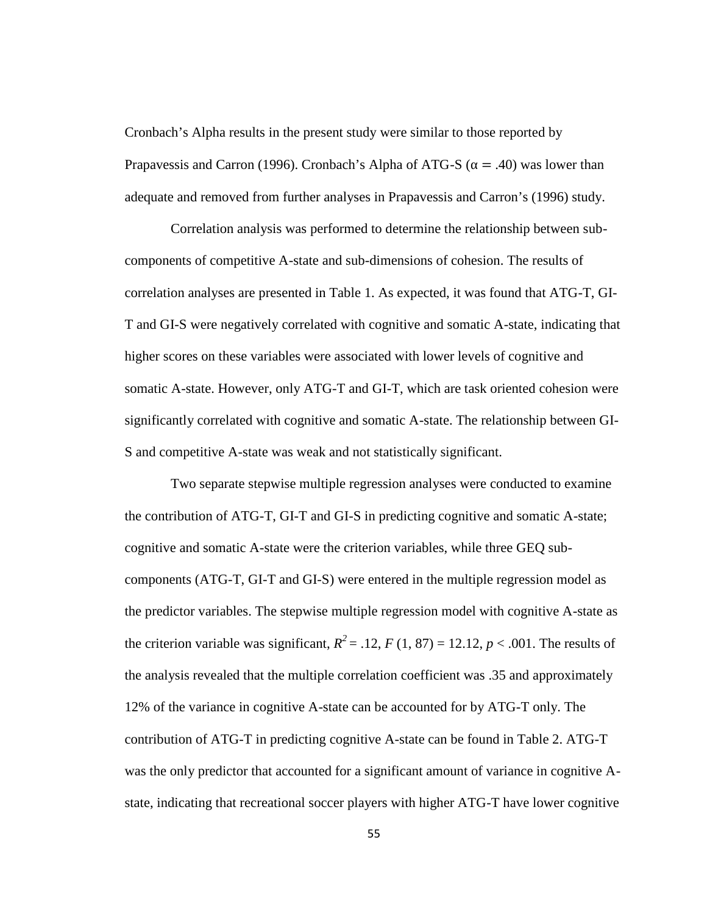Cronbach's Alpha results in the present study were similar to those reported by Prapavessis and Carron (1996). Cronbach's Alpha of ATG-S ($\alpha = .40$) was lower than adequate and removed from further analyses in Prapavessis and Carron's (1996) study.

Correlation analysis was performed to determine the relationship between sub-components of competitive A-state and sub-dimensions of cohesion. The results of correlation analyses are presented in Table 1. As expected, it was found that ATG-T, GI-T and GI-S were negatively correlated with cognitive and somatic A-state, indicating that higher scores on these variables were associated with lower levels of cognitive and somatic A-state. However, only ATG-T and GI-T, which are task oriented cohesion were significantly correlated with cognitive and somatic A-state. The relationship between GI-S and competitive A-state was weak and not statistically significant.

Two separate stepwise multiple regression analyses were conducted to examine the contribution of ATG-T, GI-T and GI-S in predicting cognitive and somatic A-state; cognitive and somatic A-state were the criterion variables, while three GEQ sub-components (ATG-T, GI-T and GI-S) were entered in the multiple regression model as the predictor variables. The stepwise multiple regression model with cognitive A-state as the criterion variable was significant, $R^2 = .12$, $F(1, 87) = 12.12$, $p < .001$. The results of the analysis revealed that the multiple correlation coefficient was .35 and approximately 12% of the variance in cognitive A-state can be accounted for by ATG-T only. The contribution of ATG-T in predicting cognitive A-state can be found in Table 2. ATG-T was the only predictor that accounted for a significant amount of variance in cognitive A-state, indicating that recreational soccer players with higher ATG-T have lower cognitive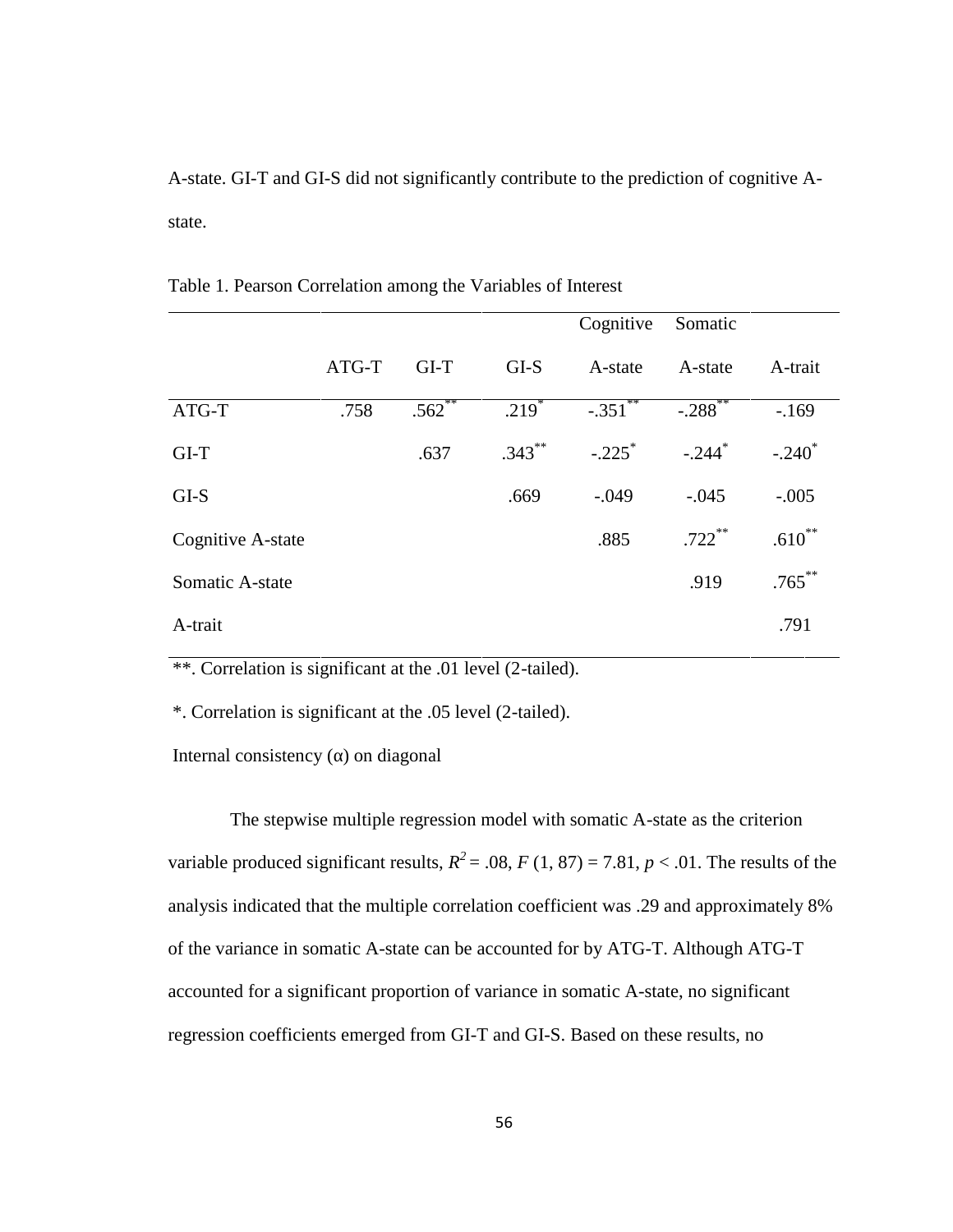A-state. GI-T and GI-S did not significantly contribute to the prediction of cognitive A-state.

Table 1. Pearson Correlation among the Variables of Interest

| | ATG-T | GI-T | GI-S | Cognitive A-state | Somatic A-state | A-trait |
|---|---|---|---|---|---|---|
| ATG-T | .758 | .562** | .219* | -.351** | -.288** | -.169 |
| GI-T | | .637 | .343** | -.225* | -.244* | -.240* |
| GI-S | | | .669 | -.049 | -.045 | -.005 |
| Cognitive A-state | | | | .885 | .722** | .610** |
| Somatic A-state | | | | | .919 | .765** |
| A-trait | | | | | | .791 |

**. Correlation is significant at the .01 level (2-tailed).

*. Correlation is significant at the .05 level (2-tailed).

Internal consistency (α) on diagonal

The stepwise multiple regression model with somatic A-state as the criterion variable produced significant results, $R^2 = .08$, $F\ (1, 87) = 7.81$, $p < .01$. The results of the analysis indicated that the multiple correlation coefficient was .29 and approximately 8% of the variance in somatic A-state can be accounted for by ATG-T. Although ATG-T accounted for a significant proportion of variance in somatic A-state, no significant regression coefficients emerged from GI-T and GI-S. Based on these results, no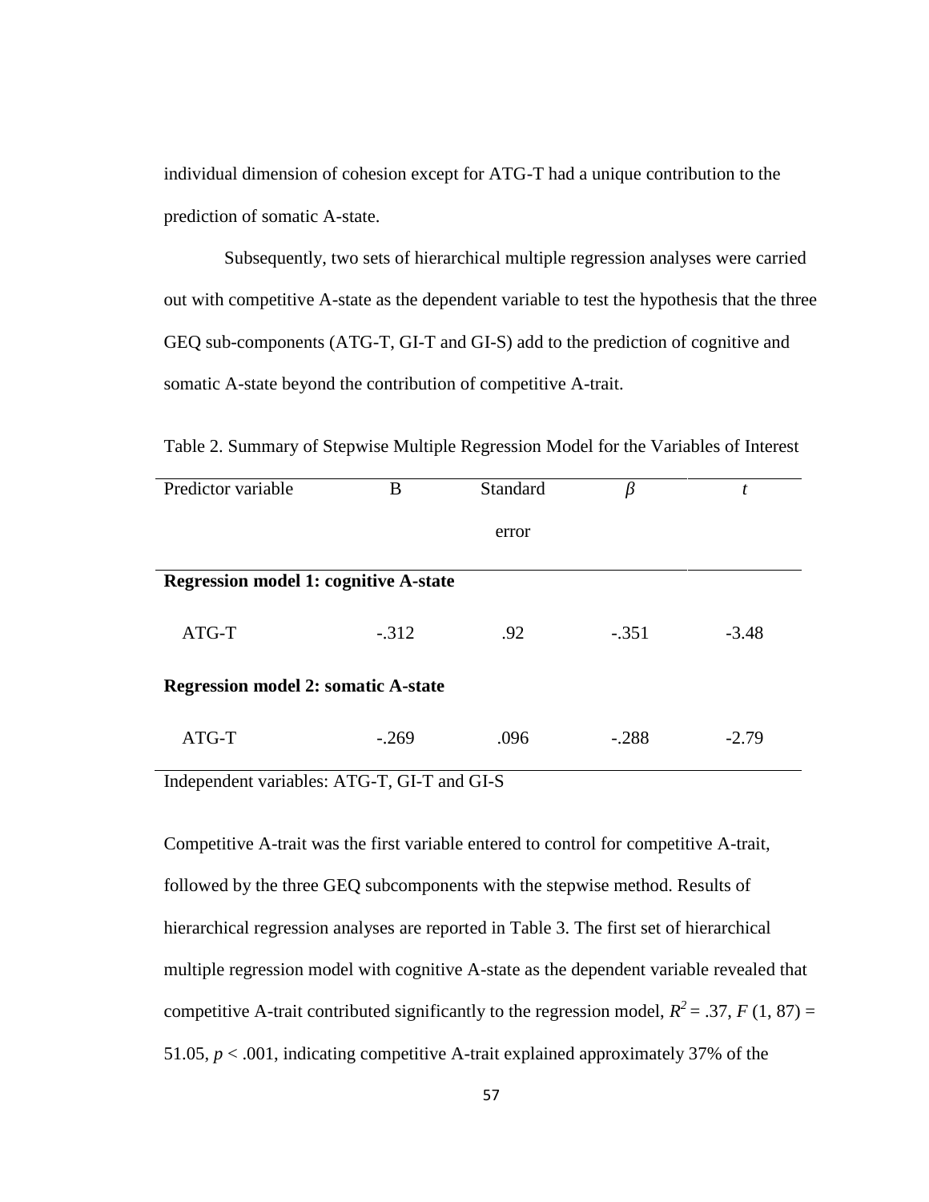individual dimension of cohesion except for ATG-T had a unique contribution to the prediction of somatic A-state.

Subsequently, two sets of hierarchical multiple regression analyses were carried out with competitive A-state as the dependent variable to test the hypothesis that the three GEQ sub-components (ATG-T, GI-T and GI-S) add to the prediction of cognitive and somatic A-state beyond the contribution of competitive A-trait.

Table 2. Summary of Stepwise Multiple Regression Model for the Variables of Interest

| Predictor variable | B | Standard error | *β* | *t* |
|---|---|---|---|---|
| **Regression model 1: cognitive A-state** | | | | |
| ATG-T | -.312 | .92 | -.351 | -3.48 |
| **Regression model 2: somatic A-state** | | | | |
| ATG-T | -.269 | .096 | -.288 | -2.79 |

Independent variables: ATG-T, GI-T and GI-S

Competitive A-trait was the first variable entered to control for competitive A-trait, followed by the three GEQ subcomponents with the stepwise method. Results of hierarchical regression analyses are reported in Table 3. The first set of hierarchical multiple regression model with cognitive A-state as the dependent variable revealed that competitive A-trait contributed significantly to the regression model, $R^2 = .37$, $F\,(1, 87) = 51.05$, $p < .001$, indicating competitive A-trait explained approximately 37% of the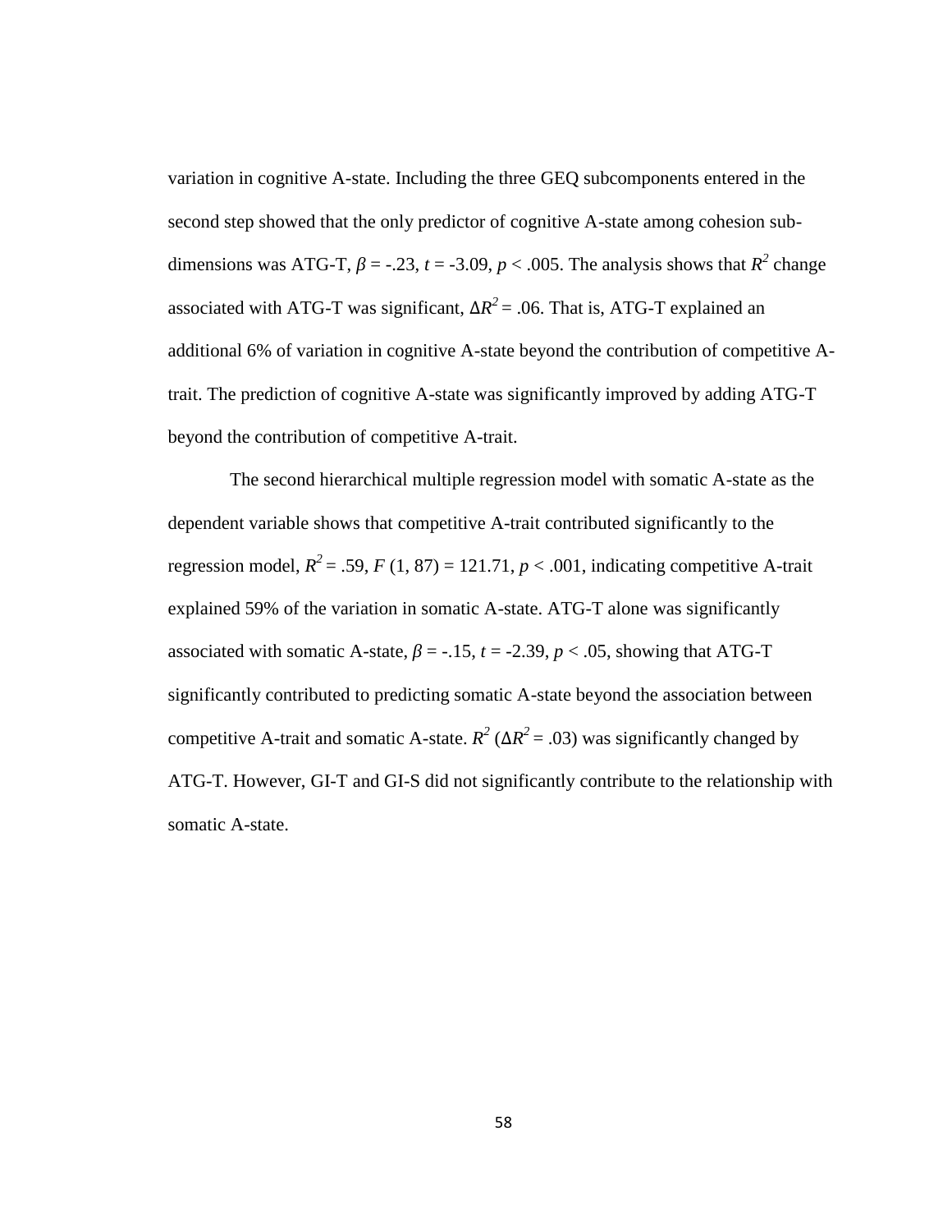variation in cognitive A-state. Including the three GEQ subcomponents entered in the second step showed that the only predictor of cognitive A-state among cohesion sub-dimensions was ATG-T, $\beta = -.23$, $t = -3.09$, $p < .005$. The analysis shows that $R^2$ change associated with ATG-T was significant, $\Delta R^2 = .06$. That is, ATG-T explained an additional 6% of variation in cognitive A-state beyond the contribution of competitive A-trait. The prediction of cognitive A-state was significantly improved by adding ATG-T beyond the contribution of competitive A-trait.

The second hierarchical multiple regression model with somatic A-state as the dependent variable shows that competitive A-trait contributed significantly to the regression model, $R^2 = .59$, $F\ (1, 87) = 121.71$, $p < .001$, indicating competitive A-trait explained 59% of the variation in somatic A-state. ATG-T alone was significantly associated with somatic A-state, $\beta = -.15$, $t = -2.39$, $p < .05$, showing that ATG-T significantly contributed to predicting somatic A-state beyond the association between competitive A-trait and somatic A-state. $R^2$ ($\Delta R^2 = .03$) was significantly changed by ATG-T. However, GI-T and GI-S did not significantly contribute to the relationship with somatic A-state.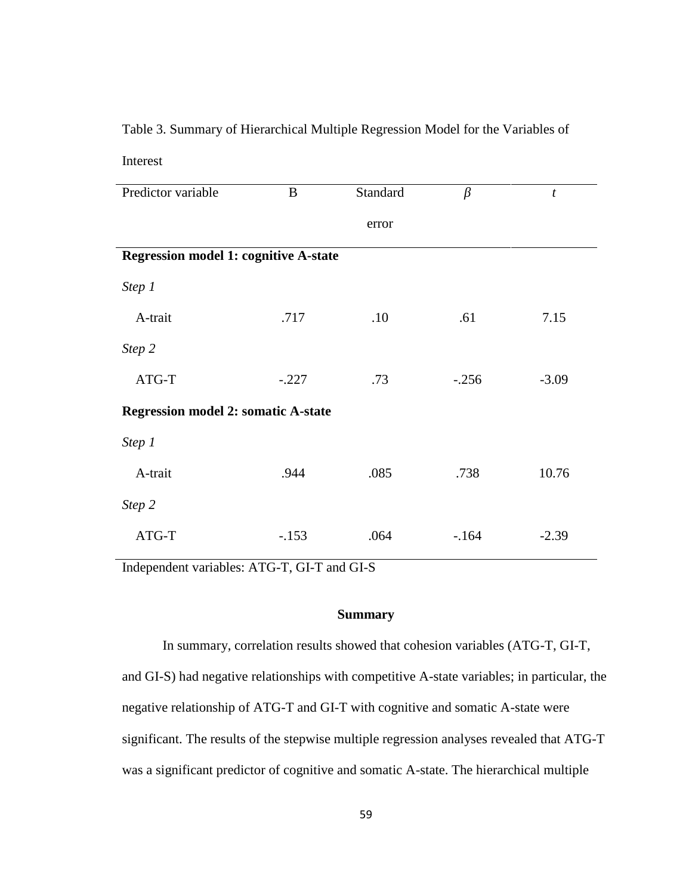Table 3. Summary of Hierarchical Multiple Regression Model for the Variables of Interest

| Predictor variable | B | Standard error | $\beta$ | $t$ |
|---|---|---|---|---|
| **Regression model 1: cognitive A-state** | | | | |
| *Step 1* | | | | |
| A-trait | .717 | .10 | .61 | 7.15 |
| *Step 2* | | | | |
| ATG-T | -.227 | .73 | -.256 | -3.09 |
| **Regression model 2: somatic A-state** | | | | |
| *Step 1* | | | | |
| A-trait | .944 | .085 | .738 | 10.76 |
| *Step 2* | | | | |
| ATG-T | -.153 | .064 | -.164 | -2.39 |

Independent variables: ATG-T, GI-T and GI-S

## Summary

In summary, correlation results showed that cohesion variables (ATG-T, GI-T, and GI-S) had negative relationships with competitive A-state variables; in particular, the negative relationship of ATG-T and GI-T with cognitive and somatic A-state were significant. The results of the stepwise multiple regression analyses revealed that ATG-T was a significant predictor of cognitive and somatic A-state. The hierarchical multiple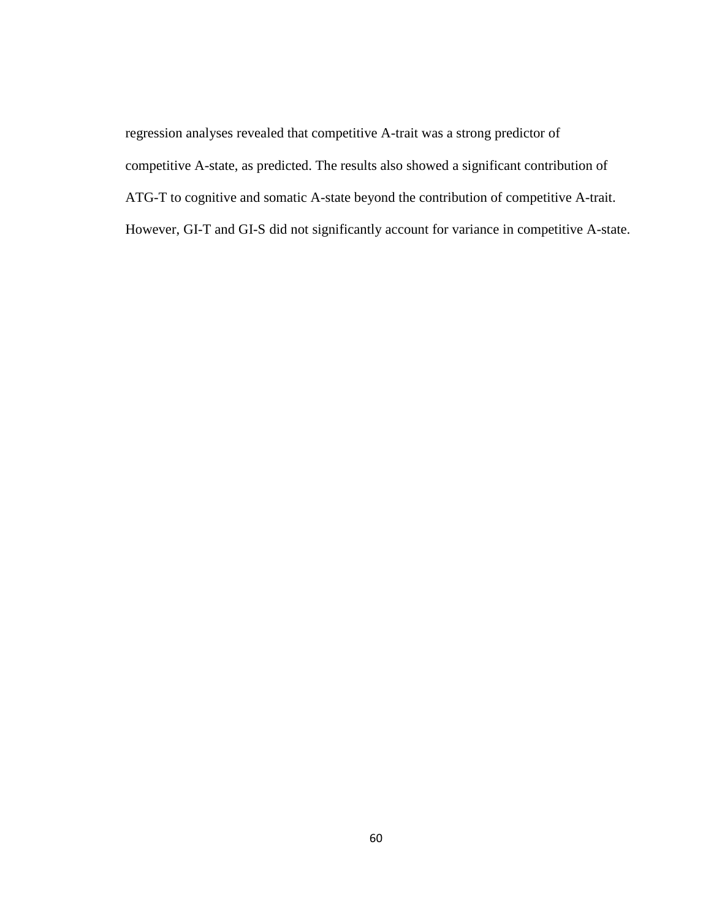regression analyses revealed that competitive A-trait was a strong predictor of competitive A-state, as predicted. The results also showed a significant contribution of ATG-T to cognitive and somatic A-state beyond the contribution of competitive A-trait. However, GI-T and GI-S did not significantly account for variance in competitive A-state.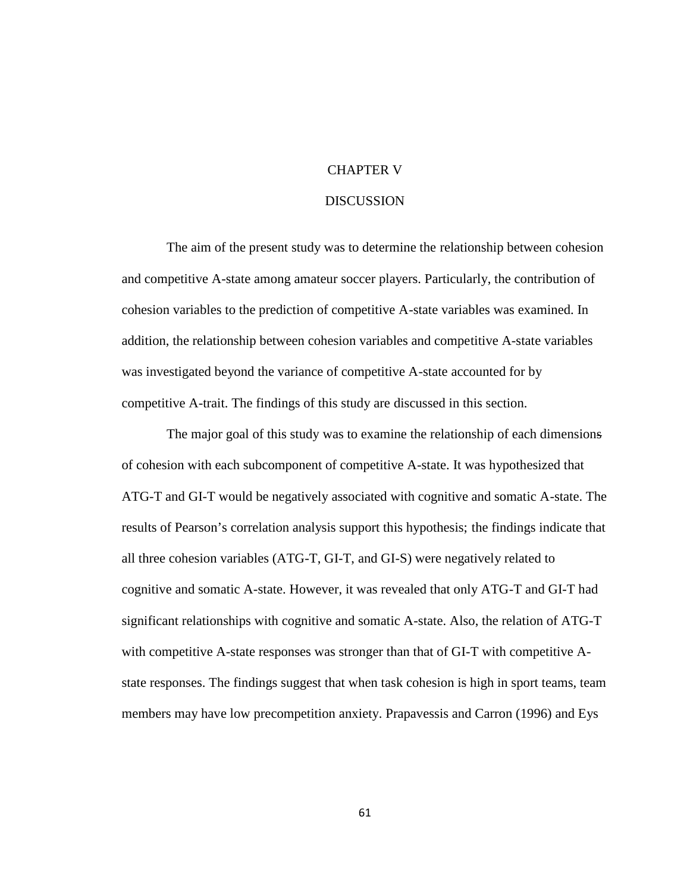# CHAPTER V

# DISCUSSION

The aim of the present study was to determine the relationship between cohesion and competitive A-state among amateur soccer players. Particularly, the contribution of cohesion variables to the prediction of competitive A-state variables was examined. In addition, the relationship between cohesion variables and competitive A-state variables was investigated beyond the variance of competitive A-state accounted for by competitive A-trait. The findings of this study are discussed in this section.

The major goal of this study was to examine the relationship of each dimensions of cohesion with each subcomponent of competitive A-state. It was hypothesized that ATG-T and GI-T would be negatively associated with cognitive and somatic A-state. The results of Pearson's correlation analysis support this hypothesis; the findings indicate that all three cohesion variables (ATG-T, GI-T, and GI-S) were negatively related to cognitive and somatic A-state. However, it was revealed that only ATG-T and GI-T had significant relationships with cognitive and somatic A-state. Also, the relation of ATG-T with competitive A-state responses was stronger than that of GI-T with competitive A-state responses. The findings suggest that when task cohesion is high in sport teams, team members may have low precompetition anxiety. Prapavessis and Carron (1996) and Eys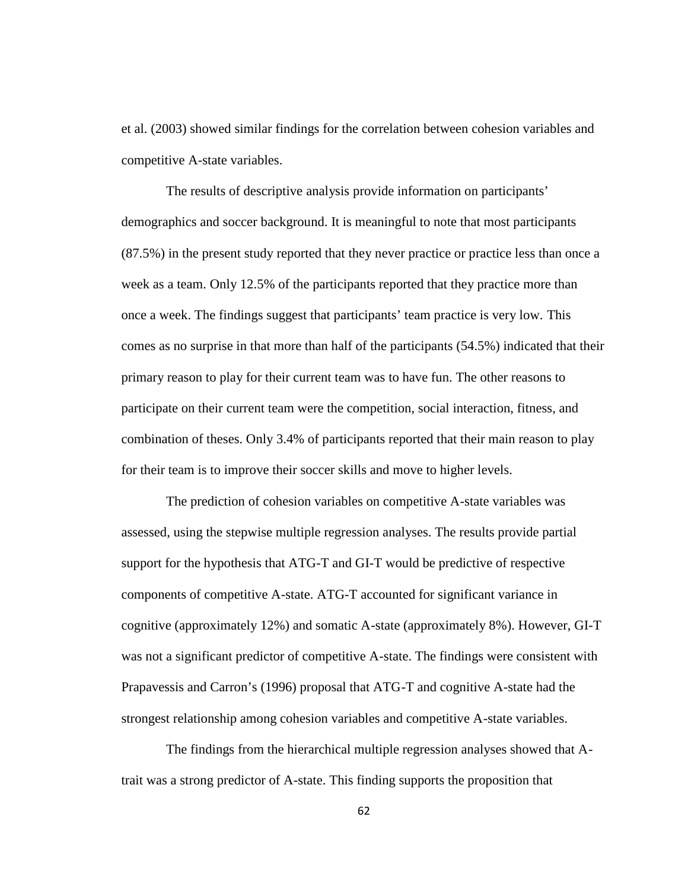et al. (2003) showed similar findings for the correlation between cohesion variables and competitive A-state variables.

The results of descriptive analysis provide information on participants' demographics and soccer background. It is meaningful to note that most participants (87.5%) in the present study reported that they never practice or practice less than once a week as a team. Only 12.5% of the participants reported that they practice more than once a week. The findings suggest that participants' team practice is very low. This comes as no surprise in that more than half of the participants (54.5%) indicated that their primary reason to play for their current team was to have fun. The other reasons to participate on their current team were the competition, social interaction, fitness, and combination of theses. Only 3.4% of participants reported that their main reason to play for their team is to improve their soccer skills and move to higher levels.

The prediction of cohesion variables on competitive A-state variables was assessed, using the stepwise multiple regression analyses. The results provide partial support for the hypothesis that ATG-T and GI-T would be predictive of respective components of competitive A-state. ATG-T accounted for significant variance in cognitive (approximately 12%) and somatic A-state (approximately 8%). However, GI-T was not a significant predictor of competitive A-state. The findings were consistent with Prapavessis and Carron's (1996) proposal that ATG-T and cognitive A-state had the strongest relationship among cohesion variables and competitive A-state variables.

The findings from the hierarchical multiple regression analyses showed that A-trait was a strong predictor of A-state. This finding supports the proposition that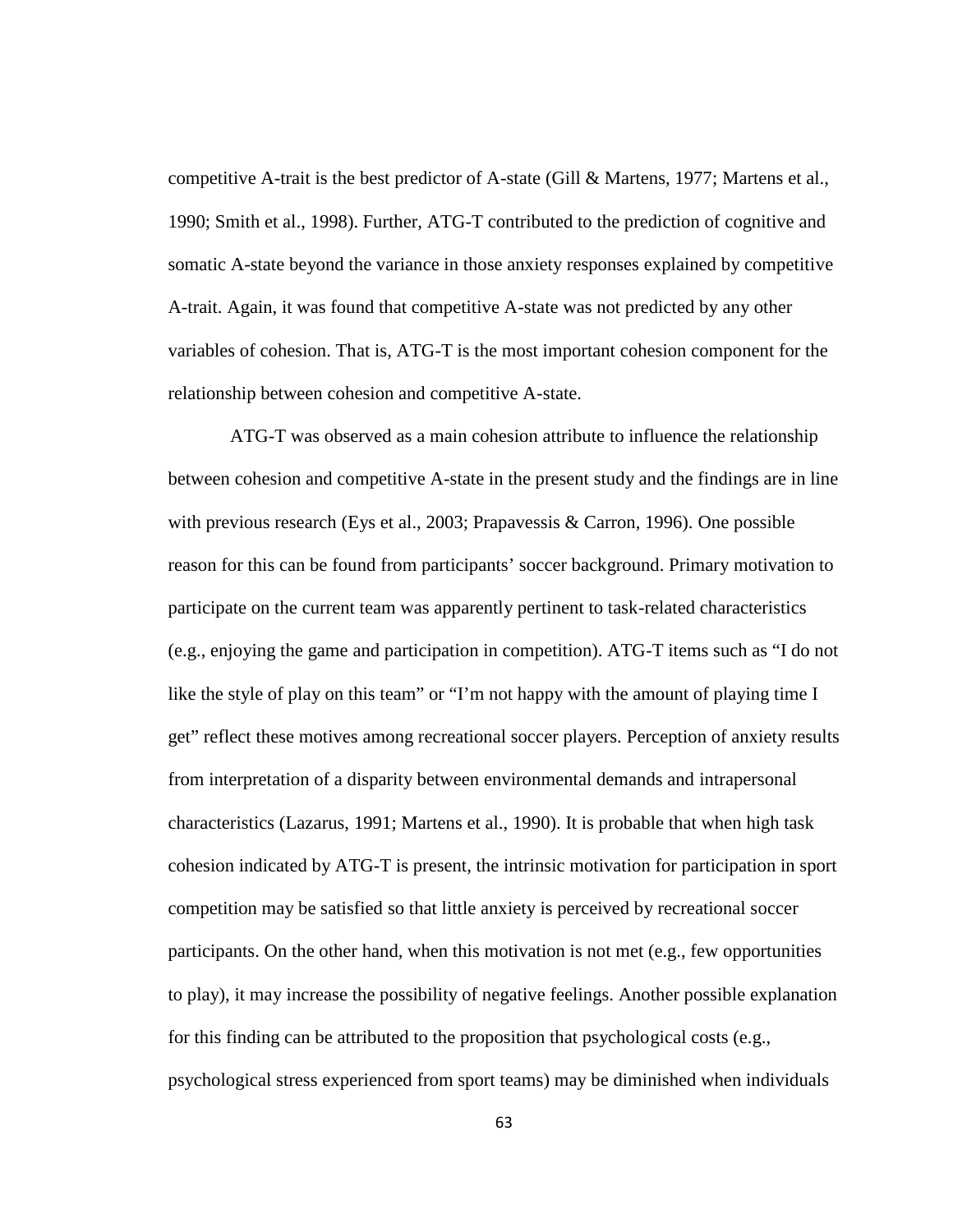competitive A-trait is the best predictor of A-state (Gill & Martens, 1977; Martens et al., 1990; Smith et al., 1998). Further, ATG-T contributed to the prediction of cognitive and somatic A-state beyond the variance in those anxiety responses explained by competitive A-trait. Again, it was found that competitive A-state was not predicted by any other variables of cohesion. That is, ATG-T is the most important cohesion component for the relationship between cohesion and competitive A-state.

ATG-T was observed as a main cohesion attribute to influence the relationship between cohesion and competitive A-state in the present study and the findings are in line with previous research (Eys et al., 2003; Prapavessis & Carron, 1996). One possible reason for this can be found from participants' soccer background. Primary motivation to participate on the current team was apparently pertinent to task-related characteristics (e.g., enjoying the game and participation in competition). ATG-T items such as "I do not like the style of play on this team" or "I'm not happy with the amount of playing time I get" reflect these motives among recreational soccer players. Perception of anxiety results from interpretation of a disparity between environmental demands and intrapersonal characteristics (Lazarus, 1991; Martens et al., 1990). It is probable that when high task cohesion indicated by ATG-T is present, the intrinsic motivation for participation in sport competition may be satisfied so that little anxiety is perceived by recreational soccer participants. On the other hand, when this motivation is not met (e.g., few opportunities to play), it may increase the possibility of negative feelings. Another possible explanation for this finding can be attributed to the proposition that psychological costs (e.g., psychological stress experienced from sport teams) may be diminished when individuals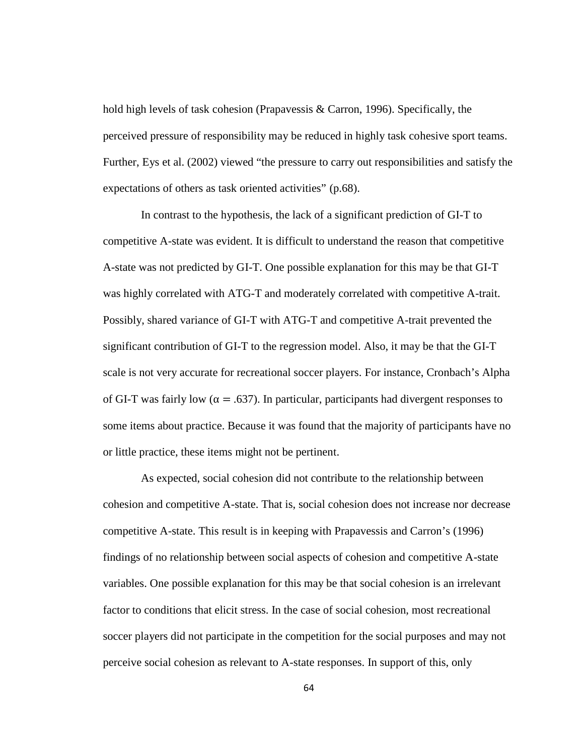hold high levels of task cohesion (Prapavessis & Carron, 1996). Specifically, the perceived pressure of responsibility may be reduced in highly task cohesive sport teams. Further, Eys et al. (2002) viewed "the pressure to carry out responsibilities and satisfy the expectations of others as task oriented activities" (p.68).

In contrast to the hypothesis, the lack of a significant prediction of GI-T to competitive A-state was evident. It is difficult to understand the reason that competitive A-state was not predicted by GI-T. One possible explanation for this may be that GI-T was highly correlated with ATG-T and moderately correlated with competitive A-trait. Possibly, shared variance of GI-T with ATG-T and competitive A-trait prevented the significant contribution of GI-T to the regression model. Also, it may be that the GI-T scale is not very accurate for recreational soccer players. For instance, Cronbach's Alpha of GI-T was fairly low ($\alpha = .637$). In particular, participants had divergent responses to some items about practice. Because it was found that the majority of participants have no or little practice, these items might not be pertinent.

As expected, social cohesion did not contribute to the relationship between cohesion and competitive A-state. That is, social cohesion does not increase nor decrease competitive A-state. This result is in keeping with Prapavessis and Carron's (1996) findings of no relationship between social aspects of cohesion and competitive A-state variables. One possible explanation for this may be that social cohesion is an irrelevant factor to conditions that elicit stress. In the case of social cohesion, most recreational soccer players did not participate in the competition for the social purposes and may not perceive social cohesion as relevant to A-state responses. In support of this, only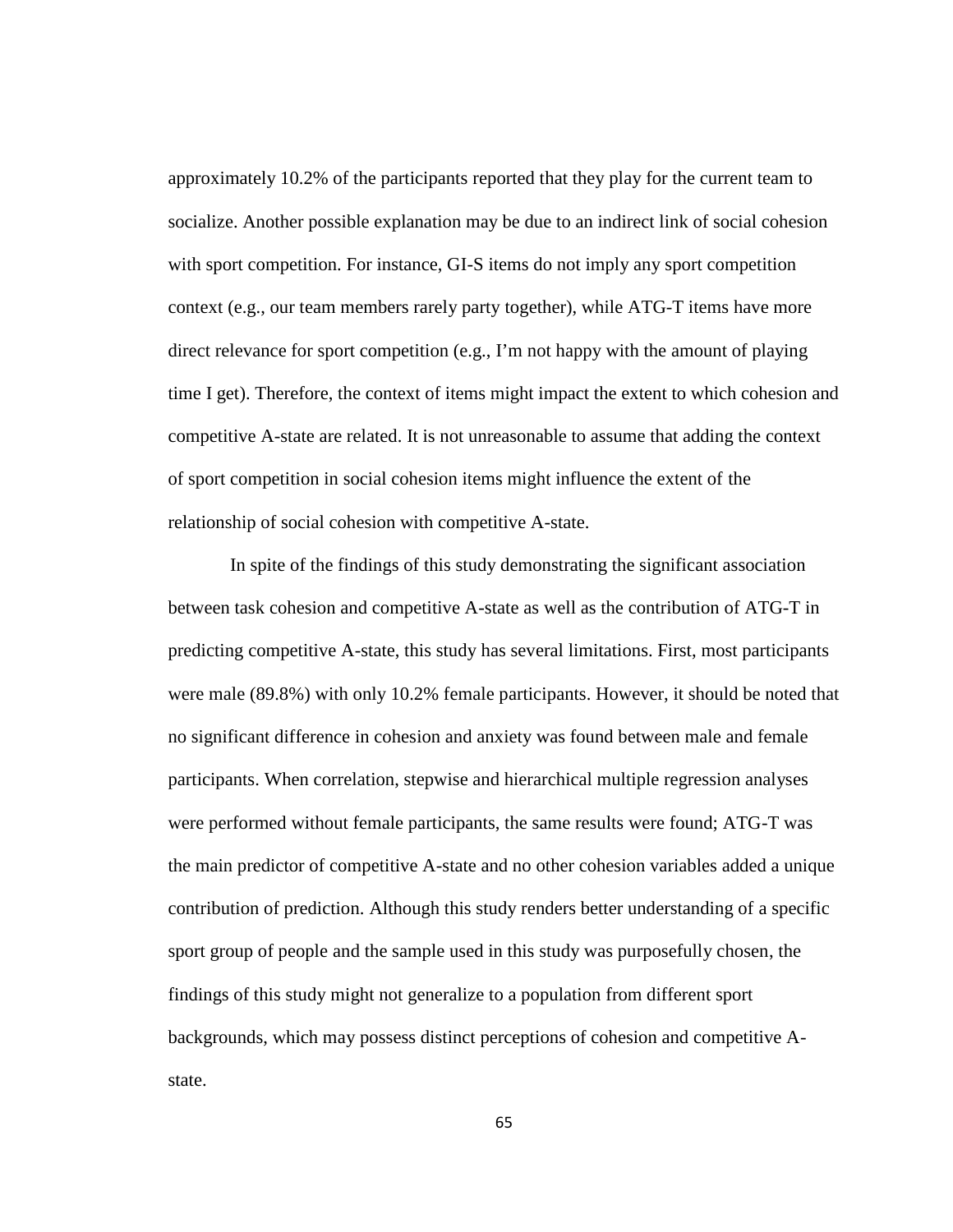approximately 10.2% of the participants reported that they play for the current team to socialize. Another possible explanation may be due to an indirect link of social cohesion with sport competition. For instance, GI-S items do not imply any sport competition context (e.g., our team members rarely party together), while ATG-T items have more direct relevance for sport competition (e.g., I'm not happy with the amount of playing time I get). Therefore, the context of items might impact the extent to which cohesion and competitive A-state are related. It is not unreasonable to assume that adding the context of sport competition in social cohesion items might influence the extent of the relationship of social cohesion with competitive A-state.

In spite of the findings of this study demonstrating the significant association between task cohesion and competitive A-state as well as the contribution of ATG-T in predicting competitive A-state, this study has several limitations. First, most participants were male (89.8%) with only 10.2% female participants. However, it should be noted that no significant difference in cohesion and anxiety was found between male and female participants. When correlation, stepwise and hierarchical multiple regression analyses were performed without female participants, the same results were found; ATG-T was the main predictor of competitive A-state and no other cohesion variables added a unique contribution of prediction. Although this study renders better understanding of a specific sport group of people and the sample used in this study was purposefully chosen, the findings of this study might not generalize to a population from different sport backgrounds, which may possess distinct perceptions of cohesion and competitive A-state.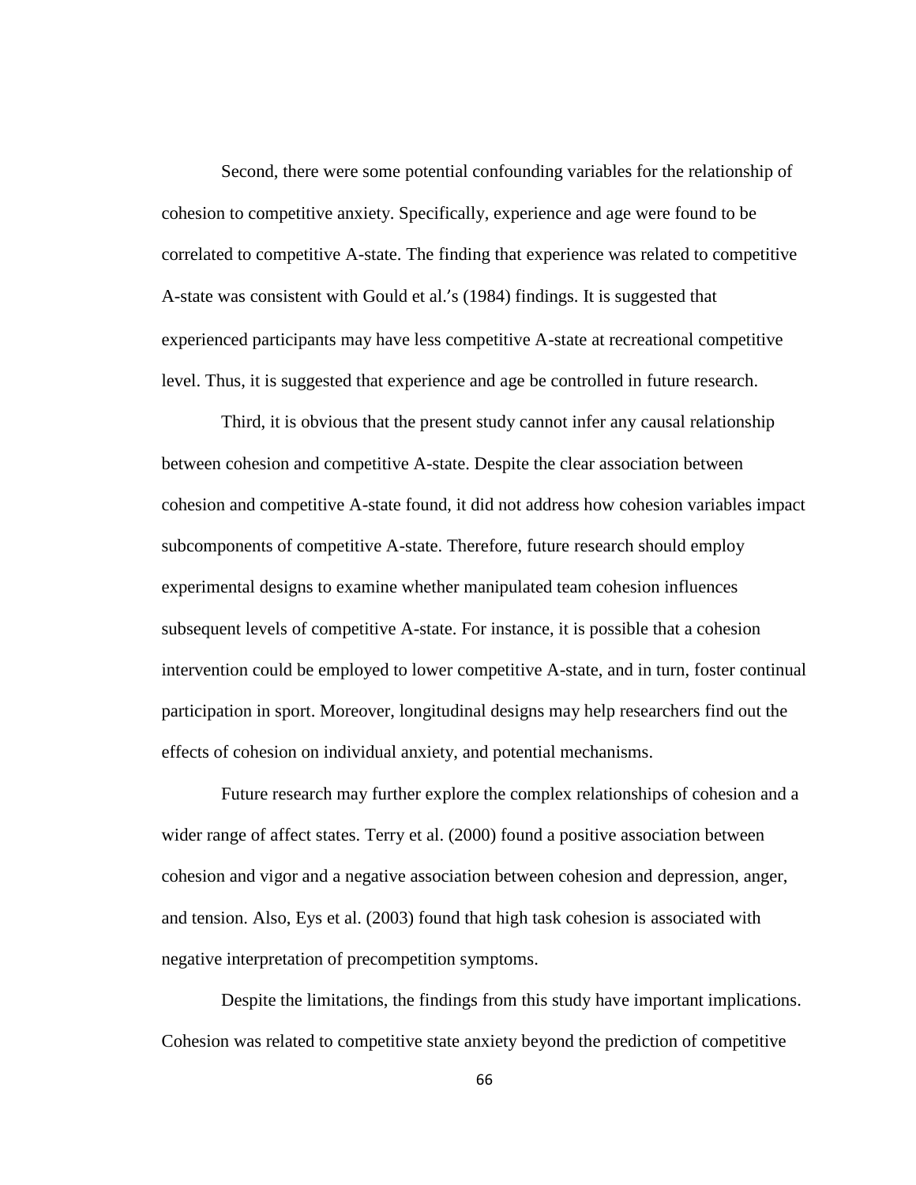Second, there were some potential confounding variables for the relationship of cohesion to competitive anxiety. Specifically, experience and age were found to be correlated to competitive A-state. The finding that experience was related to competitive A-state was consistent with Gould et al.'s (1984) findings. It is suggested that experienced participants may have less competitive A-state at recreational competitive level. Thus, it is suggested that experience and age be controlled in future research.

Third, it is obvious that the present study cannot infer any causal relationship between cohesion and competitive A-state. Despite the clear association between cohesion and competitive A-state found, it did not address how cohesion variables impact subcomponents of competitive A-state. Therefore, future research should employ experimental designs to examine whether manipulated team cohesion influences subsequent levels of competitive A-state. For instance, it is possible that a cohesion intervention could be employed to lower competitive A-state, and in turn, foster continual participation in sport. Moreover, longitudinal designs may help researchers find out the effects of cohesion on individual anxiety, and potential mechanisms.

Future research may further explore the complex relationships of cohesion and a wider range of affect states. Terry et al. (2000) found a positive association between cohesion and vigor and a negative association between cohesion and depression, anger, and tension. Also, Eys et al. (2003) found that high task cohesion is associated with negative interpretation of precompetition symptoms.

Despite the limitations, the findings from this study have important implications. Cohesion was related to competitive state anxiety beyond the prediction of competitive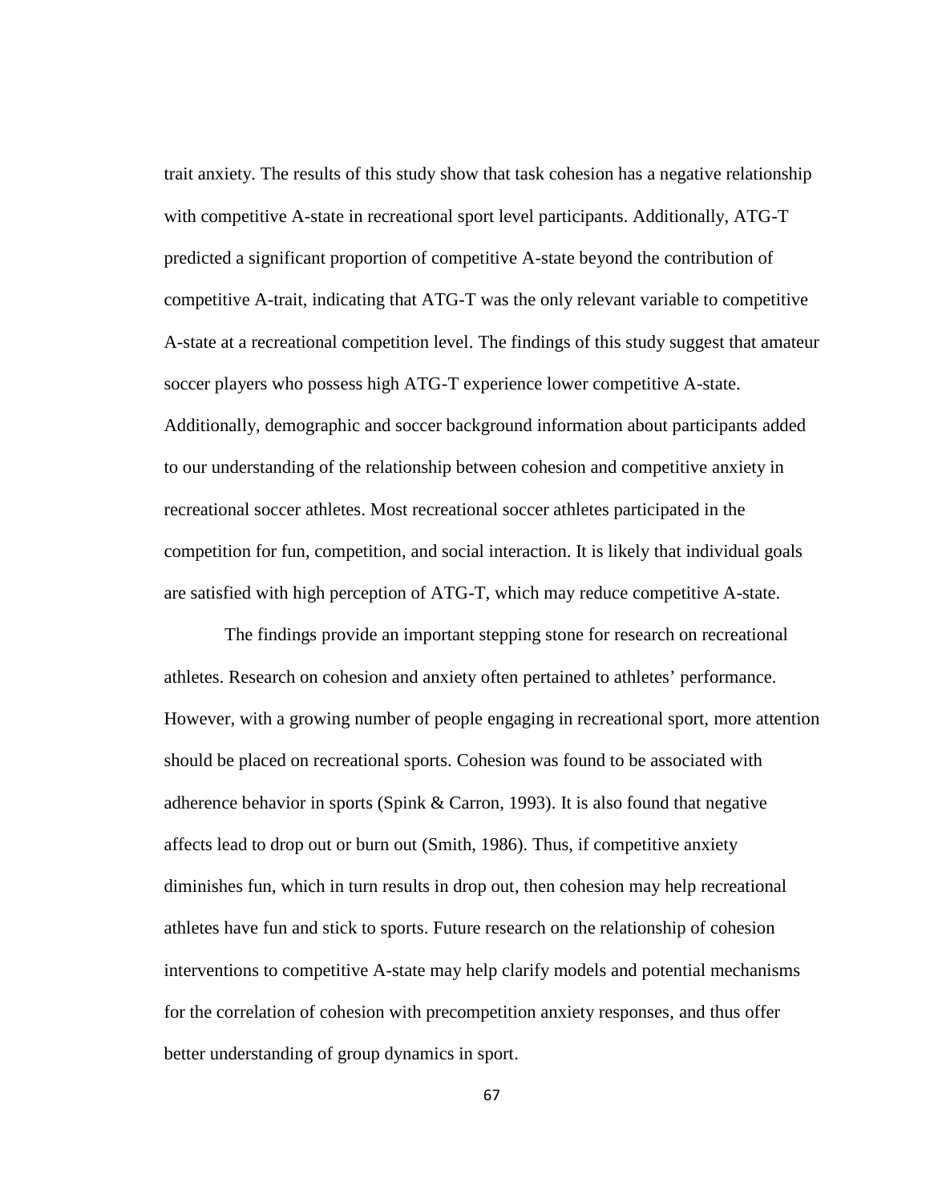trait anxiety. The results of this study show that task cohesion has a negative relationship with competitive A-state in recreational sport level participants. Additionally, ATG-T predicted a significant proportion of competitive A-state beyond the contribution of competitive A-trait, indicating that ATG-T was the only relevant variable to competitive A-state at a recreational competition level. The findings of this study suggest that amateur soccer players who possess high ATG-T experience lower competitive A-state. Additionally, demographic and soccer background information about participants added to our understanding of the relationship between cohesion and competitive anxiety in recreational soccer athletes. Most recreational soccer athletes participated in the competition for fun, competition, and social interaction. It is likely that individual goals are satisfied with high perception of ATG-T, which may reduce competitive A-state.

The findings provide an important stepping stone for research on recreational athletes. Research on cohesion and anxiety often pertained to athletes' performance. However, with a growing number of people engaging in recreational sport, more attention should be placed on recreational sports. Cohesion was found to be associated with adherence behavior in sports (Spink & Carron, 1993). It is also found that negative affects lead to drop out or burn out (Smith, 1986). Thus, if competitive anxiety diminishes fun, which in turn results in drop out, then cohesion may help recreational athletes have fun and stick to sports. Future research on the relationship of cohesion interventions to competitive A-state may help clarify models and potential mechanisms for the correlation of cohesion with precompetition anxiety responses, and thus offer better understanding of group dynamics in sport.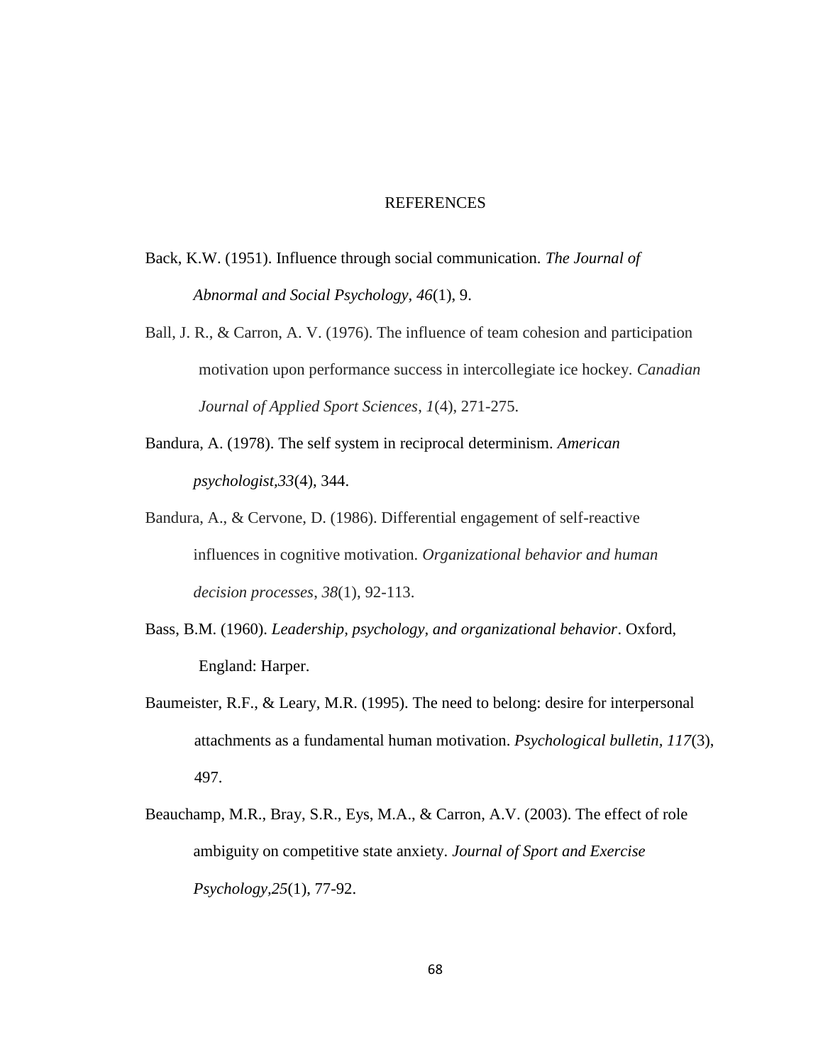# REFERENCES

Back, K.W. (1951). Influence through social communication. *The Journal of Abnormal and Social Psychology, 46*(1), 9.

Ball, J. R., & Carron, A. V. (1976). The influence of team cohesion and participation motivation upon performance success in intercollegiate ice hockey. *Canadian Journal of Applied Sport Sciences*, *1*(4), 271-275.

Bandura, A. (1978). The self system in reciprocal determinism. *American psychologist*,*33*(4), 344.

Bandura, A., & Cervone, D. (1986). Differential engagement of self-reactive influences in cognitive motivation. *Organizational behavior and human decision processes*, *38*(1), 92-113.

Bass, B.M. (1960). *Leadership, psychology, and organizational behavior*. Oxford, England: Harper.

Baumeister, R.F., & Leary, M.R. (1995). The need to belong: desire for interpersonal attachments as a fundamental human motivation. *Psychological bulletin, 117*(3), 497.

Beauchamp, M.R., Bray, S.R., Eys, M.A., & Carron, A.V. (2003). The effect of role ambiguity on competitive state anxiety. *Journal of Sport and Exercise Psychology*,*25*(1), 77-92.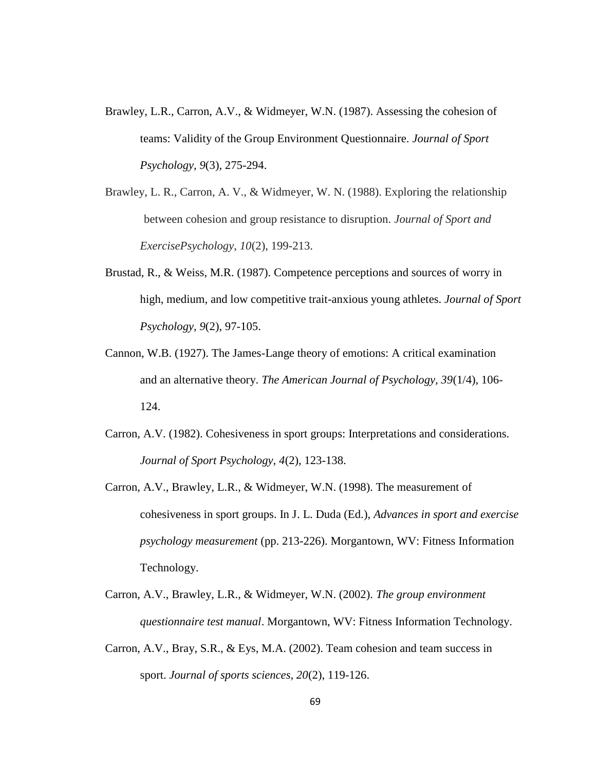Brawley, L.R., Carron, A.V., & Widmeyer, W.N. (1987). Assessing the cohesion of teams: Validity of the Group Environment Questionnaire. *Journal of Sport Psychology, 9*(3), 275-294.

Brawley, L. R., Carron, A. V., & Widmeyer, W. N. (1988). Exploring the relationship between cohesion and group resistance to disruption. *Journal of Sport and ExercisePsychology, 10*(2), 199-213.

Brustad, R., & Weiss, M.R. (1987). Competence perceptions and sources of worry in high, medium, and low competitive trait-anxious young athletes. *Journal of Sport Psychology, 9*(2), 97-105.

Cannon, W.B. (1927). The James-Lange theory of emotions: A critical examination and an alternative theory. *The American Journal of Psychology, 39*(1/4), 106-124.

Carron, A.V. (1982). Cohesiveness in sport groups: Interpretations and considerations. *Journal of Sport Psychology, 4*(2), 123-138.

Carron, A.V., Brawley, L.R., & Widmeyer, W.N. (1998). The measurement of cohesiveness in sport groups. In J. L. Duda (Ed.), *Advances in sport and exercise psychology measurement* (pp. 213-226). Morgantown, WV: Fitness Information Technology.

Carron, A.V., Brawley, L.R., & Widmeyer, W.N. (2002). *The group environment questionnaire test manual*. Morgantown, WV: Fitness Information Technology.

Carron, A.V., Bray, S.R., & Eys, M.A. (2002). Team cohesion and team success in sport. *Journal of sports sciences, 20*(2), 119-126.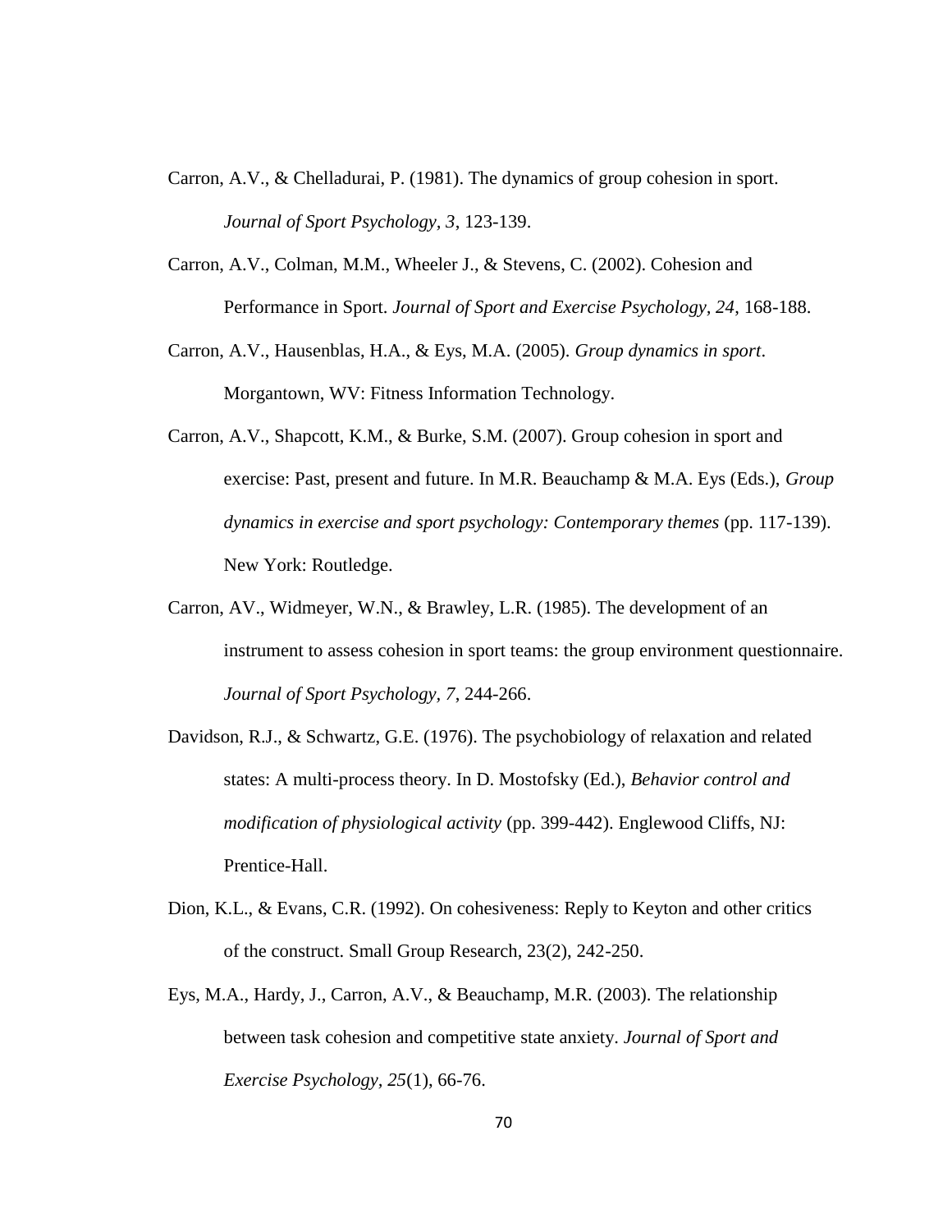Carron, A.V., & Chelladurai, P. (1981). The dynamics of group cohesion in sport. *Journal of Sport Psychology, 3*, 123-139.

Carron, A.V., Colman, M.M., Wheeler J., & Stevens, C. (2002). Cohesion and Performance in Sport. *Journal of Sport and Exercise Psychology, 24*, 168-188.

Carron, A.V., Hausenblas, H.A., & Eys, M.A. (2005). *Group dynamics in sport*. Morgantown, WV: Fitness Information Technology.

Carron, A.V., Shapcott, K.M., & Burke, S.M. (2007). Group cohesion in sport and exercise: Past, present and future. In M.R. Beauchamp & M.A. Eys (Eds.), *Group dynamics in exercise and sport psychology: Contemporary themes* (pp. 117-139). New York: Routledge.

Carron, AV., Widmeyer, W.N., & Brawley, L.R. (1985). The development of an instrument to assess cohesion in sport teams: the group environment questionnaire. *Journal of Sport Psychology, 7*, 244-266.

Davidson, R.J., & Schwartz, G.E. (1976). The psychobiology of relaxation and related states: A multi-process theory. In D. Mostofsky (Ed.), *Behavior control and modification of physiological activity* (pp. 399-442). Englewood Cliffs, NJ: Prentice-Hall.

Dion, K.L., & Evans, C.R. (1992). On cohesiveness: Reply to Keyton and other critics of the construct. Small Group Research, 23(2), 242-250.

Eys, M.A., Hardy, J., Carron, A.V., & Beauchamp, M.R. (2003). The relationship between task cohesion and competitive state anxiety. *Journal of Sport and Exercise Psychology, 25*(1), 66-76.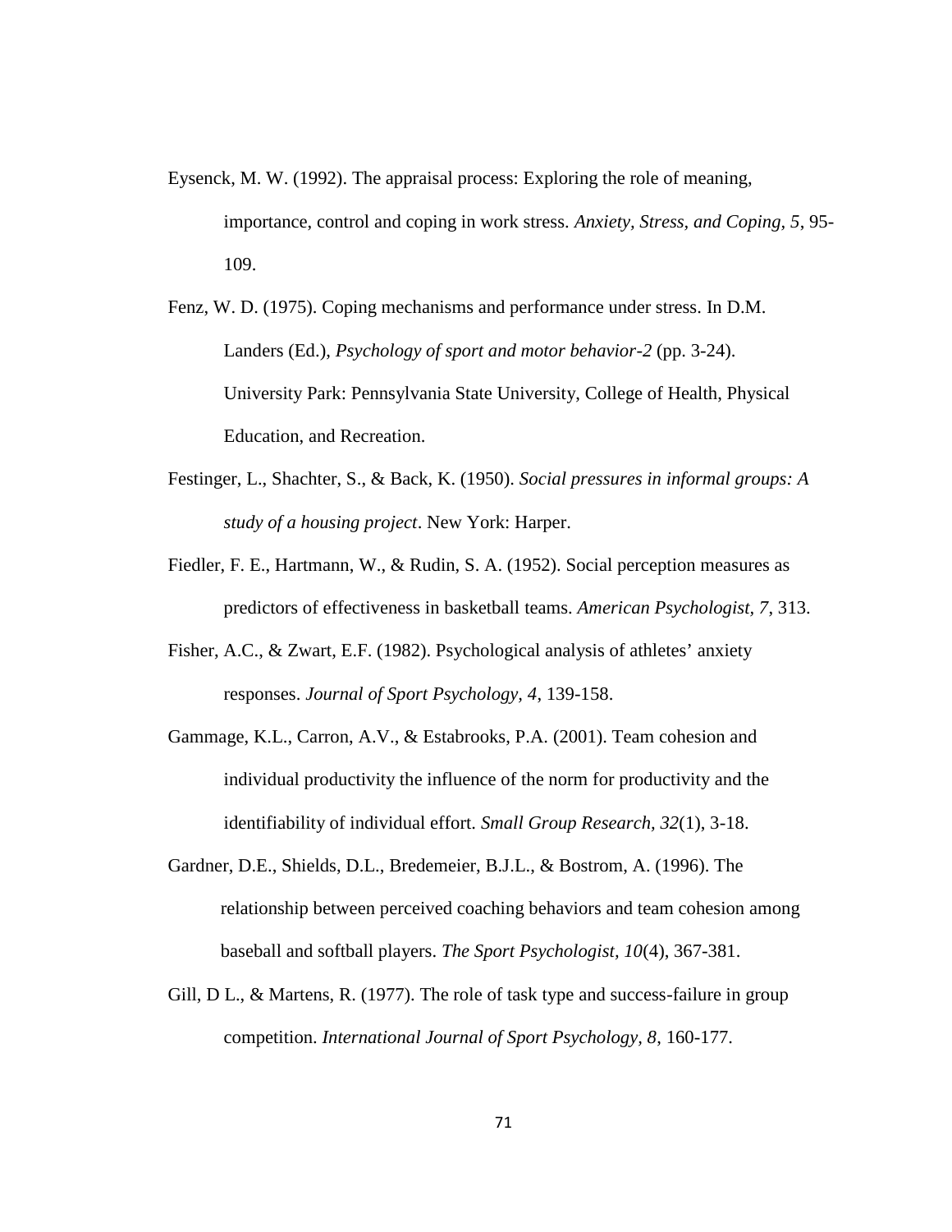Eysenck, M. W. (1992). The appraisal process: Exploring the role of meaning, importance, control and coping in work stress. *Anxiety, Stress, and Coping, 5*, 95-109.

Fenz, W. D. (1975). Coping mechanisms and performance under stress. In D.M. Landers (Ed.), *Psychology of sport and motor behavior-2* (pp. 3-24). University Park: Pennsylvania State University, College of Health, Physical Education, and Recreation.

Festinger, L., Shachter, S., & Back, K. (1950). *Social pressures in informal groups: A study of a housing project*. New York: Harper.

Fiedler, F. E., Hartmann, W., & Rudin, S. A. (1952). Social perception measures as predictors of effectiveness in basketball teams. *American Psychologist, 7*, 313.

Fisher, A.C., & Zwart, E.F. (1982). Psychological analysis of athletes' anxiety responses. *Journal of Sport Psychology, 4*, 139-158.

Gammage, K.L., Carron, A.V., & Estabrooks, P.A. (2001). Team cohesion and individual productivity the influence of the norm for productivity and the identifiability of individual effort. *Small Group Research, 32*(1), 3-18.

Gardner, D.E., Shields, D.L., Bredemeier, B.J.L., & Bostrom, A. (1996). The relationship between perceived coaching behaviors and team cohesion among baseball and softball players. *The Sport Psychologist, 10*(4), 367-381.

Gill, D L., & Martens, R. (1977). The role of task type and success-failure in group competition. *International Journal of Sport Psychology, 8*, 160-177.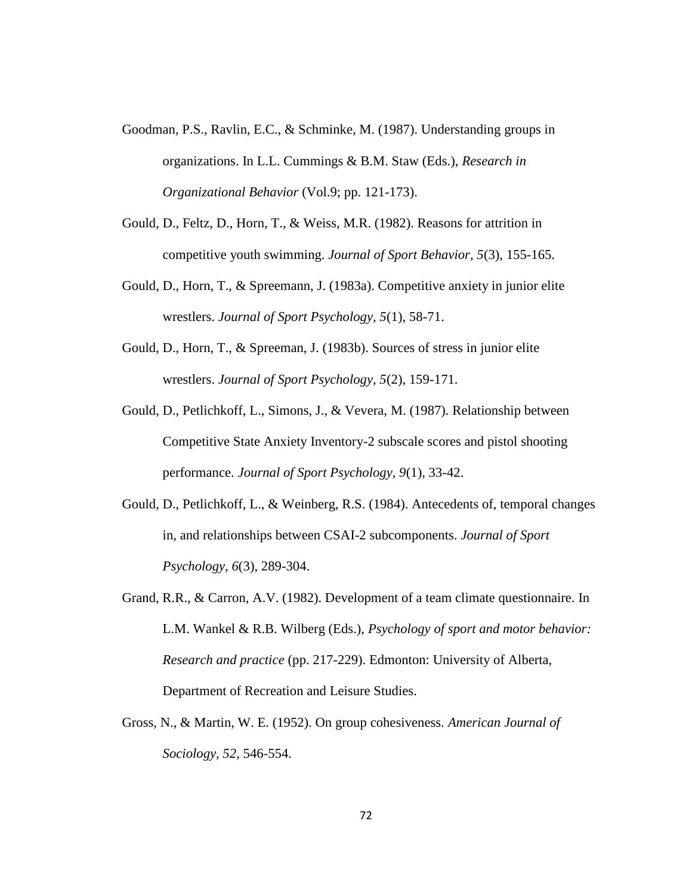Goodman, P.S., Ravlin, E.C., & Schminke, M. (1987). Understanding groups in organizations. In L.L. Cummings & B.M. Staw (Eds.), *Research in Organizational Behavior* (Vol.9; pp. 121-173).

Gould, D., Feltz, D., Horn, T., & Weiss, M.R. (1982). Reasons for attrition in competitive youth swimming. *Journal of Sport Behavior, 5*(3), 155-165.

Gould, D., Horn, T., & Spreemann, J. (1983a). Competitive anxiety in junior elite wrestlers. *Journal of Sport Psychology, 5*(1), 58-71.

Gould, D., Horn, T., & Spreeman, J. (1983b). Sources of stress in junior elite wrestlers. *Journal of Sport Psychology, 5*(2), 159-171.

Gould, D., Petlichkoff, L., Simons, J., & Vevera, M. (1987). Relationship between Competitive State Anxiety Inventory-2 subscale scores and pistol shooting performance. *Journal of Sport Psychology, 9*(1), 33-42.

Gould, D., Petlichkoff, L., & Weinberg, R.S. (1984). Antecedents of, temporal changes in, and relationships between CSAI-2 subcomponents. *Journal of Sport Psychology, 6*(3), 289-304.

Grand, R.R., & Carron, A.V. (1982). Development of a team climate questionnaire. In L.M. Wankel & R.B. Wilberg (Eds.), *Psychology of sport and motor behavior: Research and practice* (pp. 217-229). Edmonton: University of Alberta, Department of Recreation and Leisure Studies.

Gross, N., & Martin, W. E. (1952). On group cohesiveness. *American Journal of Sociology, 52*, 546-554.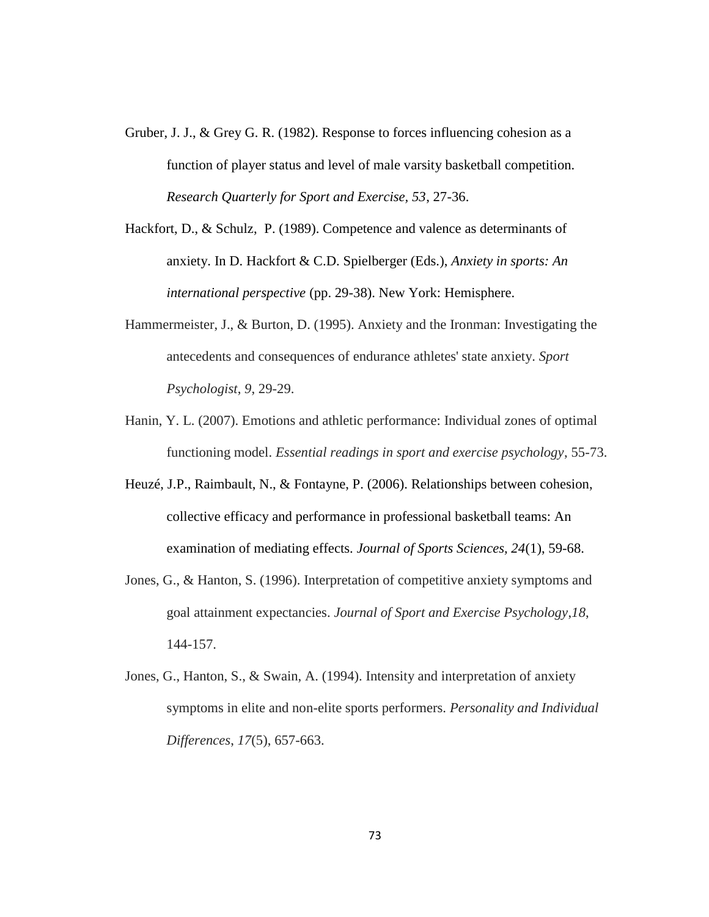Gruber, J. J., & Grey G. R. (1982). Response to forces influencing cohesion as a function of player status and level of male varsity basketball competition. *Research Quarterly for Sport and Exercise, 53*, 27-36.

Hackfort, D., & Schulz, P. (1989). Competence and valence as determinants of anxiety. In D. Hackfort & C.D. Spielberger (Eds.), *Anxiety in sports: An international perspective* (pp. 29-38). New York: Hemisphere.

Hammermeister, J., & Burton, D. (1995). Anxiety and the Ironman: Investigating the antecedents and consequences of endurance athletes' state anxiety. *Sport Psychologist*, *9*, 29-29.

Hanin, Y. L. (2007). Emotions and athletic performance: Individual zones of optimal functioning model. *Essential readings in sport and exercise psychology*, 55-73.

Heuzé, J.P., Raimbault, N., & Fontayne, P. (2006). Relationships between cohesion, collective efficacy and performance in professional basketball teams: An examination of mediating effects. *Journal of Sports Sciences, 24*(1), 59-68.

Jones, G., & Hanton, S. (1996). Interpretation of competitive anxiety symptoms and goal attainment expectancies. *Journal of Sport and Exercise Psychology*,*18*, 144-157.

Jones, G., Hanton, S., & Swain, A. (1994). Intensity and interpretation of anxiety symptoms in elite and non-elite sports performers. *Personality and Individual Differences*, *17*(5), 657-663.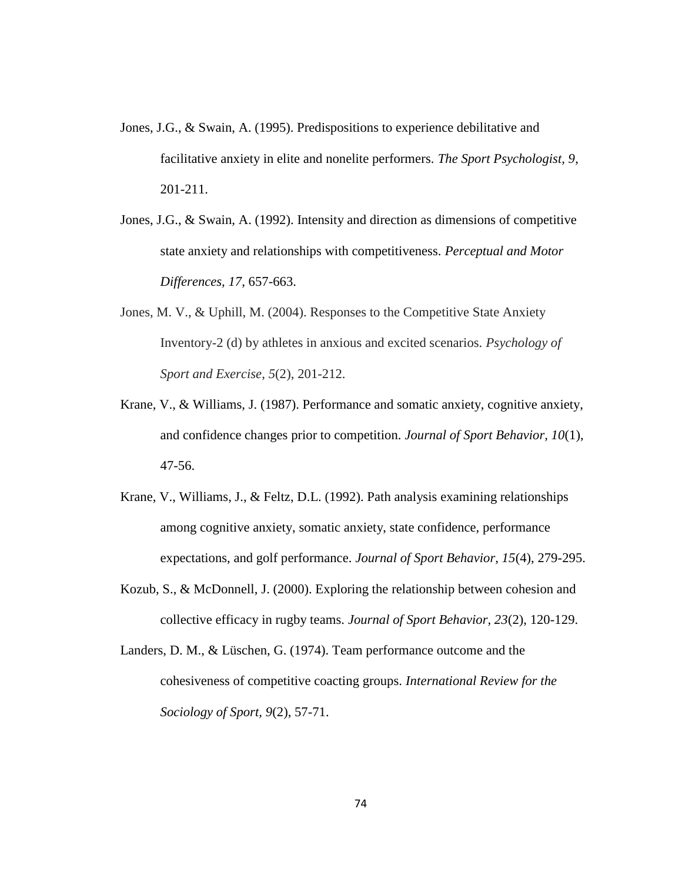Jones, J.G., & Swain, A. (1995). Predispositions to experience debilitative and facilitative anxiety in elite and nonelite performers. *The Sport Psychologist, 9*, 201-211.

Jones, J.G., & Swain, A. (1992). Intensity and direction as dimensions of competitive state anxiety and relationships with competitiveness. *Perceptual and Motor Differences, 17*, 657-663.

Jones, M. V., & Uphill, M. (2004). Responses to the Competitive State Anxiety Inventory-2 (d) by athletes in anxious and excited scenarios. *Psychology of Sport and Exercise, 5*(2), 201-212.

Krane, V., & Williams, J. (1987). Performance and somatic anxiety, cognitive anxiety, and confidence changes prior to competition. *Journal of Sport Behavior, 10*(1), 47-56.

Krane, V., Williams, J., & Feltz, D.L. (1992). Path analysis examining relationships among cognitive anxiety, somatic anxiety, state confidence, performance expectations, and golf performance. *Journal of Sport Behavior, 15*(4), 279-295.

Kozub, S., & McDonnell, J. (2000). Exploring the relationship between cohesion and collective efficacy in rugby teams. *Journal of Sport Behavior, 23*(2), 120-129.

Landers, D. M., & Lüschen, G. (1974). Team performance outcome and the cohesiveness of competitive coacting groups. *International Review for the Sociology of Sport, 9*(2), 57-71.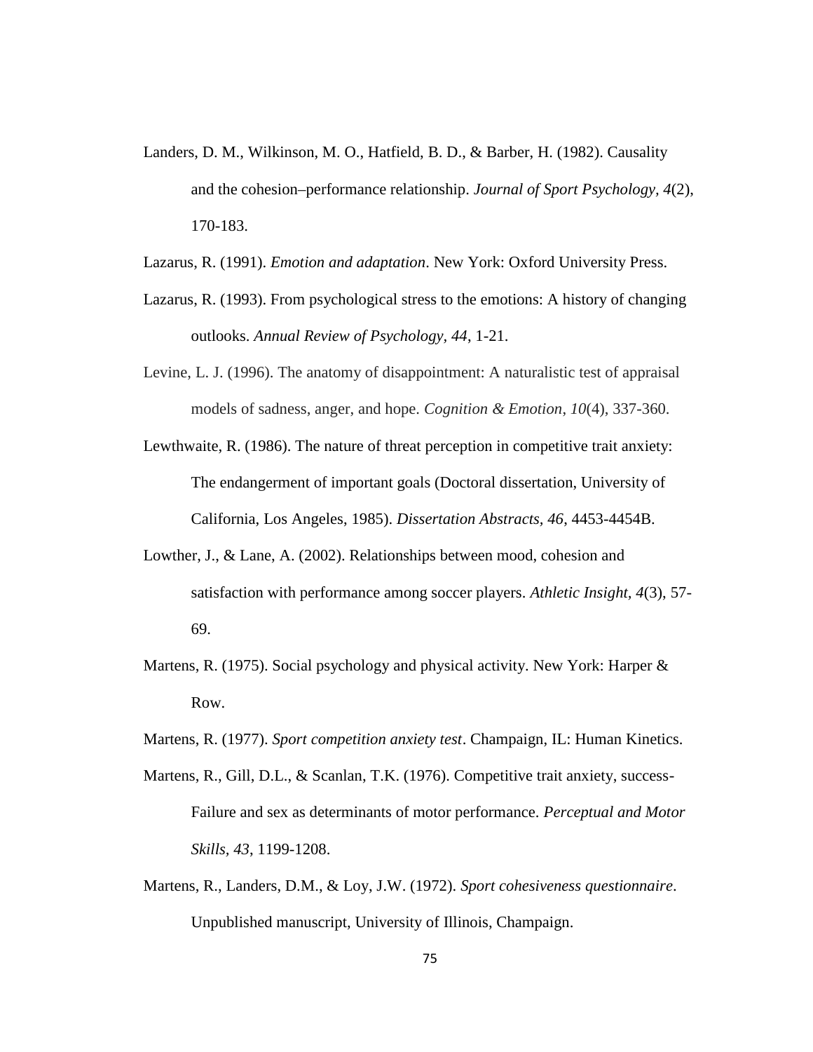Landers, D. M., Wilkinson, M. O., Hatfield, B. D., & Barber, H. (1982). Causality and the cohesion–performance relationship. *Journal of Sport Psychology, 4*(2), 170-183.

Lazarus, R. (1991). *Emotion and adaptation*. New York: Oxford University Press.

Lazarus, R. (1993). From psychological stress to the emotions: A history of changing outlooks. *Annual Review of Psychology, 44*, 1-21.

Levine, L. J. (1996). The anatomy of disappointment: A naturalistic test of appraisal models of sadness, anger, and hope. *Cognition & Emotion*, *10*(4), 337-360.

Lewthwaite, R. (1986). The nature of threat perception in competitive trait anxiety: The endangerment of important goals (Doctoral dissertation, University of California, Los Angeles, 1985). *Dissertation Abstracts, 46*, 4453-4454B.

Lowther, J., & Lane, A. (2002). Relationships between mood, cohesion and satisfaction with performance among soccer players. *Athletic Insight*, *4*(3), 57-69.

Martens, R. (1975). Social psychology and physical activity. New York: Harper & Row.

Martens, R. (1977). *Sport competition anxiety test*. Champaign, IL: Human Kinetics.

Martens, R., Gill, D.L., & Scanlan, T.K. (1976). Competitive trait anxiety, success-Failure and sex as determinants of motor performance. *Perceptual and Motor Skills, 43*, 1199-1208.

Martens, R., Landers, D.M., & Loy, J.W. (1972). *Sport cohesiveness questionnaire*. Unpublished manuscript, University of Illinois, Champaign.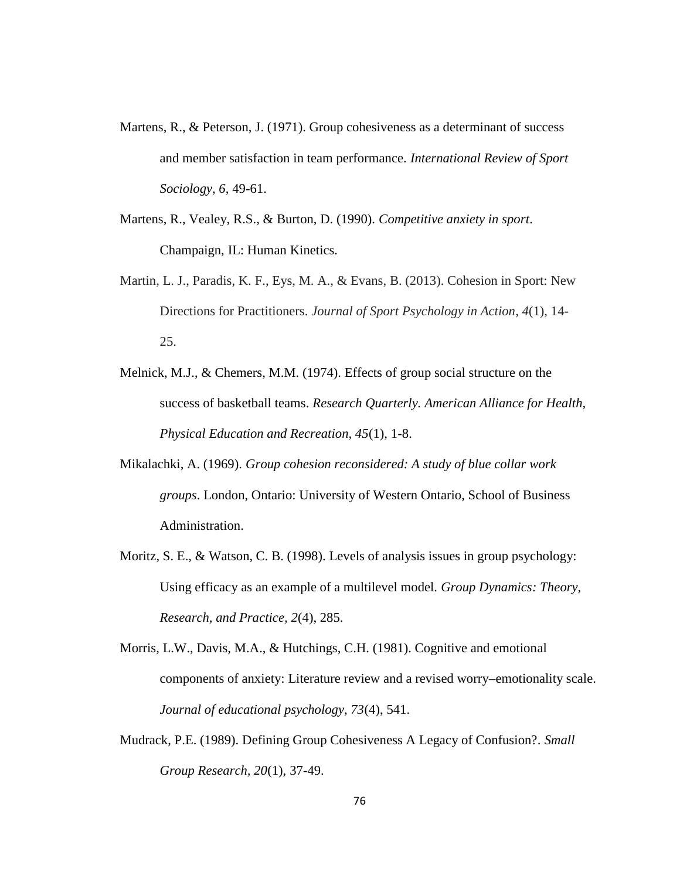Martens, R., & Peterson, J. (1971). Group cohesiveness as a determinant of success and member satisfaction in team performance. *International Review of Sport Sociology, 6*, 49-61.

Martens, R., Vealey, R.S., & Burton, D. (1990). *Competitive anxiety in sport*. Champaign, IL: Human Kinetics.

Martin, L. J., Paradis, K. F., Eys, M. A., & Evans, B. (2013). Cohesion in Sport: New Directions for Practitioners. *Journal of Sport Psychology in Action*, *4*(1), 14-25.

Melnick, M.J., & Chemers, M.M. (1974). Effects of group social structure on the success of basketball teams. *Research Quarterly. American Alliance for Health, Physical Education and Recreation*, *45*(1), 1-8.

Mikalachki, A. (1969). *Group cohesion reconsidered: A study of blue collar work groups*. London, Ontario: University of Western Ontario, School of Business Administration.

Moritz, S. E., & Watson, C. B. (1998). Levels of analysis issues in group psychology: Using efficacy as an example of a multilevel model. *Group Dynamics: Theory, Research, and Practice, 2*(4), 285.

Morris, L.W., Davis, M.A., & Hutchings, C.H. (1981). Cognitive and emotional components of anxiety: Literature review and a revised worry–emotionality scale. *Journal of educational psychology, 73*(4), 541.

Mudrack, P.E. (1989). Defining Group Cohesiveness A Legacy of Confusion?. *Small Group Research*, *20*(1), 37-49.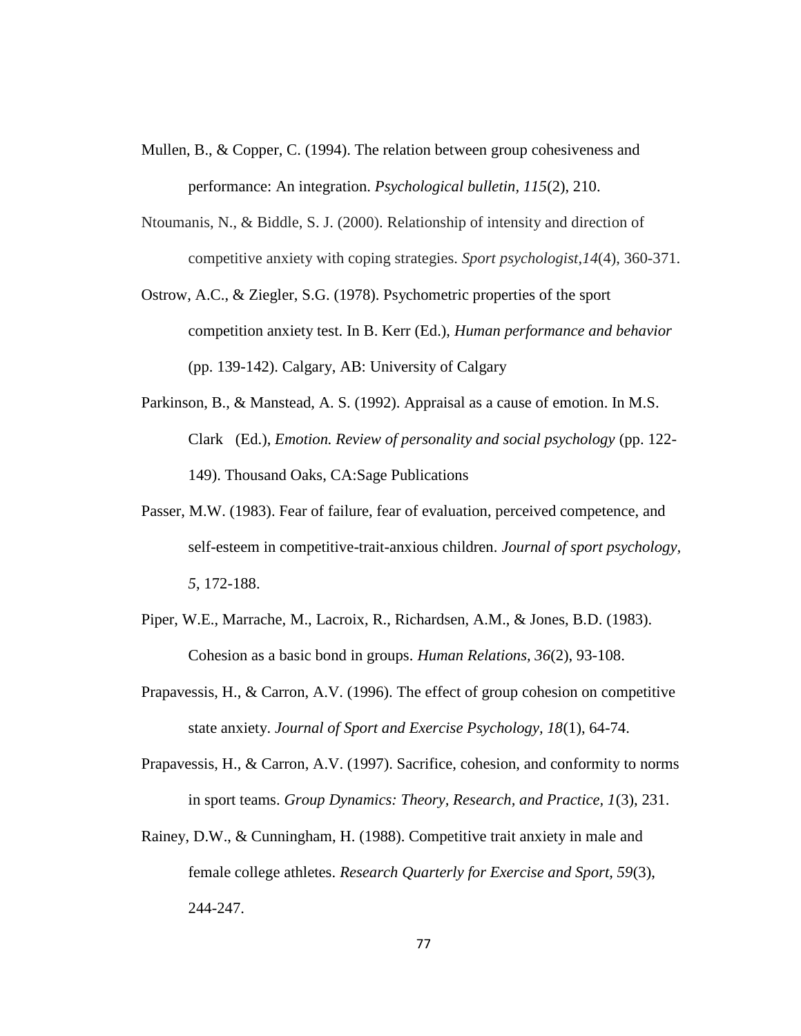Mullen, B., & Copper, C. (1994). The relation between group cohesiveness and performance: An integration. *Psychological bulletin, 115*(2), 210.

Ntoumanis, N., & Biddle, S. J. (2000). Relationship of intensity and direction of competitive anxiety with coping strategies. *Sport psychologist,14*(4), 360-371.

Ostrow, A.C., & Ziegler, S.G. (1978). Psychometric properties of the sport competition anxiety test. In B. Kerr (Ed.), *Human performance and behavior* (pp. 139-142). Calgary, AB: University of Calgary

Parkinson, B., & Manstead, A. S. (1992). Appraisal as a cause of emotion. In M.S. Clark (Ed.), *Emotion. Review of personality and social psychology* (pp. 122-149). Thousand Oaks, CA:Sage Publications

Passer, M.W. (1983). Fear of failure, fear of evaluation, perceived competence, and self-esteem in competitive-trait-anxious children. *Journal of sport psychology, 5*, 172-188.

Piper, W.E., Marrache, M., Lacroix, R., Richardsen, A.M., & Jones, B.D. (1983). Cohesion as a basic bond in groups. *Human Relations, 36*(2), 93-108.

Prapavessis, H., & Carron, A.V. (1996). The effect of group cohesion on competitive state anxiety. *Journal of Sport and Exercise Psychology, 18*(1), 64-74.

Prapavessis, H., & Carron, A.V. (1997). Sacrifice, cohesion, and conformity to norms in sport teams. *Group Dynamics: Theory, Research, and Practice, 1*(3), 231.

Rainey, D.W., & Cunningham, H. (1988). Competitive trait anxiety in male and female college athletes. *Research Quarterly for Exercise and Sport, 59*(3), 244-247.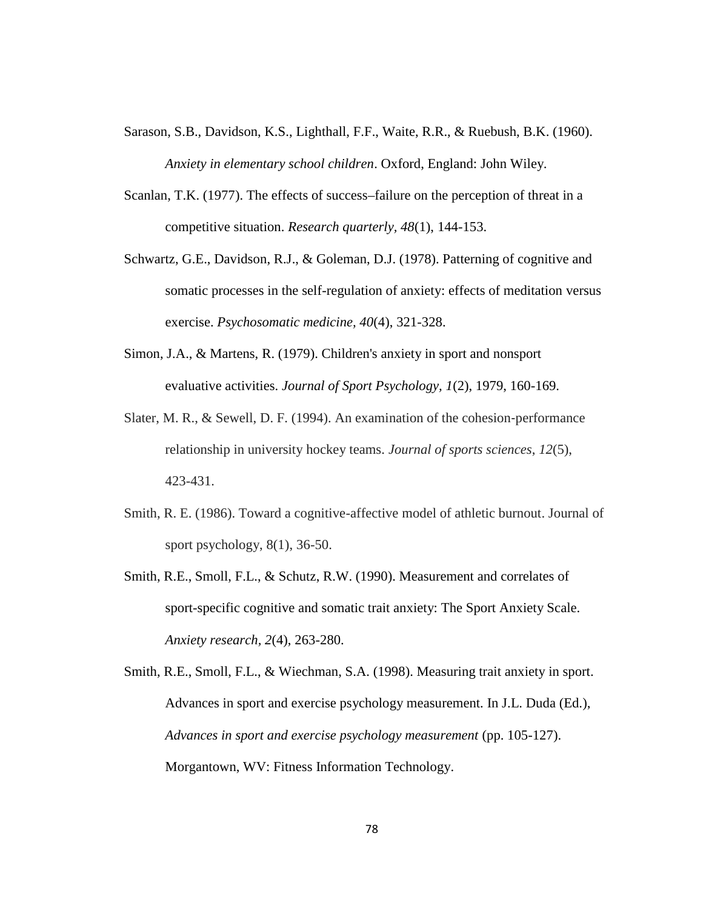Sarason, S.B., Davidson, K.S., Lighthall, F.F., Waite, R.R., & Ruebush, B.K. (1960). *Anxiety in elementary school children*. Oxford, England: John Wiley.

Scanlan, T.K. (1977). The effects of success–failure on the perception of threat in a competitive situation. *Research quarterly, 48*(1), 144-153.

Schwartz, G.E., Davidson, R.J., & Goleman, D.J. (1978). Patterning of cognitive and somatic processes in the self-regulation of anxiety: effects of meditation versus exercise. *Psychosomatic medicine, 40*(4), 321-328.

Simon, J.A., & Martens, R. (1979). Children's anxiety in sport and nonsport evaluative activities. *Journal of Sport Psychology, 1*(2), 1979, 160-169.

Slater, M. R., & Sewell, D. F. (1994). An examination of the cohesion-performance relationship in university hockey teams. *Journal of sports sciences*, *12*(5), 423-431.

Smith, R. E. (1986). Toward a cognitive-affective model of athletic burnout. Journal of sport psychology, 8(1), 36-50.

Smith, R.E., Smoll, F.L., & Schutz, R.W. (1990). Measurement and correlates of sport-specific cognitive and somatic trait anxiety: The Sport Anxiety Scale. *Anxiety research, 2*(4), 263-280.

Smith, R.E., Smoll, F.L., & Wiechman, S.A. (1998). Measuring trait anxiety in sport. Advances in sport and exercise psychology measurement. In J.L. Duda (Ed.), *Advances in sport and exercise psychology measurement* (pp. 105-127). Morgantown, WV: Fitness Information Technology.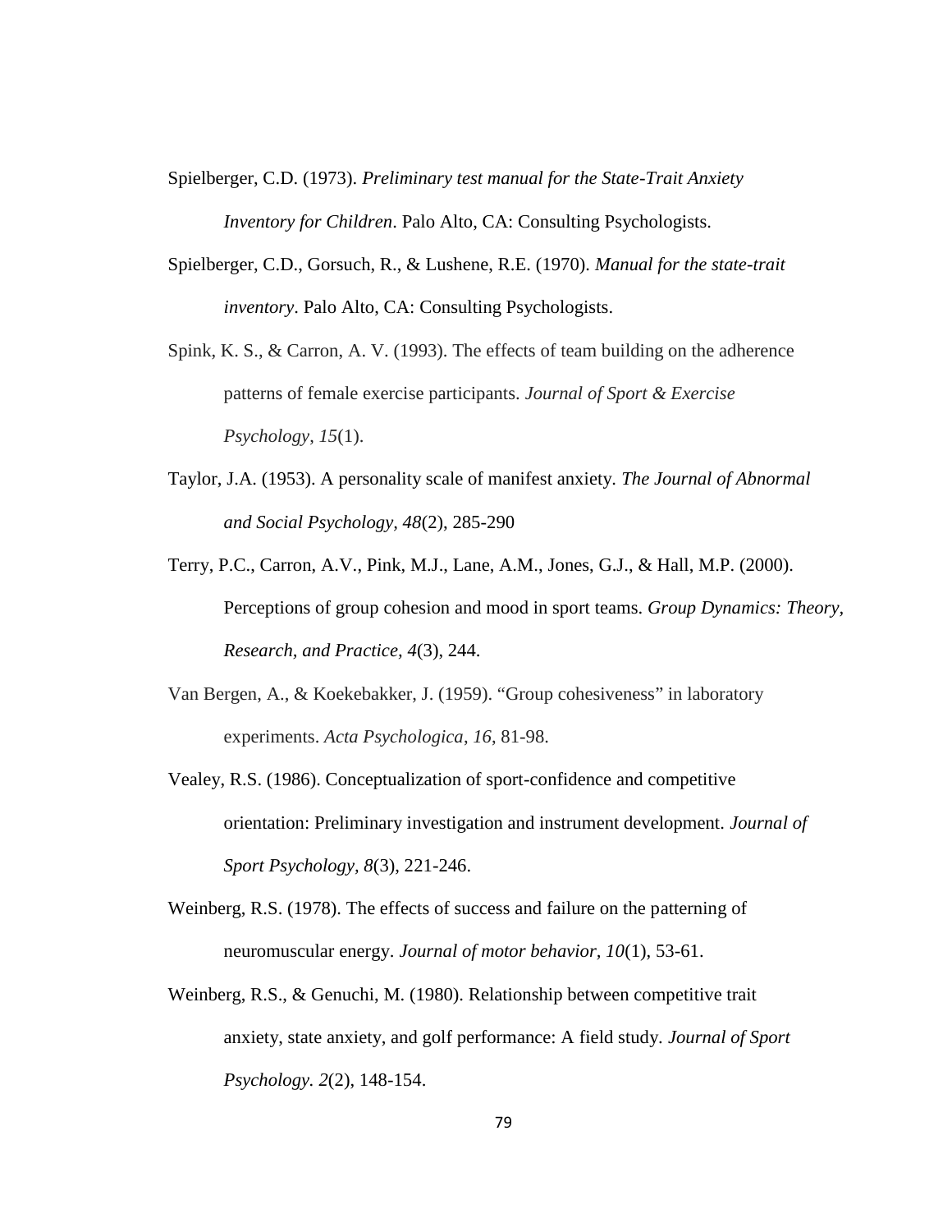Spielberger, C.D. (1973). *Preliminary test manual for the State-Trait Anxiety Inventory for Children*. Palo Alto, CA: Consulting Psychologists.

Spielberger, C.D., Gorsuch, R., & Lushene, R.E. (1970). *Manual for the state-trait inventory*. Palo Alto, CA: Consulting Psychologists.

Spink, K. S., & Carron, A. V. (1993). The effects of team building on the adherence patterns of female exercise participants. *Journal of Sport & Exercise Psychology*, *15*(1).

Taylor, J.A. (1953). A personality scale of manifest anxiety. *The Journal of Abnormal and Social Psychology, 48*(2), 285-290

Terry, P.C., Carron, A.V., Pink, M.J., Lane, A.M., Jones, G.J., & Hall, M.P. (2000). Perceptions of group cohesion and mood in sport teams. *Group Dynamics: Theory, Research, and Practice*, *4*(3), 244.

Van Bergen, A., & Koekebakker, J. (1959). "Group cohesiveness" in laboratory experiments. *Acta Psychologica*, *16*, 81-98.

Vealey, R.S. (1986). Conceptualization of sport-confidence and competitive orientation: Preliminary investigation and instrument development. *Journal of Sport Psychology, 8*(3), 221-246.

Weinberg, R.S. (1978). The effects of success and failure on the patterning of neuromuscular energy. *Journal of motor behavior, 10*(1), 53-61.

Weinberg, R.S., & Genuchi, M. (1980). Relationship between competitive trait anxiety, state anxiety, and golf performance: A field study. *Journal of Sport Psychology. 2*(2), 148-154.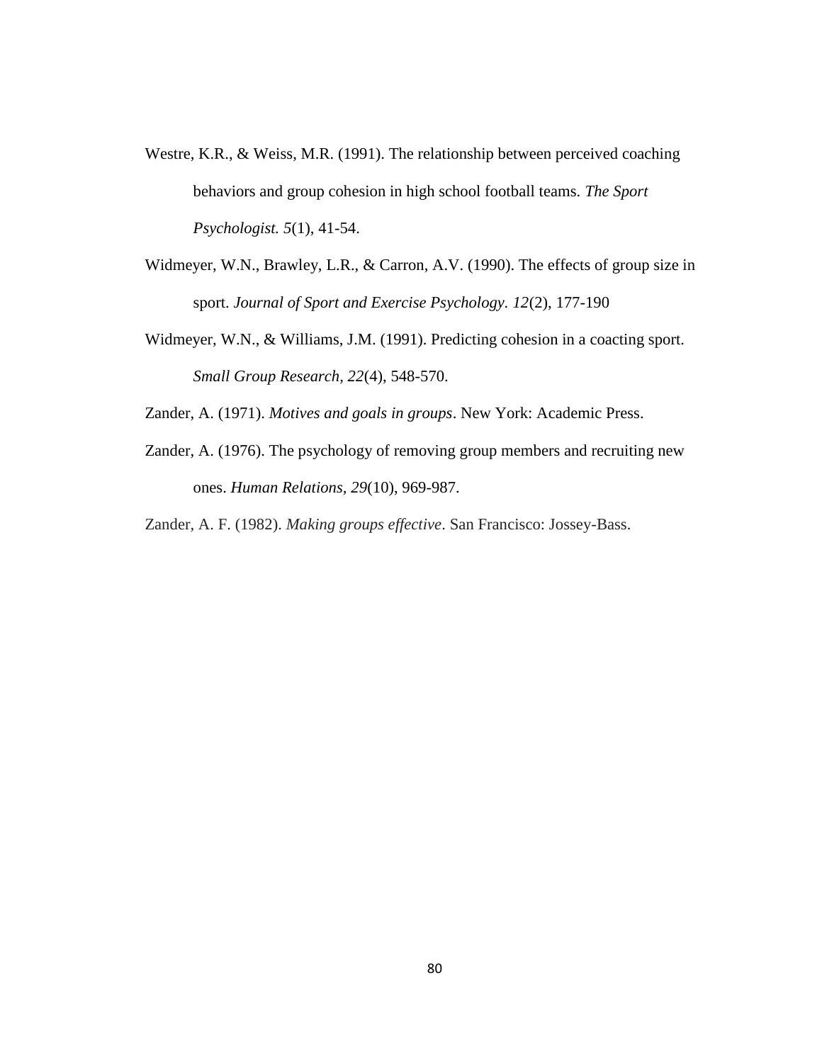Westre, K.R., & Weiss, M.R. (1991). The relationship between perceived coaching behaviors and group cohesion in high school football teams. *The Sport Psychologist. 5*(1), 41-54.

Widmeyer, W.N., Brawley, L.R., & Carron, A.V. (1990). The effects of group size in sport. *Journal of Sport and Exercise Psychology*. *12*(2), 177-190

Widmeyer, W.N., & Williams, J.M. (1991). Predicting cohesion in a coacting sport. *Small Group Research*, *22*(4), 548-570.

Zander, A. (1971). *Motives and goals in groups*. New York: Academic Press.

Zander, A. (1976). The psychology of removing group members and recruiting new ones. *Human Relations*, *29*(10), 969-987.

Zander, A. F. (1982). *Making groups effective*. San Francisco: Jossey-Bass.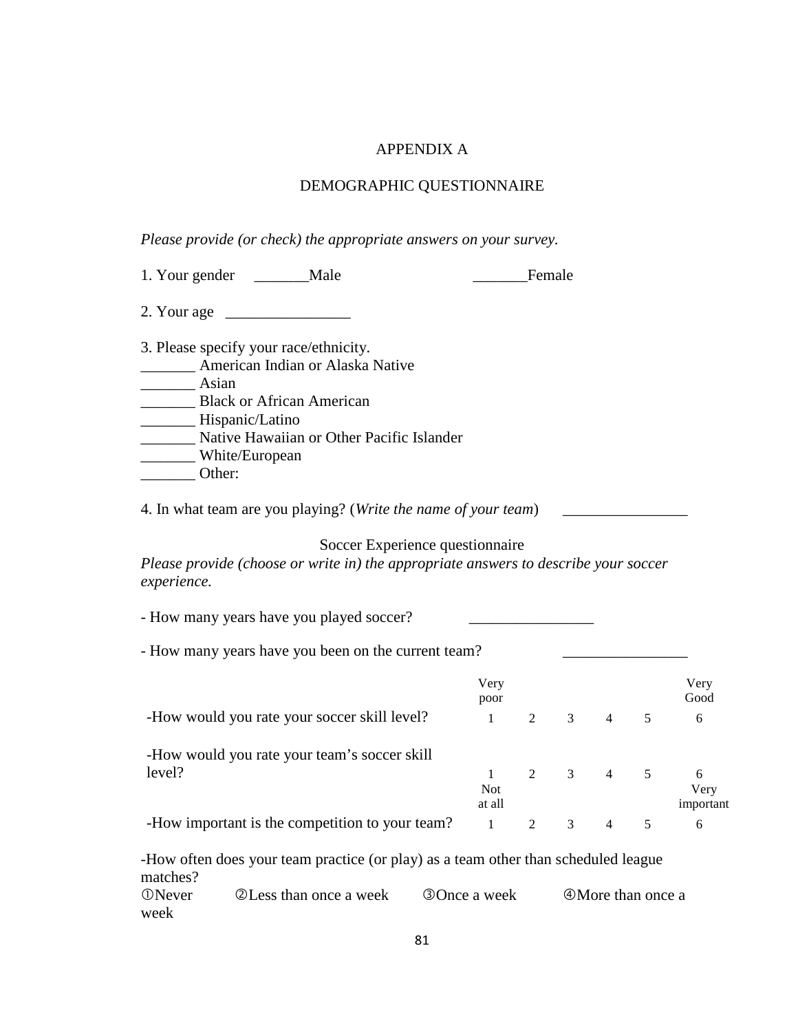# APPENDIX A

## DEMOGRAPHIC QUESTIONNAIRE

*Please provide (or check) the appropriate answers on your survey.*

1. Your gender _______Male _______Female

2. Your age ________________

3. Please specify your race/ethnicity.
_______ American Indian or Alaska Native
_______ Asian
_______ Black or African American
_______ Hispanic/Latino
_______ Native Hawaiian or Other Pacific Islander
_______ White/European
_______ Other:

4. In what team are you playing? (*Write the name of your team*) ________________

### Soccer Experience questionnaire

*Please provide (choose or write in) the appropriate answers to describe your soccer experience.*

- How many years have you played soccer? ________________

- How many years have you been on the current team? ________________

| | Very poor | | | | | Very Good |
|---|---|---|---|---|---|---|
| -How would you rate your soccer skill level? | 1 | 2 | 3 | 4 | 5 | 6 |
| -How would you rate your team's soccer skill level? | 1 | 2 | 3 | 4 | 5 | 6 |
| | Not at all | | | | | Very important |
| -How important is the competition to your team? | 1 | 2 | 3 | 4 | 5 | 6 |

-How often does your team practice (or play) as a team other than scheduled league matches?
①Never ②Less than once a week ③Once a week ④More than once a week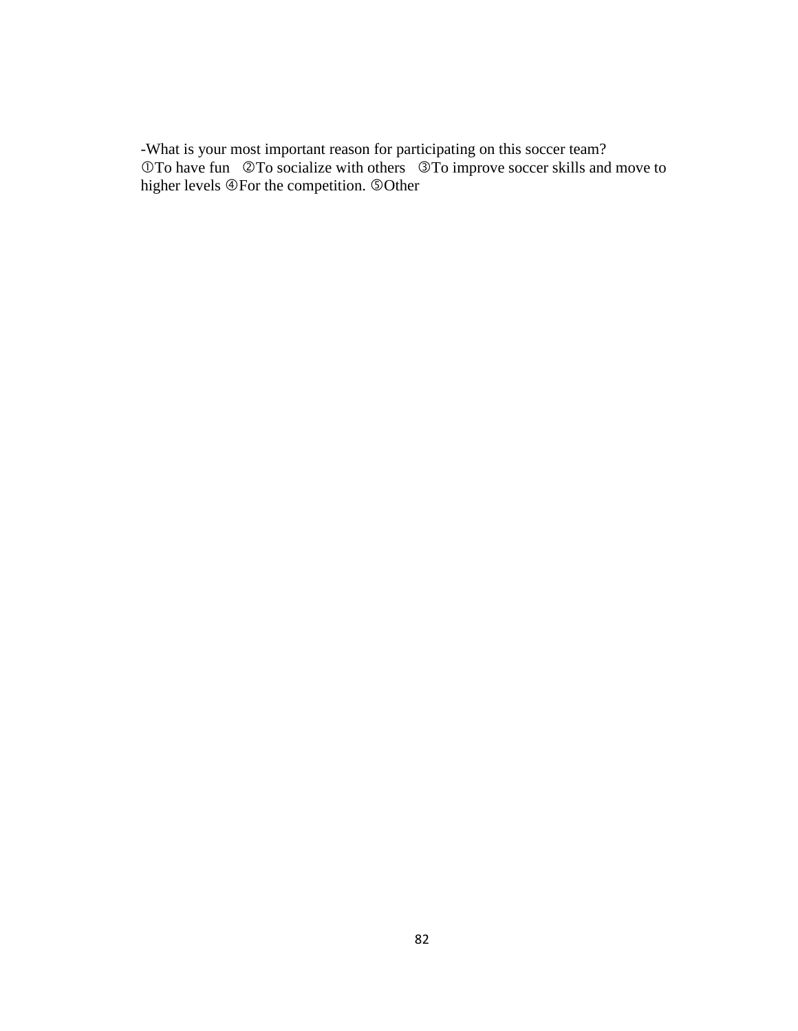-What is your most important reason for participating on this soccer team?
①To have fun ②To socialize with others ③To improve soccer skills and move to higher levels ④For the competition. ⑤Other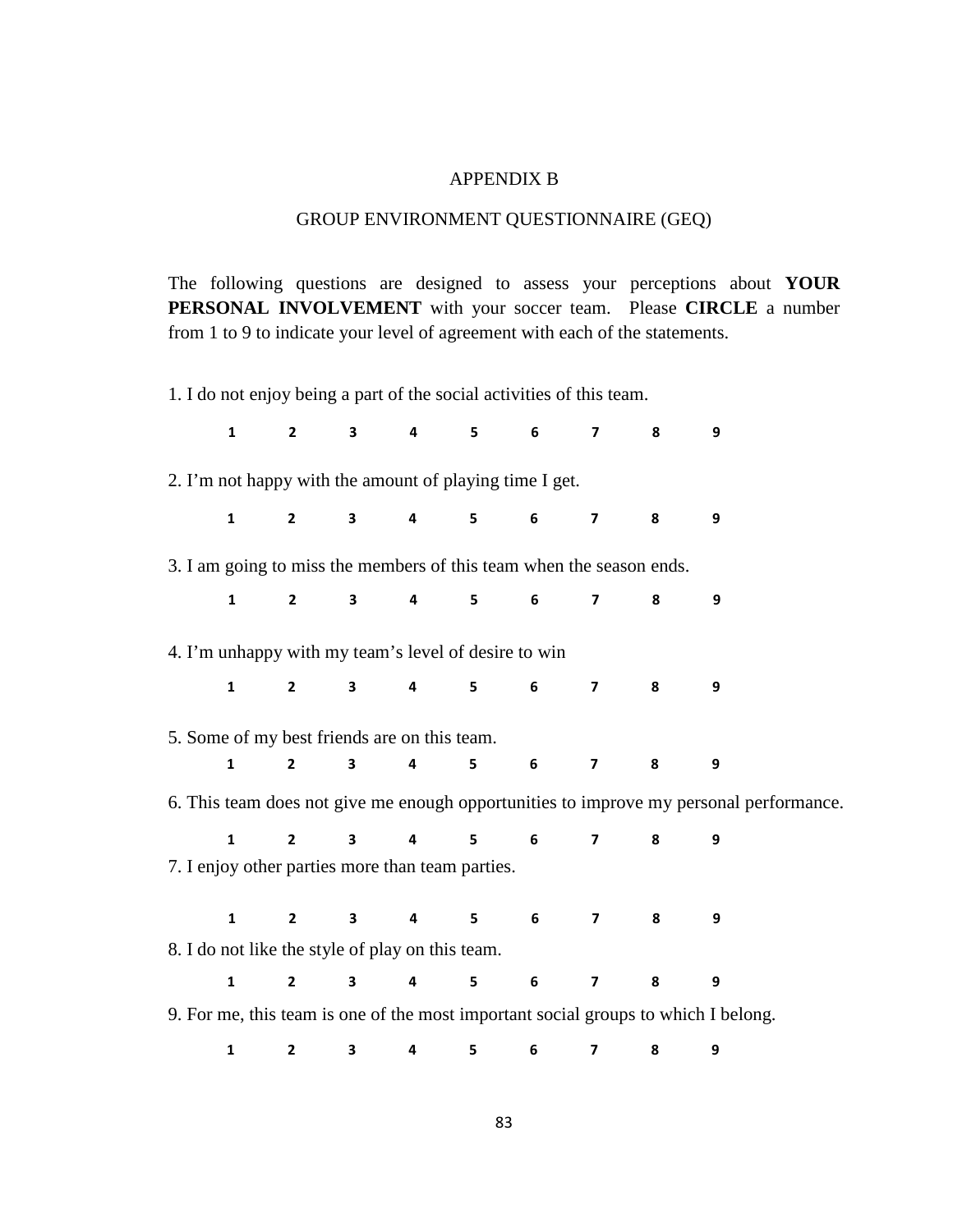# APPENDIX B

## GROUP ENVIRONMENT QUESTIONNAIRE (GEQ)

The following questions are designed to assess your perceptions about **YOUR PERSONAL INVOLVEMENT** with your soccer team. Please **CIRCLE** a number from 1 to 9 to indicate your level of agreement with each of the statements.

1. I do not enjoy being a part of the social activities of this team.

**1 2 3 4 5 6 7 8 9**

2. I'm not happy with the amount of playing time I get.

**1 2 3 4 5 6 7 8 9**

3. I am going to miss the members of this team when the season ends.

**1 2 3 4 5 6 7 8 9**

4. I'm unhappy with my team's level of desire to win

**1 2 3 4 5 6 7 8 9**

5. Some of my best friends are on this team.

**1 2 3 4 5 6 7 8 9**

6. This team does not give me enough opportunities to improve my personal performance.

**1 2 3 4 5 6 7 8 9**

7. I enjoy other parties more than team parties.

**1 2 3 4 5 6 7 8 9**

8. I do not like the style of play on this team.

**1 2 3 4 5 6 7 8 9**

9. For me, this team is one of the most important social groups to which I belong.

**1 2 3 4 5 6 7 8 9**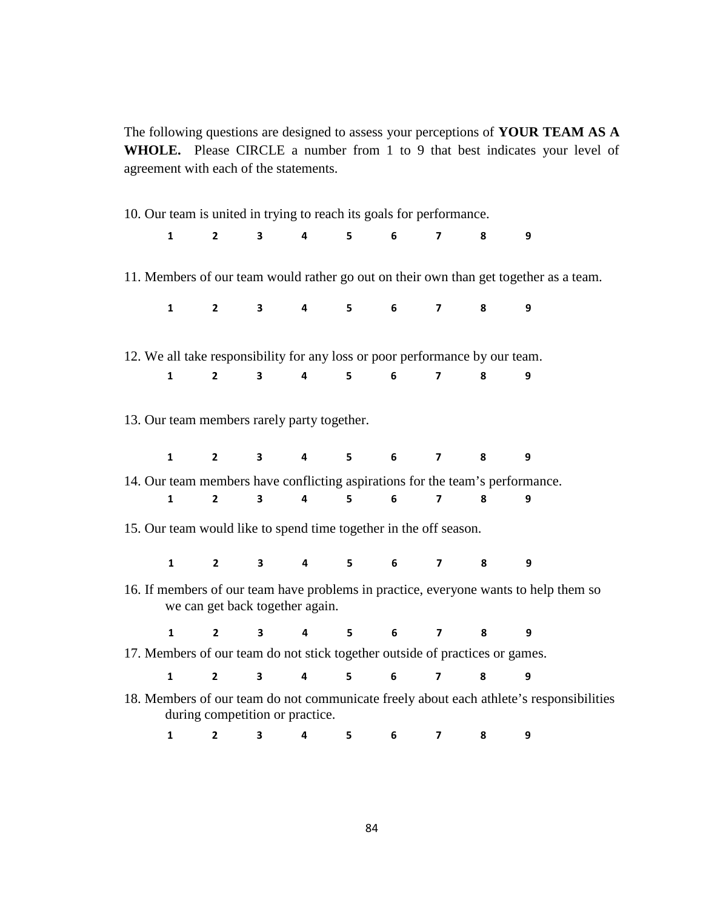The following questions are designed to assess your perceptions of **YOUR TEAM AS A WHOLE.** Please CIRCLE a number from 1 to 9 that best indicates your level of agreement with each of the statements.

10. Our team is united in trying to reach its goals for performance.

    **1 2 3 4 5 6 7 8 9**

11. Members of our team would rather go out on their own than get together as a team.

    **1 2 3 4 5 6 7 8 9**

12. We all take responsibility for any loss or poor performance by our team.

    **1 2 3 4 5 6 7 8 9**

13. Our team members rarely party together.

    **1 2 3 4 5 6 7 8 9**

14. Our team members have conflicting aspirations for the team's performance.

    **1 2 3 4 5 6 7 8 9**

15. Our team would like to spend time together in the off season.

    **1 2 3 4 5 6 7 8 9**

16. If members of our team have problems in practice, everyone wants to help them so we can get back together again.

    **1 2 3 4 5 6 7 8 9**

17. Members of our team do not stick together outside of practices or games.

    **1 2 3 4 5 6 7 8 9**

18. Members of our team do not communicate freely about each athlete's responsibilities during competition or practice.

    **1 2 3 4 5 6 7 8 9**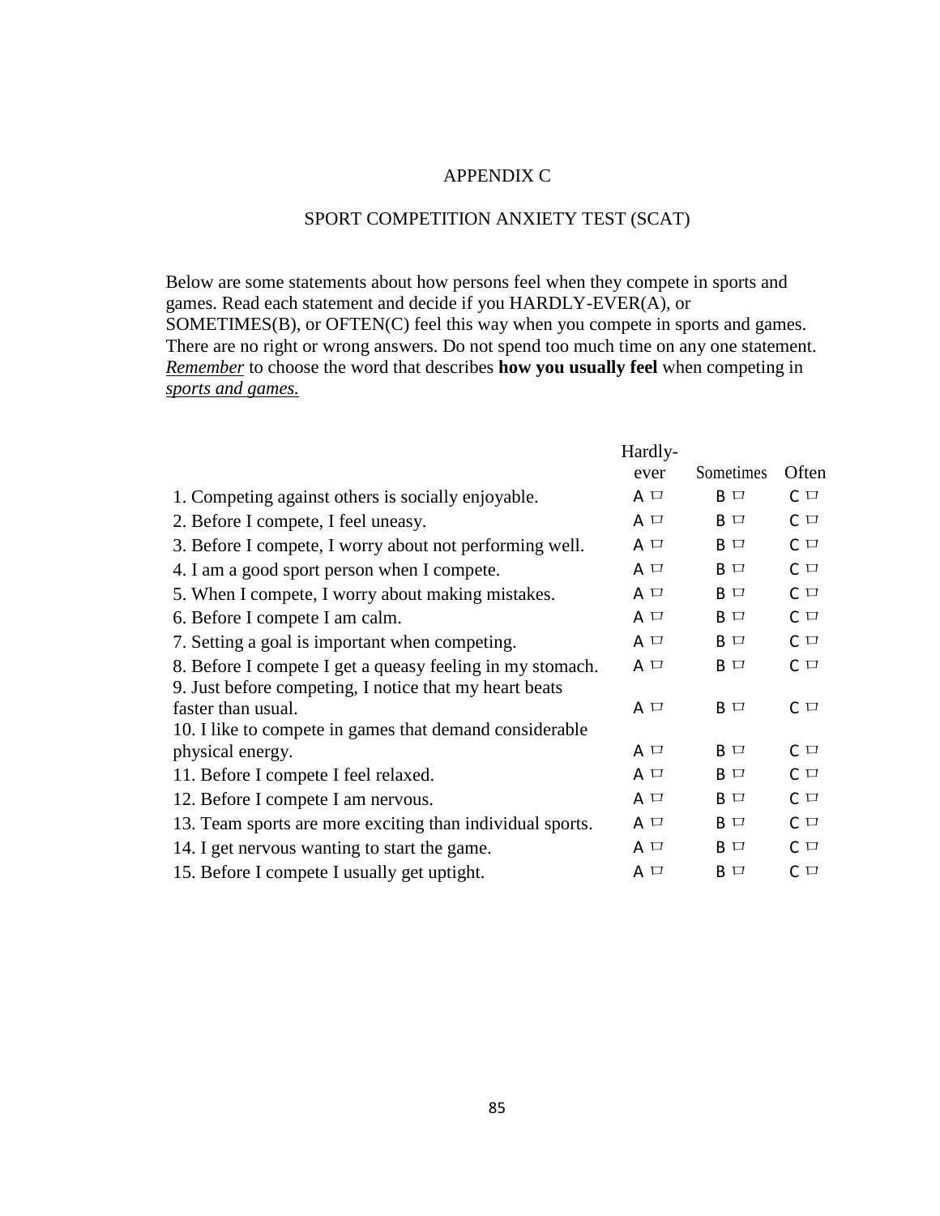# APPENDIX C

## SPORT COMPETITION ANXIETY TEST (SCAT)

Below are some statements about how persons feel when they compete in sports and games. Read each statement and decide if you HARDLY-EVER(A), or SOMETIMES(B), or OFTEN(C) feel this way when you compete in sports and games. There are no right or wrong answers. Do not spend too much time on any one statement. ***Remember*** to choose the word that describes **how you usually feel** when competing in *sports and games.*

| | Hardly-ever | Sometimes | Often |
|---|---|---|---|
| 1. Competing against others is socially enjoyable. | A ☐ | B ☐ | C ☐ |
| 2. Before I compete, I feel uneasy. | A ☐ | B ☐ | C ☐ |
| 3. Before I compete, I worry about not performing well. | A ☐ | B ☐ | C ☐ |
| 4. I am a good sport person when I compete. | A ☐ | B ☐ | C ☐ |
| 5. When I compete, I worry about making mistakes. | A ☐ | B ☐ | C ☐ |
| 6. Before I compete I am calm. | A ☐ | B ☐ | C ☐ |
| 7. Setting a goal is important when competing. | A ☐ | B ☐ | C ☐ |
| 8. Before I compete I get a queasy feeling in my stomach. | A ☐ | B ☐ | C ☐ |
| 9. Just before competing, I notice that my heart beats faster than usual. | A ☐ | B ☐ | C ☐ |
| 10. I like to compete in games that demand considerable physical energy. | A ☐ | B ☐ | C ☐ |
| 11. Before I compete I feel relaxed. | A ☐ | B ☐ | C ☐ |
| 12. Before I compete I am nervous. | A ☐ | B ☐ | C ☐ |
| 13. Team sports are more exciting than individual sports. | A ☐ | B ☐ | C ☐ |
| 14. I get nervous wanting to start the game. | A ☐ | B ☐ | C ☐ |
| 15. Before I compete I usually get uptight. | A ☐ | B ☐ | C ☐ |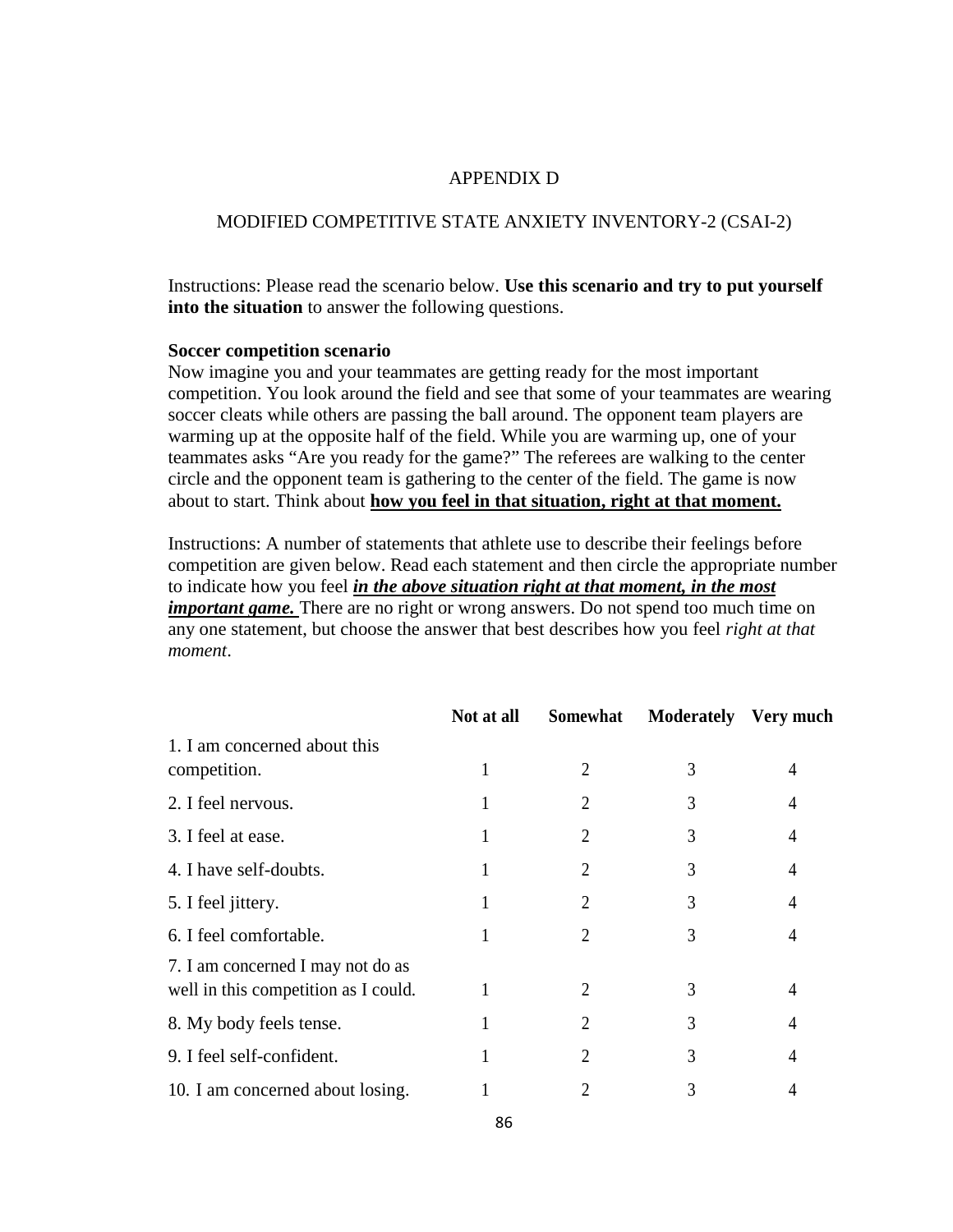# APPENDIX D

## MODIFIED COMPETITIVE STATE ANXIETY INVENTORY-2 (CSAI-2)

Instructions: Please read the scenario below. **Use this scenario and try to put yourself into the situation** to answer the following questions.

**Soccer competition scenario**
Now imagine you and your teammates are getting ready for the most important competition. You look around the field and see that some of your teammates are wearing soccer cleats while others are passing the ball around. The opponent team players are warming up at the opposite half of the field. While you are warming up, one of your teammates asks "Are you ready for the game?" The referees are walking to the center circle and the opponent team is gathering to the center of the field. The game is now about to start. Think about **<u>how you feel in that situation, right at that moment.</u>**

Instructions: A number of statements that athlete use to describe their feelings before competition are given below. Read each statement and then circle the appropriate number to indicate how you feel ***<u>in the above situation right at that moment, in the most important game.</u>*** There are no right or wrong answers. Do not spend too much time on any one statement, but choose the answer that best describes how you feel *right at that moment*.

| | Not at all | Somewhat | Moderately | Very much |
|---|---|---|---|---|
| 1. I am concerned about this competition. | 1 | 2 | 3 | 4 |
| 2. I feel nervous. | 1 | 2 | 3 | 4 |
| 3. I feel at ease. | 1 | 2 | 3 | 4 |
| 4. I have self-doubts. | 1 | 2 | 3 | 4 |
| 5. I feel jittery. | 1 | 2 | 3 | 4 |
| 6. I feel comfortable. | 1 | 2 | 3 | 4 |
| 7. I am concerned I may not do as well in this competition as I could. | 1 | 2 | 3 | 4 |
| 8. My body feels tense. | 1 | 2 | 3 | 4 |
| 9. I feel self-confident. | 1 | 2 | 3 | 4 |
| 10. I am concerned about losing. | 1 | 2 | 3 | 4 |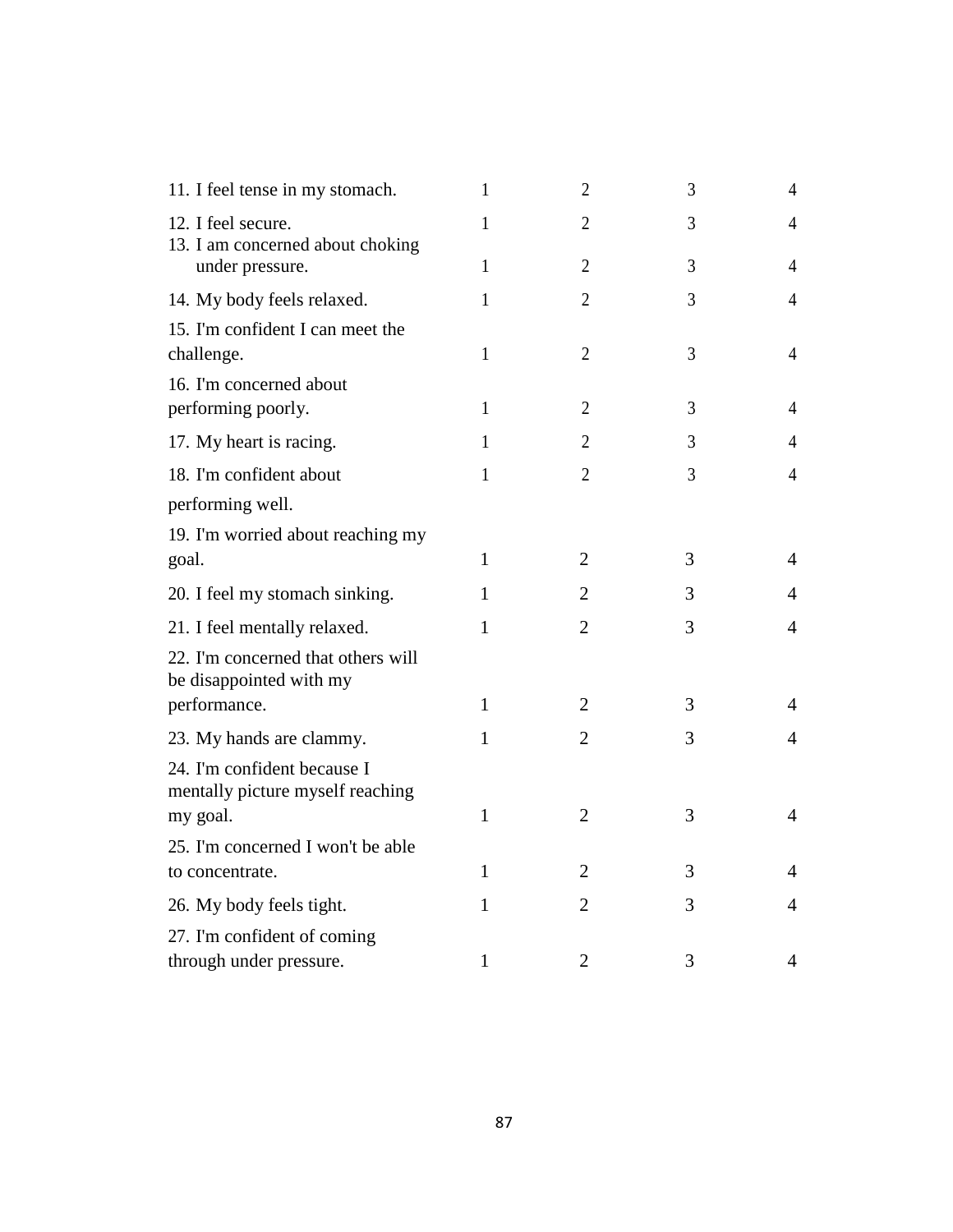| | | | | |
|---|---|---|---|---|
| 11. I feel tense in my stomach. | 1 | 2 | 3 | 4 |
| 12. I feel secure. | 1 | 2 | 3 | 4 |
| 13. I am concerned about choking under pressure. | 1 | 2 | 3 | 4 |
| 14. My body feels relaxed. | 1 | 2 | 3 | 4 |
| 15. I'm confident I can meet the challenge. | 1 | 2 | 3 | 4 |
| 16. I'm concerned about performing poorly. | 1 | 2 | 3 | 4 |
| 17. My heart is racing. | 1 | 2 | 3 | 4 |
| 18. I'm confident about performing well. | 1 | 2 | 3 | 4 |
| 19. I'm worried about reaching my goal. | 1 | 2 | 3 | 4 |
| 20. I feel my stomach sinking. | 1 | 2 | 3 | 4 |
| 21. I feel mentally relaxed. | 1 | 2 | 3 | 4 |
| 22. I'm concerned that others will be disappointed with my performance. | 1 | 2 | 3 | 4 |
| 23. My hands are clammy. | 1 | 2 | 3 | 4 |
| 24. I'm confident because I mentally picture myself reaching my goal. | 1 | 2 | 3 | 4 |
| 25. I'm concerned I won't be able to concentrate. | 1 | 2 | 3 | 4 |
| 26. My body feels tight. | 1 | 2 | 3 | 4 |
| 27. I'm confident of coming through under pressure. | 1 | 2 | 3 | 4 |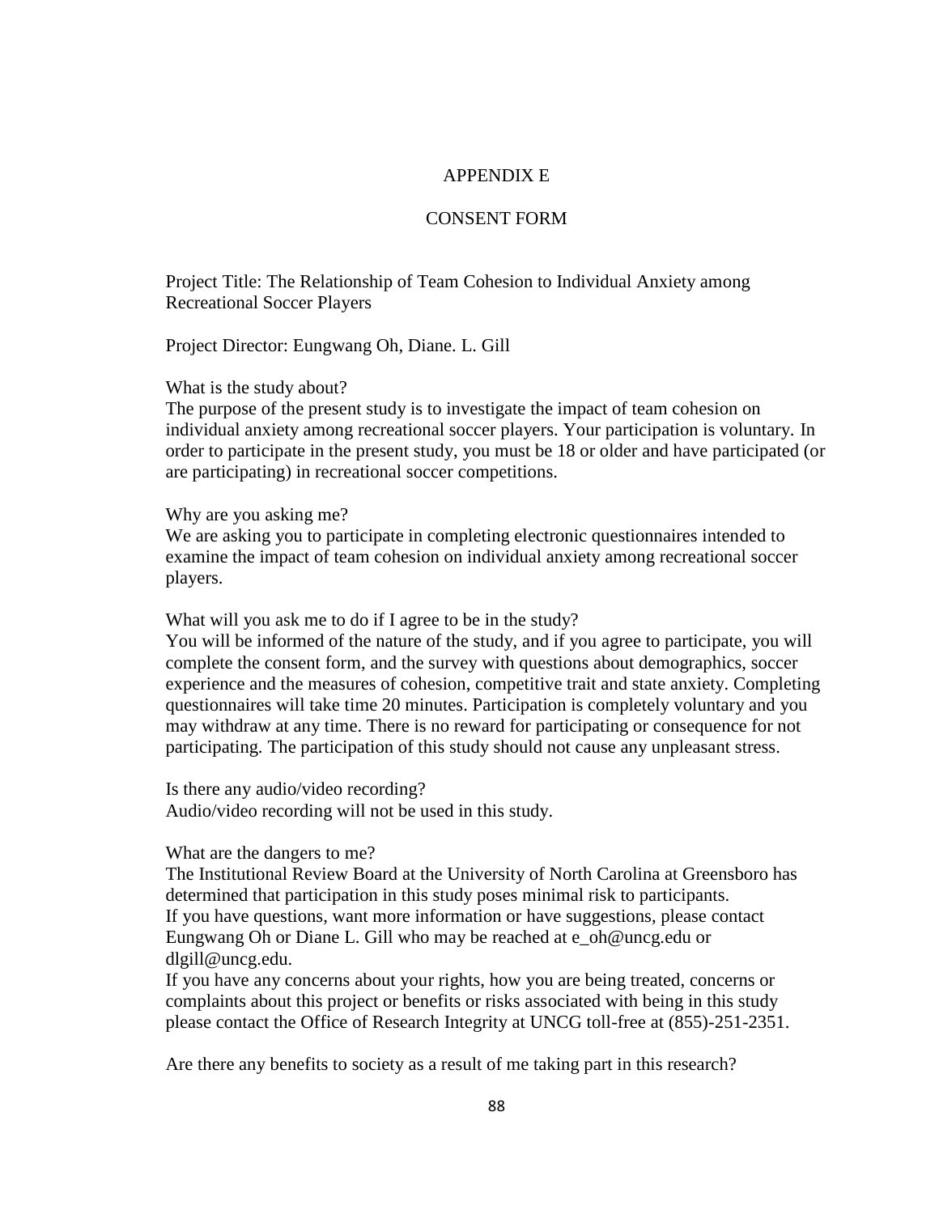# APPENDIX E

## CONSENT FORM

Project Title: The Relationship of Team Cohesion to Individual Anxiety among Recreational Soccer Players

Project Director: Eungwang Oh, Diane. L. Gill

What is the study about?
The purpose of the present study is to investigate the impact of team cohesion on individual anxiety among recreational soccer players. Your participation is voluntary. In order to participate in the present study, you must be 18 or older and have participated (or are participating) in recreational soccer competitions.

Why are you asking me?
We are asking you to participate in completing electronic questionnaires intended to examine the impact of team cohesion on individual anxiety among recreational soccer players.

What will you ask me to do if I agree to be in the study?
You will be informed of the nature of the study, and if you agree to participate, you will complete the consent form, and the survey with questions about demographics, soccer experience and the measures of cohesion, competitive trait and state anxiety. Completing questionnaires will take time 20 minutes. Participation is completely voluntary and you may withdraw at any time. There is no reward for participating or consequence for not participating. The participation of this study should not cause any unpleasant stress.

Is there any audio/video recording?
Audio/video recording will not be used in this study.

What are the dangers to me?
The Institutional Review Board at the University of North Carolina at Greensboro has determined that participation in this study poses minimal risk to participants.
If you have questions, want more information or have suggestions, please contact Eungwang Oh or Diane L. Gill who may be reached at e_oh@uncg.edu or dlgill@uncg.edu.
If you have any concerns about your rights, how you are being treated, concerns or complaints about this project or benefits or risks associated with being in this study please contact the Office of Research Integrity at UNCG toll-free at (855)-251-2351.

Are there any benefits to society as a result of me taking part in this research?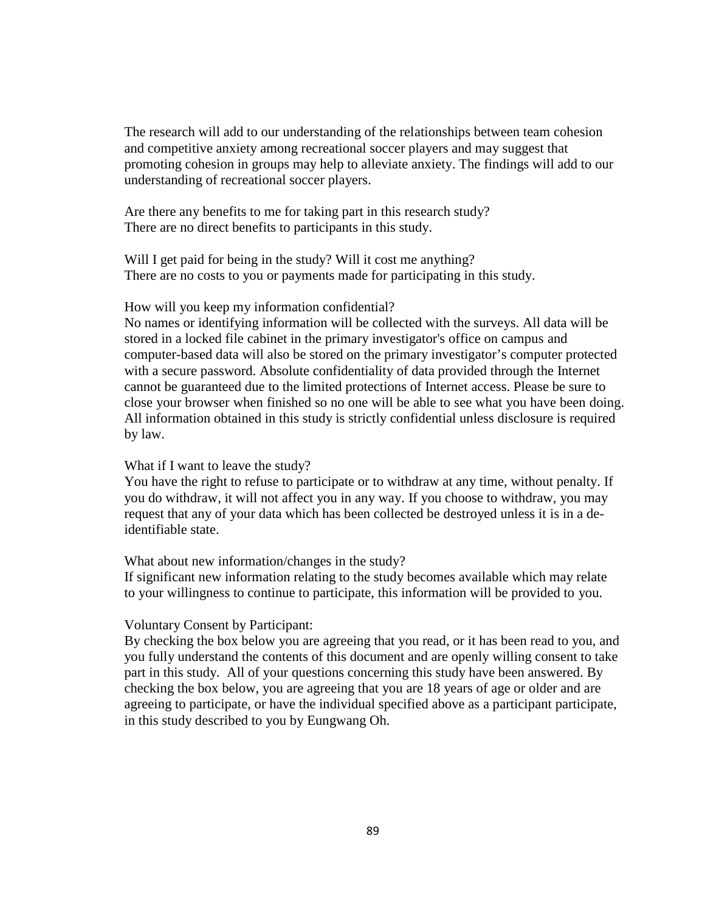The research will add to our understanding of the relationships between team cohesion and competitive anxiety among recreational soccer players and may suggest that promoting cohesion in groups may help to alleviate anxiety. The findings will add to our understanding of recreational soccer players.

Are there any benefits to me for taking part in this research study?
There are no direct benefits to participants in this study.

Will I get paid for being in the study? Will it cost me anything?
There are no costs to you or payments made for participating in this study.

How will you keep my information confidential?
No names or identifying information will be collected with the surveys. All data will be stored in a locked file cabinet in the primary investigator's office on campus and computer-based data will also be stored on the primary investigator's computer protected with a secure password. Absolute confidentiality of data provided through the Internet cannot be guaranteed due to the limited protections of Internet access. Please be sure to close your browser when finished so no one will be able to see what you have been doing. All information obtained in this study is strictly confidential unless disclosure is required by law.

What if I want to leave the study?
You have the right to refuse to participate or to withdraw at any time, without penalty. If you do withdraw, it will not affect you in any way. If you choose to withdraw, you may request that any of your data which has been collected be destroyed unless it is in a de-identifiable state.

What about new information/changes in the study?
If significant new information relating to the study becomes available which may relate to your willingness to continue to participate, this information will be provided to you.

Voluntary Consent by Participant:
By checking the box below you are agreeing that you read, or it has been read to you, and you fully understand the contents of this document and are openly willing consent to take part in this study. All of your questions concerning this study have been answered. By checking the box below, you are agreeing that you are 18 years of age or older and are agreeing to participate, or have the individual specified above as a participant participate, in this study described to you by Eungwang Oh.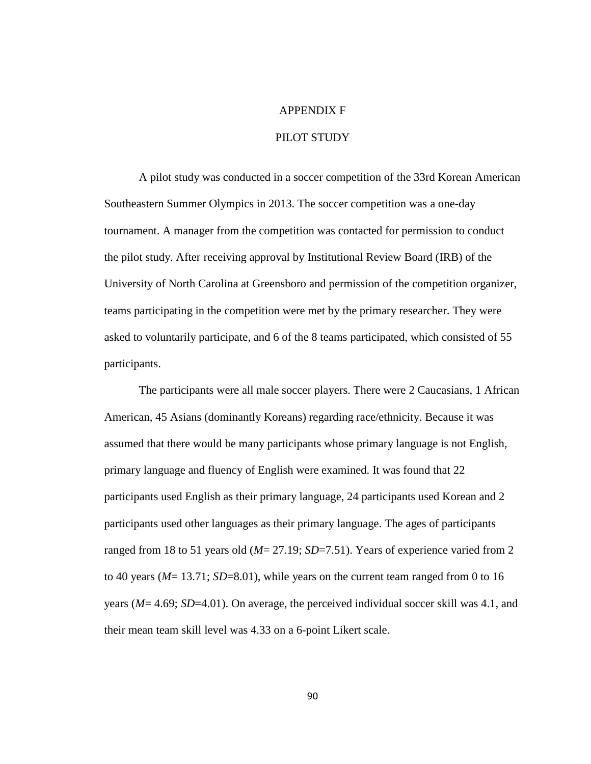# APPENDIX F

# PILOT STUDY

A pilot study was conducted in a soccer competition of the 33rd Korean American Southeastern Summer Olympics in 2013. The soccer competition was a one-day tournament. A manager from the competition was contacted for permission to conduct the pilot study. After receiving approval by Institutional Review Board (IRB) of the University of North Carolina at Greensboro and permission of the competition organizer, teams participating in the competition were met by the primary researcher. They were asked to voluntarily participate, and 6 of the 8 teams participated, which consisted of 55 participants.

The participants were all male soccer players. There were 2 Caucasians, 1 African American, 45 Asians (dominantly Koreans) regarding race/ethnicity. Because it was assumed that there would be many participants whose primary language is not English, primary language and fluency of English were examined. It was found that 22 participants used English as their primary language, 24 participants used Korean and 2 participants used other languages as their primary language. The ages of participants ranged from 18 to 51 years old ($M$= 27.19; $SD$=7.51). Years of experience varied from 2 to 40 years ($M$= 13.71; $SD$=8.01), while years on the current team ranged from 0 to 16 years ($M$= 4.69; $SD$=4.01). On average, the perceived individual soccer skill was 4.1, and their mean team skill level was 4.33 on a 6-point Likert scale.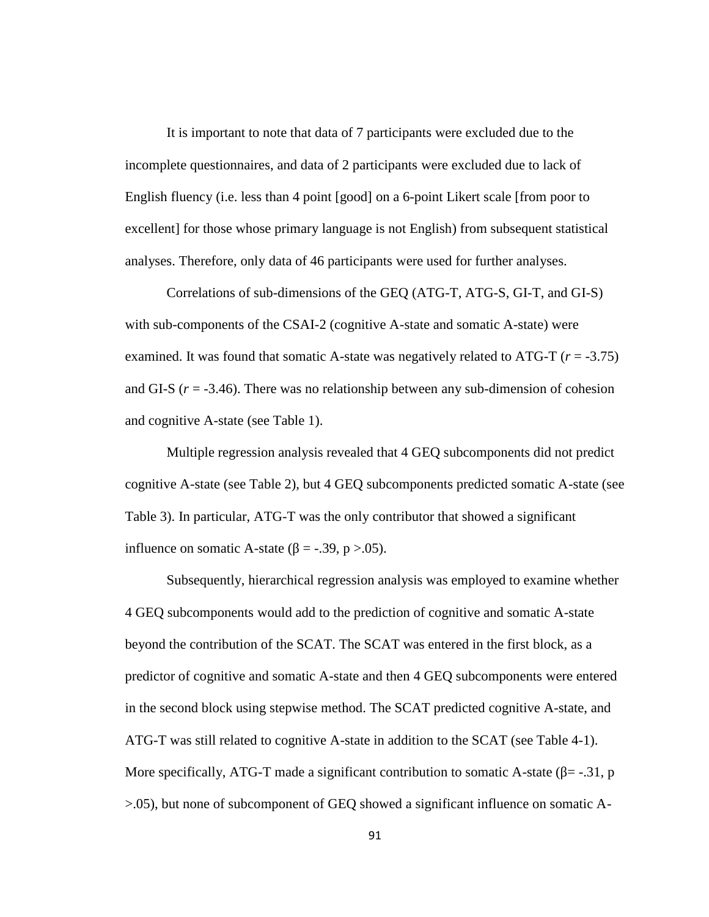It is important to note that data of 7 participants were excluded due to the incomplete questionnaires, and data of 2 participants were excluded due to lack of English fluency (i.e. less than 4 point [good] on a 6-point Likert scale [from poor to excellent] for those whose primary language is not English) from subsequent statistical analyses. Therefore, only data of 46 participants were used for further analyses.

Correlations of sub-dimensions of the GEQ (ATG-T, ATG-S, GI-T, and GI-S) with sub-components of the CSAI-2 (cognitive A-state and somatic A-state) were examined. It was found that somatic A-state was negatively related to ATG-T ($r$ = -3.75) and GI-S ($r$ = -3.46). There was no relationship between any sub-dimension of cohesion and cognitive A-state (see Table 1).

Multiple regression analysis revealed that 4 GEQ subcomponents did not predict cognitive A-state (see Table 2), but 4 GEQ subcomponents predicted somatic A-state (see Table 3). In particular, ATG-T was the only contributor that showed a significant influence on somatic A-state ($\beta$ = -.39, $p$ >.05).

Subsequently, hierarchical regression analysis was employed to examine whether 4 GEQ subcomponents would add to the prediction of cognitive and somatic A-state beyond the contribution of the SCAT. The SCAT was entered in the first block, as a predictor of cognitive and somatic A-state and then 4 GEQ subcomponents were entered in the second block using stepwise method. The SCAT predicted cognitive A-state, and ATG-T was still related to cognitive A-state in addition to the SCAT (see Table 4-1). More specifically, ATG-T made a significant contribution to somatic A-state ($\beta$= -.31, $p$ >.05), but none of subcomponent of GEQ showed a significant influence on somatic A-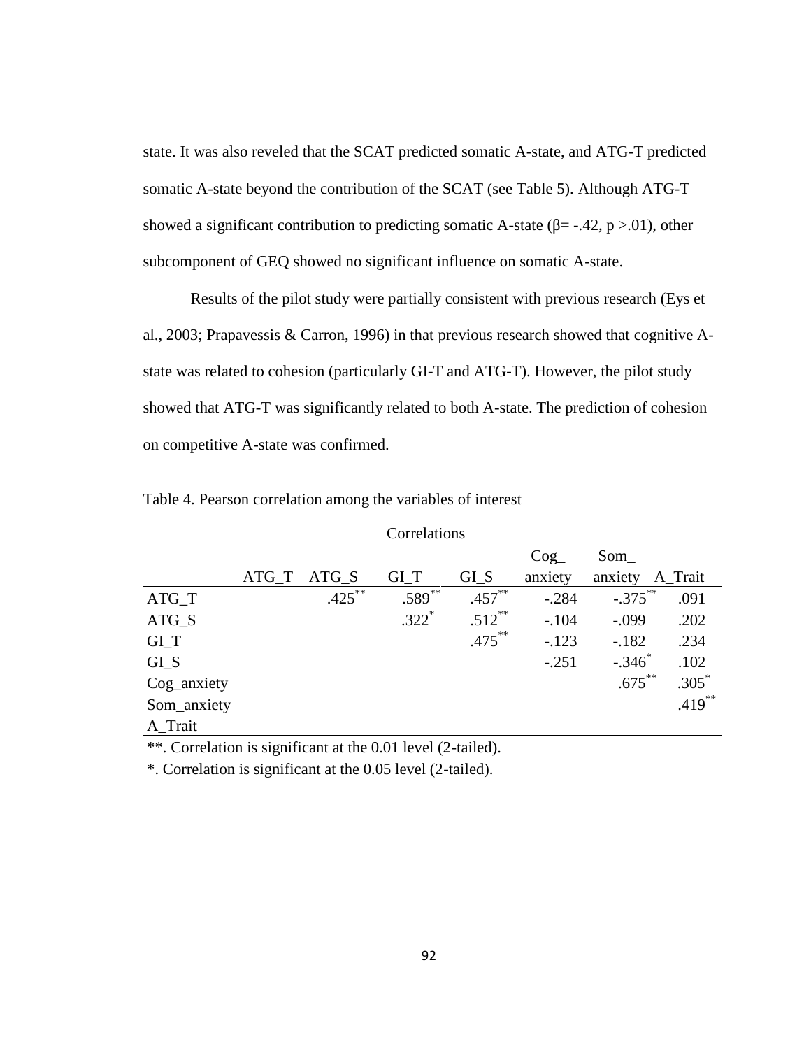state. It was also reveled that the SCAT predicted somatic A-state, and ATG-T predicted somatic A-state beyond the contribution of the SCAT (see Table 5). Although ATG-T showed a significant contribution to predicting somatic A-state ($\beta$= -.42, $p$ >.01), other subcomponent of GEQ showed no significant influence on somatic A-state.

Results of the pilot study were partially consistent with previous research (Eys et al., 2003; Prapavessis & Carron, 1996) in that previous research showed that cognitive A-state was related to cohesion (particularly GI-T and ATG-T). However, the pilot study showed that ATG-T was significantly related to both A-state. The prediction of cohesion on competitive A-state was confirmed.

Table 4. Pearson correlation among the variables of interest

Correlations

| | ATG_T | ATG_S | GI_T | GI_S | Cog_ anxiety | Som_ anxiety | A_Trait |
|---|---|---|---|---|---|---|---|
| ATG_T | | .425** | .589** | .457** | -.284 | -.375** | .091 |
| ATG_S | | | .322* | .512** | -.104 | -.099 | .202 |
| GI_T | | | | .475** | -.123 | -.182 | .234 |
| GI_S | | | | | -.251 | -.346* | .102 |
| Cog_anxiety | | | | | | .675** | .305* |
| Som_anxiety | | | | | | | .419** |
| A_Trait | | | | | | | |

**. Correlation is significant at the 0.01 level (2-tailed).

*. Correlation is significant at the 0.05 level (2-tailed).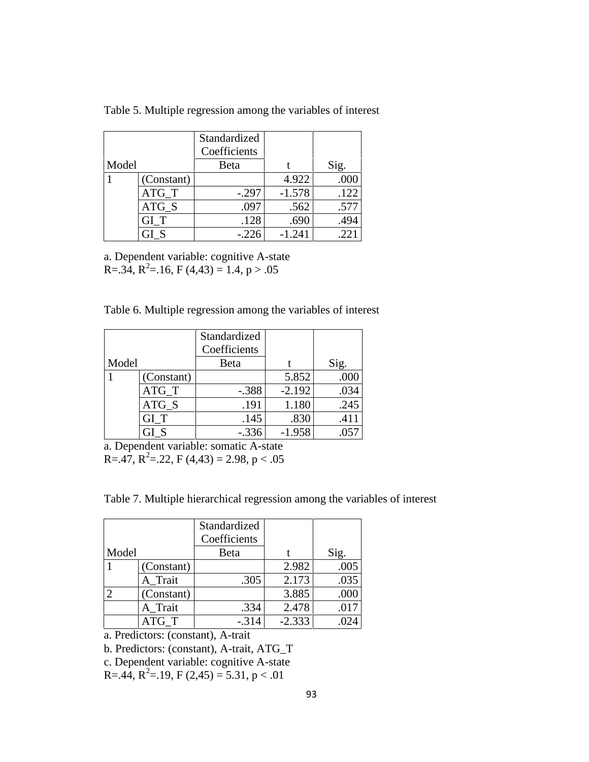Table 5. Multiple regression among the variables of interest

| Model | | Standardized Coefficients Beta | t | Sig. |
|---|---|---|---|---|
| 1 | (Constant) | | 4.922 | .000 |
| | ATG_T | -.297 | -1.578 | .122 |
| | ATG_S | .097 | .562 | .577 |
| | GI_T | .128 | .690 | .494 |
| | GI_S | -.226 | -1.241 | .221 |

a. Dependent variable: cognitive A-state
R=.34, $R^2$=.16, F (4,43) = 1.4, p > .05

Table 6. Multiple regression among the variables of interest

| Model | | Standardized Coefficients Beta | t | Sig. |
|---|---|---|---|---|
| 1 | (Constant) | | 5.852 | .000 |
| | ATG_T | -.388 | -2.192 | .034 |
| | ATG_S | .191 | 1.180 | .245 |
| | GI_T | .145 | .830 | .411 |
| | GI_S | -.336 | -1.958 | .057 |

a. Dependent variable: somatic A-state
R=.47, $R^2$=.22, F (4,43) = 2.98, p < .05

Table 7. Multiple hierarchical regression among the variables of interest

| Model | | Standardized Coefficients Beta | t | Sig. |
|---|---|---|---|---|
| 1 | (Constant) | | 2.982 | .005 |
| | A_Trait | .305 | 2.173 | .035 |
| 2 | (Constant) | | 3.885 | .000 |
| | A_Trait | .334 | 2.478 | .017 |
| | ATG_T | -.314 | -2.333 | .024 |

a. Predictors: (constant), A-trait
b. Predictors: (constant), A-trait, ATG_T
c. Dependent variable: cognitive A-state
R=.44, $R^2$=.19, F (2,45) = 5.31, p < .01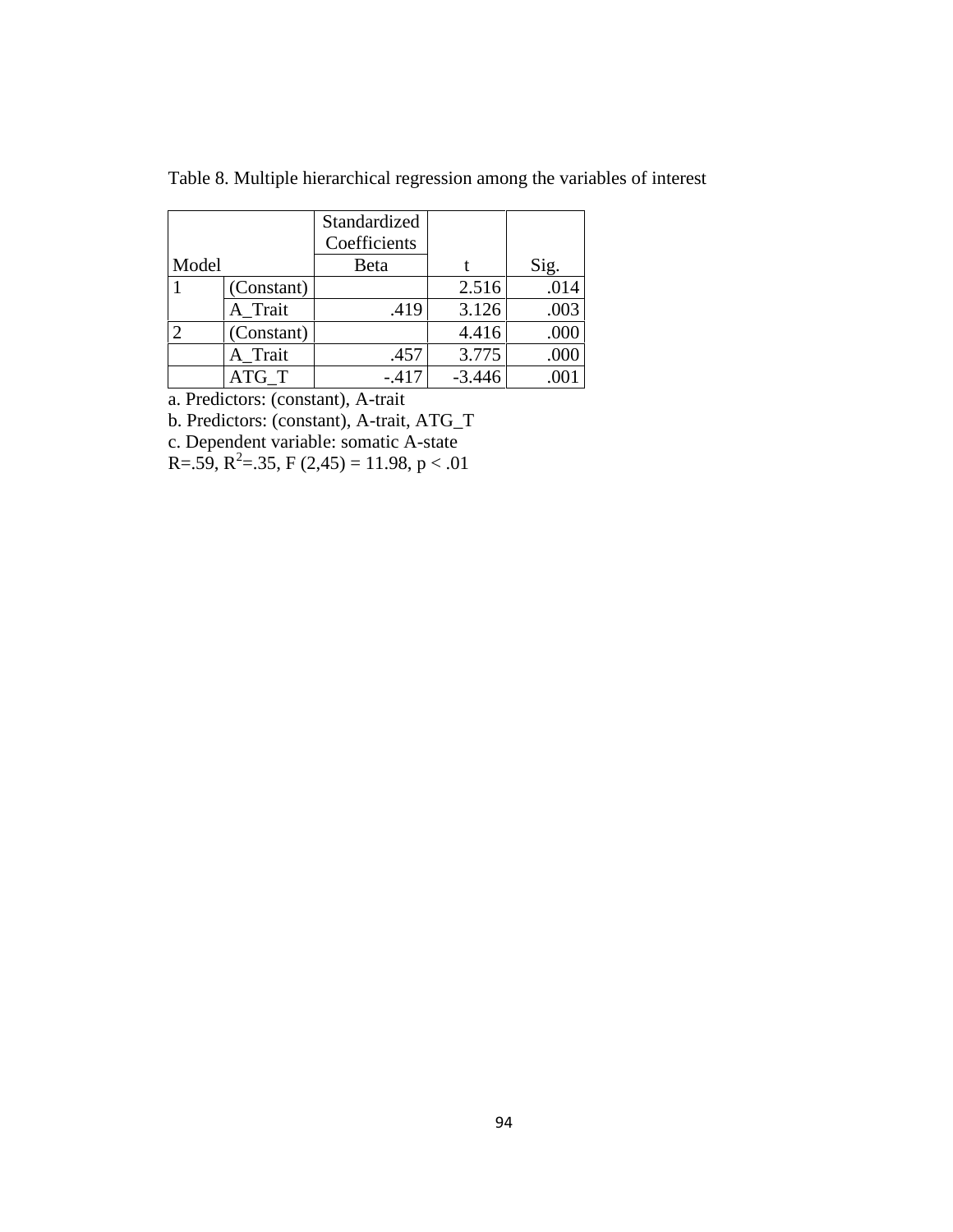Table 8. Multiple hierarchical regression among the variables of interest

| Model | | Standardized Coefficients | t | Sig. |
|---|---|---|---|---|
| | | Beta | | |
| 1 | (Constant) | | 2.516 | .014 |
| | A_Trait | .419 | 3.126 | .003 |
| 2 | (Constant) | | 4.416 | .000 |
| | A_Trait | .457 | 3.775 | .000 |
| | ATG_T | -.417 | -3.446 | .001 |

a. Predictors: (constant), A-trait

b. Predictors: (constant), A-trait, ATG_T

c. Dependent variable: somatic A-state

R=.59, $R^2$=.35, $F(2,45) = 11.98$, $p < .01$